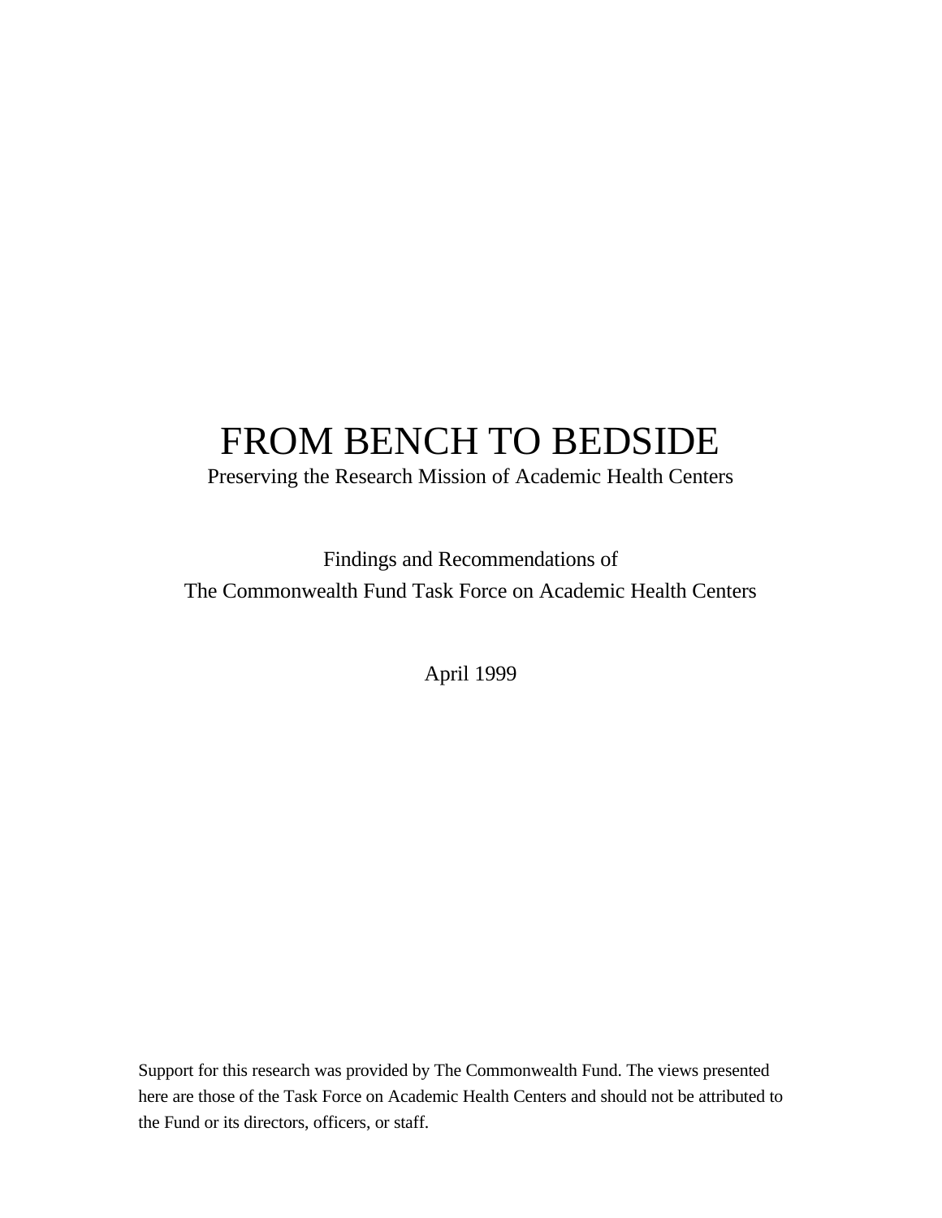# FROM BENCH TO BEDSIDE

Preserving the Research Mission of Academic Health Centers

Findings and Recommendations of

The Commonwealth Fund Task Force on Academic Health Centers

April 1999

Support for this research was provided by The Commonwealth Fund. The views presented here are those of the Task Force on Academic Health Centers and should not be attributed to the Fund or its directors, officers, or staff.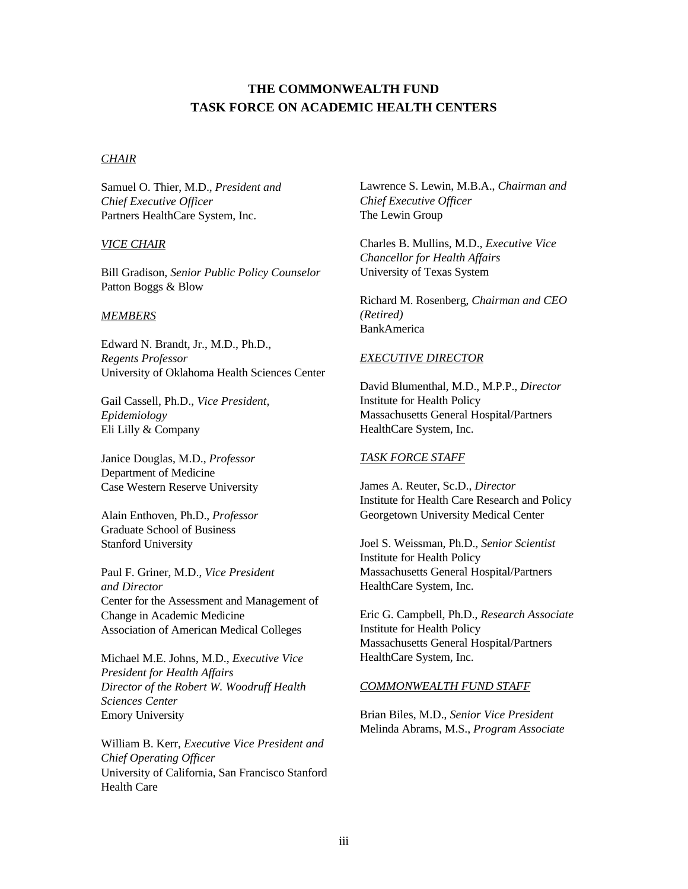# THE COMMONWEALTH FUND
# TASK FORCE ON ACADEMIC HEALTH CENTERS

## *CHAIR*

Samuel O. Thier, M.D., *President and Chief Executive Officer*
Partners HealthCare System, Inc.

## *VICE CHAIR*

Bill Gradison, *Senior Public Policy Counselor*
Patton Boggs & Blow

## *MEMBERS*

Edward N. Brandt, Jr., M.D., Ph.D., *Regents Professor*
University of Oklahoma Health Sciences Center

Gail Cassell, Ph.D., *Vice President, Epidemiology*
Eli Lilly & Company

Janice Douglas, M.D., *Professor*
Department of Medicine
Case Western Reserve University

Alain Enthoven, Ph.D., *Professor*
Graduate School of Business
Stanford University

Paul F. Griner, M.D., *Vice President and Director*
Center for the Assessment and Management of Change in Academic Medicine
Association of American Medical Colleges

Michael M.E. Johns, M.D., *Executive Vice President for Health Affairs*
*Director of the Robert W. Woodruff Health Sciences Center*
Emory University

William B. Kerr, *Executive Vice President and Chief Operating Officer*
University of California, San Francisco Stanford Health Care

Lawrence S. Lewin, M.B.A., *Chairman and Chief Executive Officer*
The Lewin Group

Charles B. Mullins, M.D., *Executive Vice Chancellor for Health Affairs*
University of Texas System

Richard M. Rosenberg, *Chairman and CEO (Retired)*
BankAmerica

## *EXECUTIVE DIRECTOR*

David Blumenthal, M.D., M.P.P., *Director*
Institute for Health Policy
Massachusetts General Hospital/Partners HealthCare System, Inc.

## *TASK FORCE STAFF*

James A. Reuter, Sc.D., *Director*
Institute for Health Care Research and Policy
Georgetown University Medical Center

Joel S. Weissman, Ph.D., *Senior Scientist*
Institute for Health Policy
Massachusetts General Hospital/Partners HealthCare System, Inc.

Eric G. Campbell, Ph.D., *Research Associate*
Institute for Health Policy
Massachusetts General Hospital/Partners HealthCare System, Inc.

## *COMMONWEALTH FUND STAFF*

Brian Biles, M.D., *Senior Vice President*
Melinda Abrams, M.S., *Program Associate*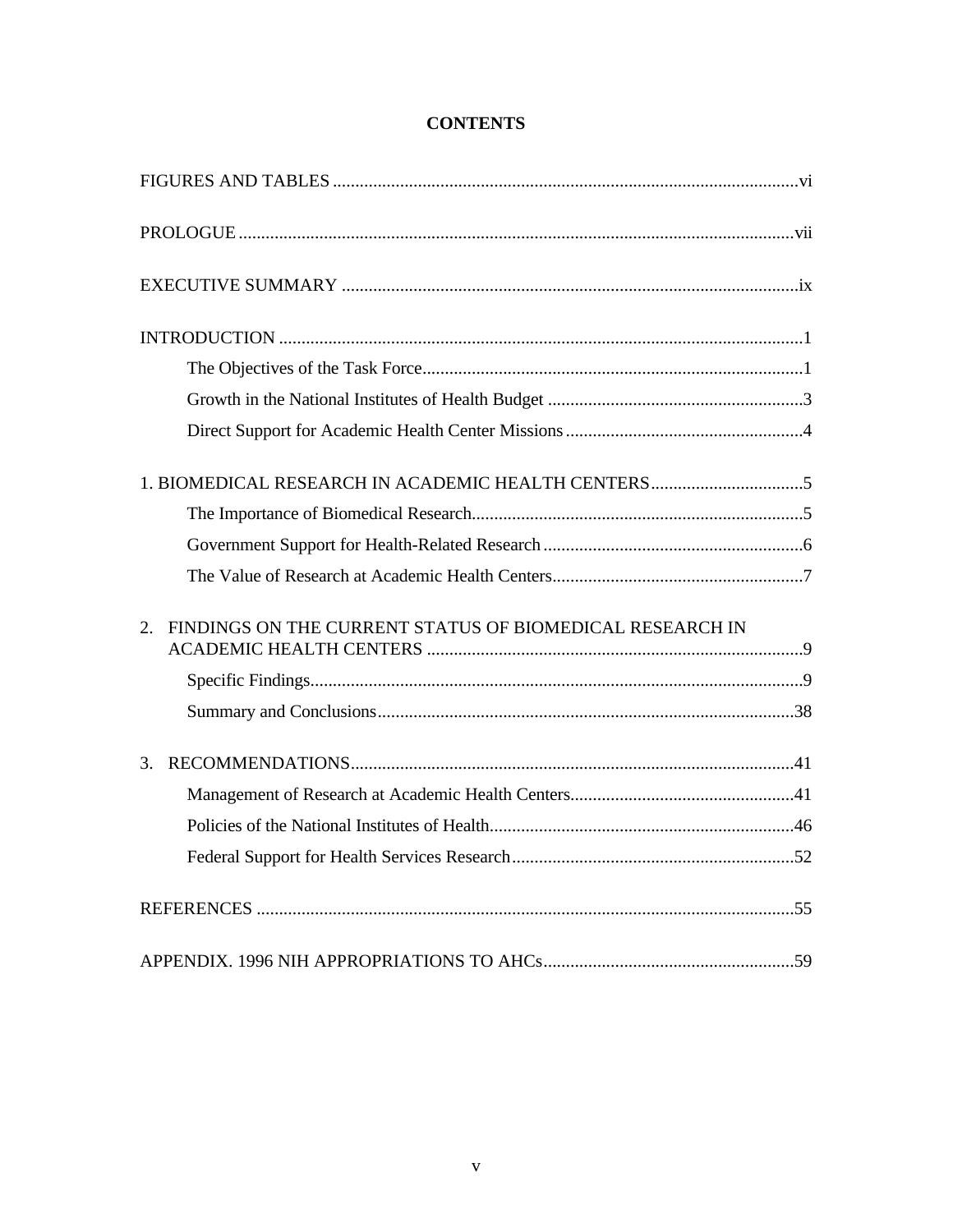# CONTENTS

FIGURES AND TABLES ....... vi

PROLOGUE ....... vii

EXECUTIVE SUMMARY ....... ix

INTRODUCTION ....... 1

- The Objectives of the Task Force ....... 1
- Growth in the National Institutes of Health Budget ....... 3
- Direct Support for Academic Health Center Missions ....... 4

1. BIOMEDICAL RESEARCH IN ACADEMIC HEALTH CENTERS ....... 5
   - The Importance of Biomedical Research ....... 5
   - Government Support for Health-Related Research ....... 6
   - The Value of Research at Academic Health Centers ....... 7

2. FINDINGS ON THE CURRENT STATUS OF BIOMEDICAL RESEARCH IN ACADEMIC HEALTH CENTERS ....... 9
   - Specific Findings ....... 9
   - Summary and Conclusions ....... 38

3. RECOMMENDATIONS ....... 41
   - Management of Research at Academic Health Centers ....... 41
   - Policies of the National Institutes of Health ....... 46
   - Federal Support for Health Services Research ....... 52

REFERENCES ....... 55

APPENDIX. 1996 NIH APPROPRIATIONS TO AHCs ....... 59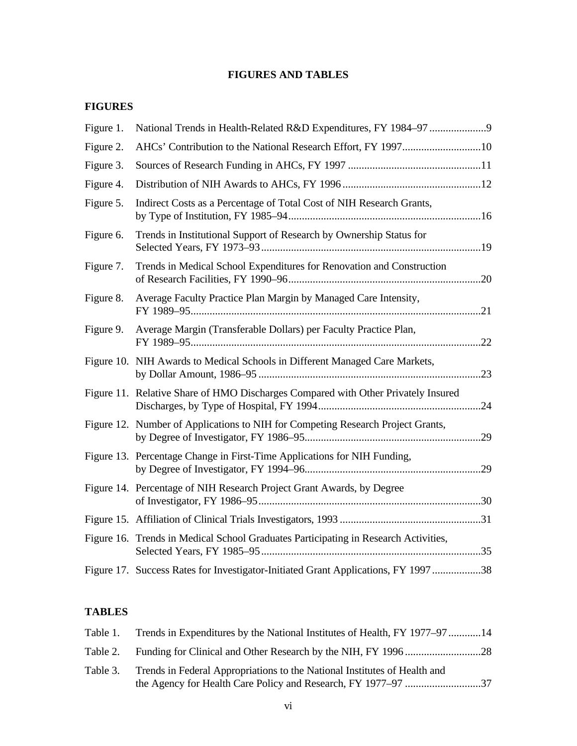# FIGURES AND TABLES

## FIGURES

| | | |
|---|---|---|
| Figure 1. | National Trends in Health-Related R&D Expenditures, FY 1984–97 | 9 |
| Figure 2. | AHCs' Contribution to the National Research Effort, FY 1997 | 10 |
| Figure 3. | Sources of Research Funding in AHCs, FY 1997 | 11 |
| Figure 4. | Distribution of NIH Awards to AHCs, FY 1996 | 12 |
| Figure 5. | Indirect Costs as a Percentage of Total Cost of NIH Research Grants, by Type of Institution, FY 1985–94 | 16 |
| Figure 6. | Trends in Institutional Support of Research by Ownership Status for Selected Years, FY 1973–93 | 19 |
| Figure 7. | Trends in Medical School Expenditures for Renovation and Construction of Research Facilities, FY 1990–96 | 20 |
| Figure 8. | Average Faculty Practice Plan Margin by Managed Care Intensity, FY 1989–95 | 21 |
| Figure 9. | Average Margin (Transferable Dollars) per Faculty Practice Plan, FY 1989–95 | 22 |
| Figure 10. | NIH Awards to Medical Schools in Different Managed Care Markets, by Dollar Amount, 1986–95 | 23 |
| Figure 11. | Relative Share of HMO Discharges Compared with Other Privately Insured Discharges, by Type of Hospital, FY 1994 | 24 |
| Figure 12. | Number of Applications to NIH for Competing Research Project Grants, by Degree of Investigator, FY 1986–95 | 29 |
| Figure 13. | Percentage Change in First-Time Applications for NIH Funding, by Degree of Investigator, FY 1994–96 | 29 |
| Figure 14. | Percentage of NIH Research Project Grant Awards, by Degree of Investigator, FY 1986–95 | 30 |
| Figure 15. | Affiliation of Clinical Trials Investigators, 1993 | 31 |
| Figure 16. | Trends in Medical School Graduates Participating in Research Activities, Selected Years, FY 1985–95 | 35 |
| Figure 17. | Success Rates for Investigator-Initiated Grant Applications, FY 1997 | 38 |

## TABLES

| | | |
|---|---|---|
| Table 1. | Trends in Expenditures by the National Institutes of Health, FY 1977–97 | 14 |
| Table 2. | Funding for Clinical and Other Research by the NIH, FY 1996 | 28 |
| Table 3. | Trends in Federal Appropriations to the National Institutes of Health and the Agency for Health Care Policy and Research, FY 1977–97 | 37 |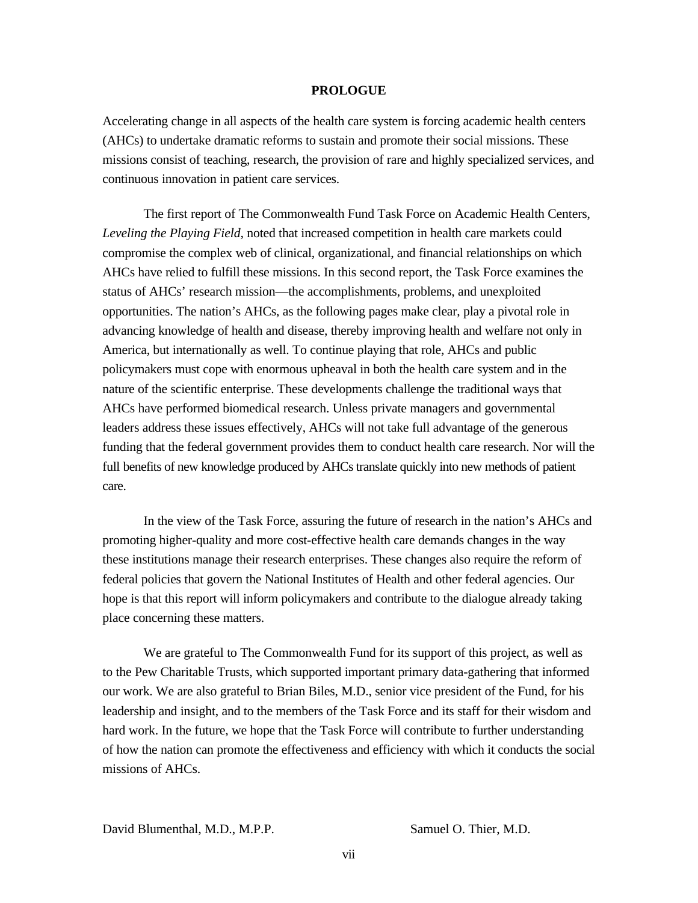# PROLOGUE

Accelerating change in all aspects of the health care system is forcing academic health centers (AHCs) to undertake dramatic reforms to sustain and promote their social missions. These missions consist of teaching, research, the provision of rare and highly specialized services, and continuous innovation in patient care services.

The first report of The Commonwealth Fund Task Force on Academic Health Centers, *Leveling the Playing Field*, noted that increased competition in health care markets could compromise the complex web of clinical, organizational, and financial relationships on which AHCs have relied to fulfill these missions. In this second report, the Task Force examines the status of AHCs' research mission—the accomplishments, problems, and unexploited opportunities. The nation's AHCs, as the following pages make clear, play a pivotal role in advancing knowledge of health and disease, thereby improving health and welfare not only in America, but internationally as well. To continue playing that role, AHCs and public policymakers must cope with enormous upheaval in both the health care system and in the nature of the scientific enterprise. These developments challenge the traditional ways that AHCs have performed biomedical research. Unless private managers and governmental leaders address these issues effectively, AHCs will not take full advantage of the generous funding that the federal government provides them to conduct health care research. Nor will the full benefits of new knowledge produced by AHCs translate quickly into new methods of patient care.

In the view of the Task Force, assuring the future of research in the nation's AHCs and promoting higher-quality and more cost-effective health care demands changes in the way these institutions manage their research enterprises. These changes also require the reform of federal policies that govern the National Institutes of Health and other federal agencies. Our hope is that this report will inform policymakers and contribute to the dialogue already taking place concerning these matters.

We are grateful to The Commonwealth Fund for its support of this project, as well as to the Pew Charitable Trusts, which supported important primary data-gathering that informed our work. We are also grateful to Brian Biles, M.D., senior vice president of the Fund, for his leadership and insight, and to the members of the Task Force and its staff for their wisdom and hard work. In the future, we hope that the Task Force will contribute to further understanding of how the nation can promote the effectiveness and efficiency with which it conducts the social missions of AHCs.

David Blumenthal, M.D., M.P.P.　　　　Samuel O. Thier, M.D.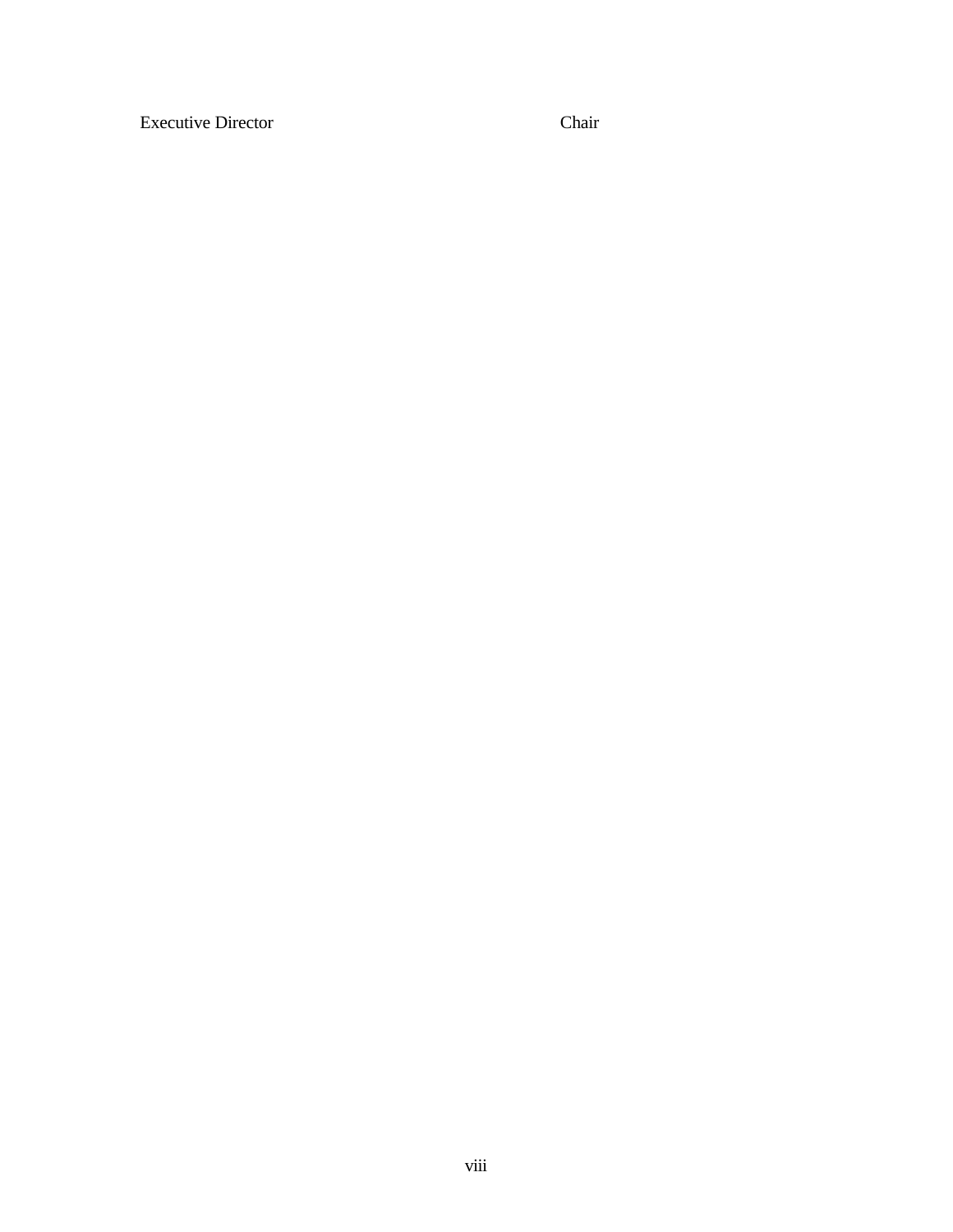Executive Director Chair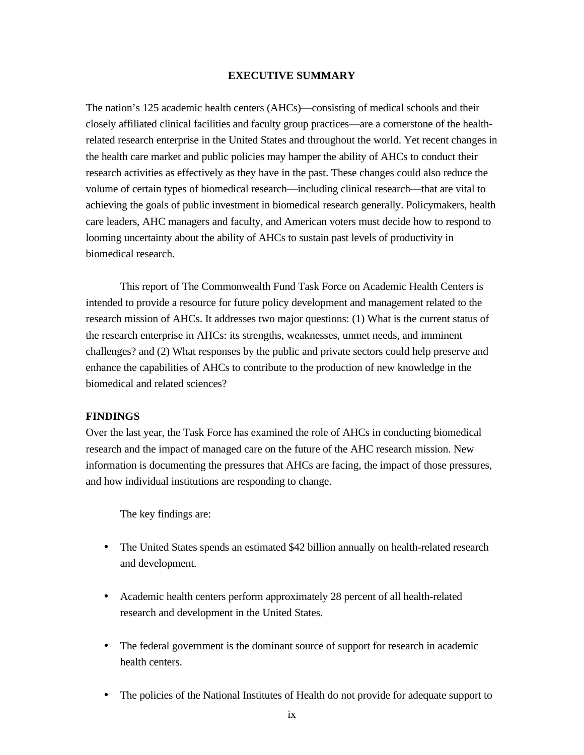# EXECUTIVE SUMMARY

The nation's 125 academic health centers (AHCs)—consisting of medical schools and their closely affiliated clinical facilities and faculty group practices—are a cornerstone of the health-related research enterprise in the United States and throughout the world. Yet recent changes in the health care market and public policies may hamper the ability of AHCs to conduct their research activities as effectively as they have in the past. These changes could also reduce the volume of certain types of biomedical research—including clinical research—that are vital to achieving the goals of public investment in biomedical research generally. Policymakers, health care leaders, AHC managers and faculty, and American voters must decide how to respond to looming uncertainty about the ability of AHCs to sustain past levels of productivity in biomedical research.

This report of The Commonwealth Fund Task Force on Academic Health Centers is intended to provide a resource for future policy development and management related to the research mission of AHCs. It addresses two major questions: (1) What is the current status of the research enterprise in AHCs: its strengths, weaknesses, unmet needs, and imminent challenges? and (2) What responses by the public and private sectors could help preserve and enhance the capabilities of AHCs to contribute to the production of new knowledge in the biomedical and related sciences?

## FINDINGS

Over the last year, the Task Force has examined the role of AHCs in conducting biomedical research and the impact of managed care on the future of the AHC research mission. New information is documenting the pressures that AHCs are facing, the impact of those pressures, and how individual institutions are responding to change.

The key findings are:

- The United States spends an estimated $42 billion annually on health-related research and development.
- Academic health centers perform approximately 28 percent of all health-related research and development in the United States.
- The federal government is the dominant source of support for research in academic health centers.
- The policies of the National Institutes of Health do not provide for adequate support to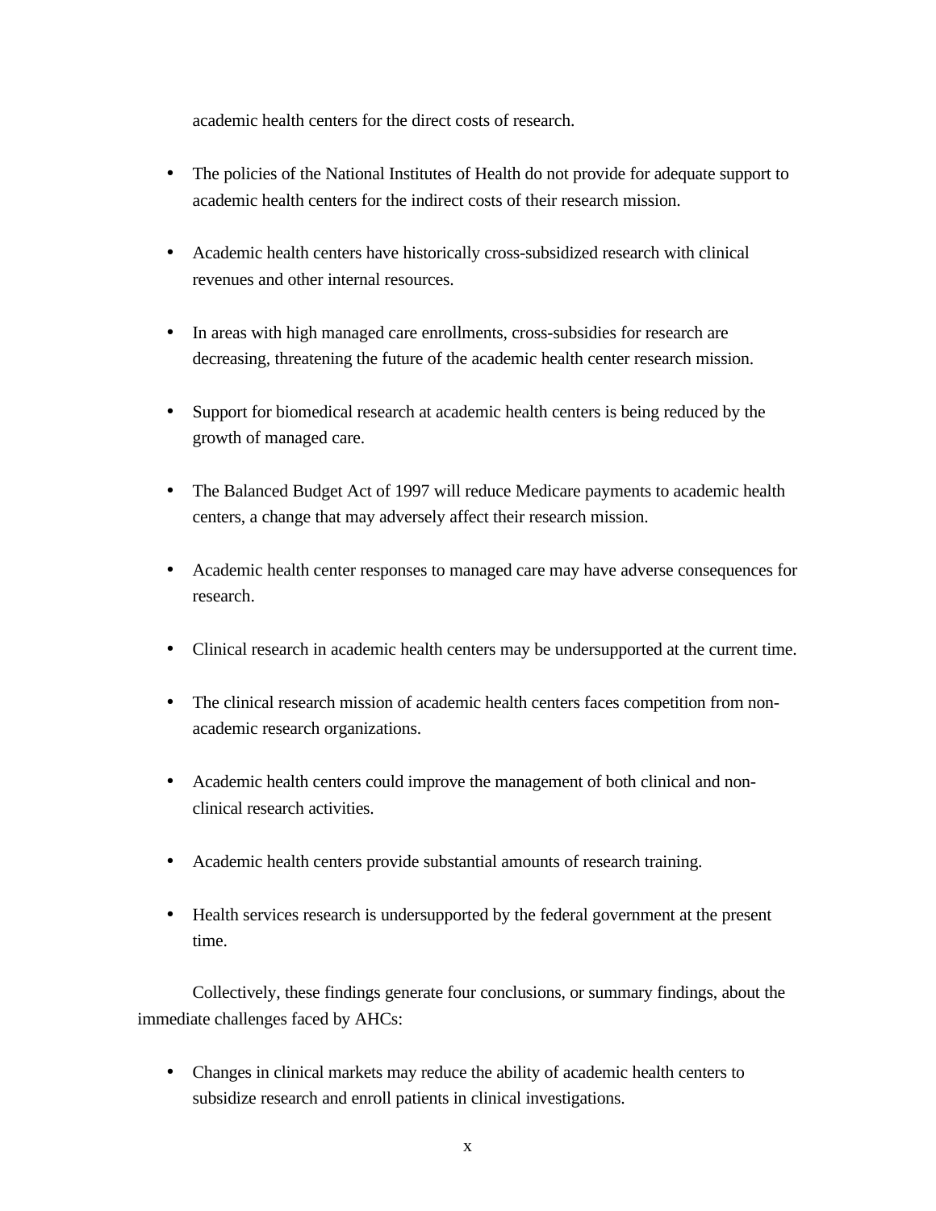academic health centers for the direct costs of research.

- The policies of the National Institutes of Health do not provide for adequate support to academic health centers for the indirect costs of their research mission.

- Academic health centers have historically cross-subsidized research with clinical revenues and other internal resources.

- In areas with high managed care enrollments, cross-subsidies for research are decreasing, threatening the future of the academic health center research mission.

- Support for biomedical research at academic health centers is being reduced by the growth of managed care.

- The Balanced Budget Act of 1997 will reduce Medicare payments to academic health centers, a change that may adversely affect their research mission.

- Academic health center responses to managed care may have adverse consequences for research.

- Clinical research in academic health centers may be undersupported at the current time.

- The clinical research mission of academic health centers faces competition from non-academic research organizations.

- Academic health centers could improve the management of both clinical and non-clinical research activities.

- Academic health centers provide substantial amounts of research training.

- Health services research is undersupported by the federal government at the present time.

Collectively, these findings generate four conclusions, or summary findings, about the immediate challenges faced by AHCs:

- Changes in clinical markets may reduce the ability of academic health centers to subsidize research and enroll patients in clinical investigations.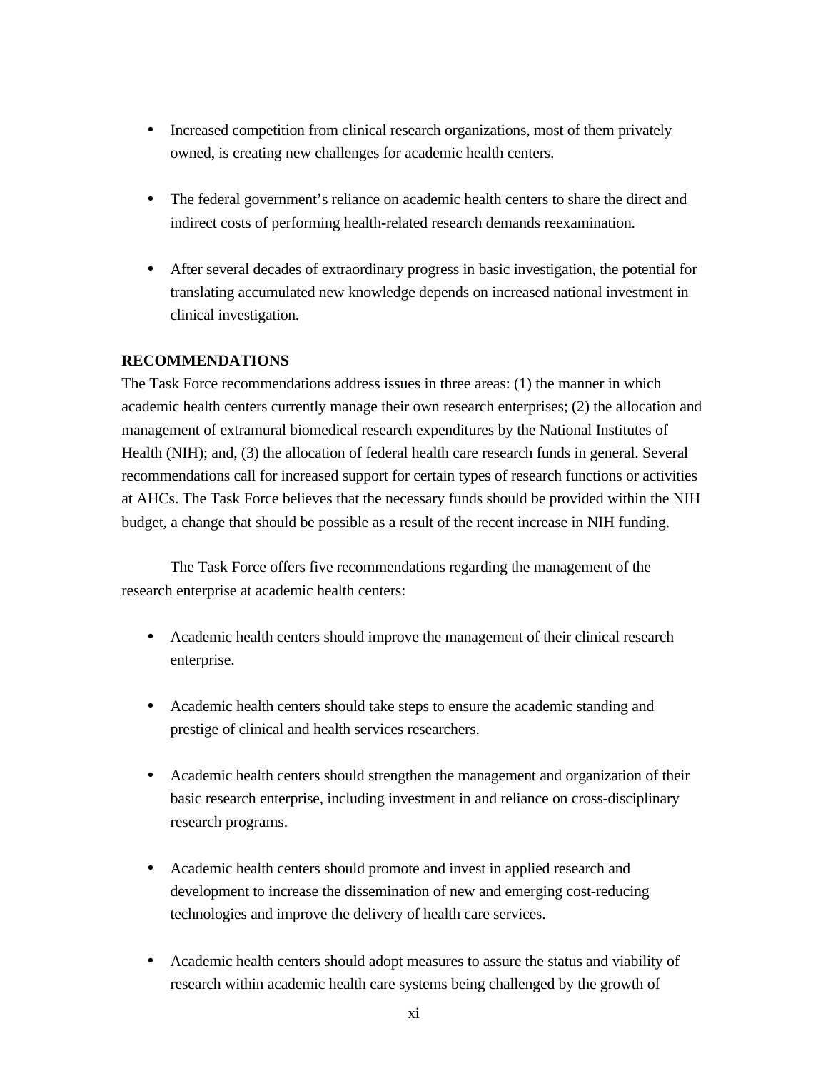- Increased competition from clinical research organizations, most of them privately owned, is creating new challenges for academic health centers.

- The federal government's reliance on academic health centers to share the direct and indirect costs of performing health-related research demands reexamination.

- After several decades of extraordinary progress in basic investigation, the potential for translating accumulated new knowledge depends on increased national investment in clinical investigation.

**RECOMMENDATIONS**

The Task Force recommendations address issues in three areas: (1) the manner in which academic health centers currently manage their own research enterprises; (2) the allocation and management of extramural biomedical research expenditures by the National Institutes of Health (NIH); and, (3) the allocation of federal health care research funds in general. Several recommendations call for increased support for certain types of research functions or activities at AHCs. The Task Force believes that the necessary funds should be provided within the NIH budget, a change that should be possible as a result of the recent increase in NIH funding.

The Task Force offers five recommendations regarding the management of the research enterprise at academic health centers:

- Academic health centers should improve the management of their clinical research enterprise.

- Academic health centers should take steps to ensure the academic standing and prestige of clinical and health services researchers.

- Academic health centers should strengthen the management and organization of their basic research enterprise, including investment in and reliance on cross-disciplinary research programs.

- Academic health centers should promote and invest in applied research and development to increase the dissemination of new and emerging cost-reducing technologies and improve the delivery of health care services.

- Academic health centers should adopt measures to assure the status and viability of research within academic health care systems being challenged by the growth of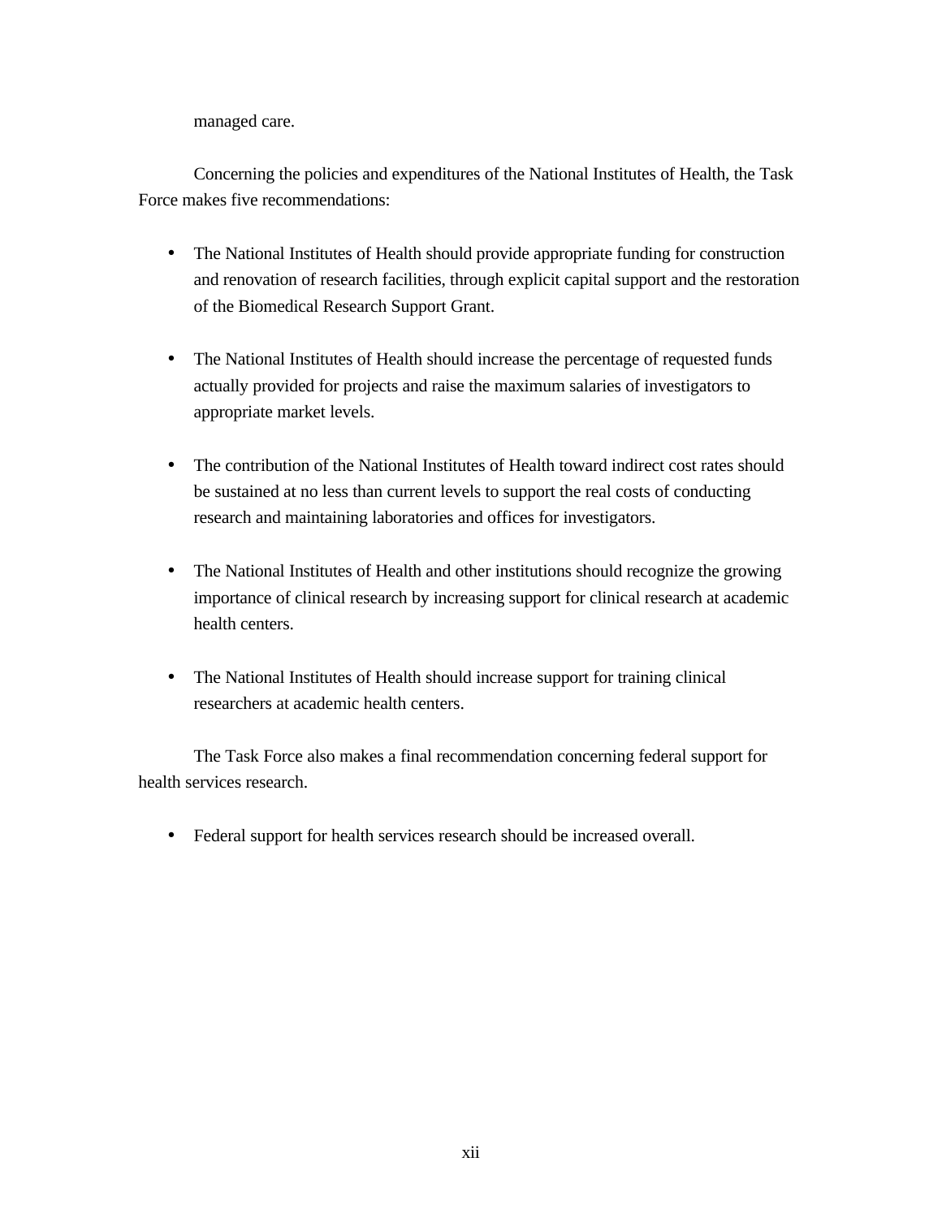managed care.

Concerning the policies and expenditures of the National Institutes of Health, the Task Force makes five recommendations:

- The National Institutes of Health should provide appropriate funding for construction and renovation of research facilities, through explicit capital support and the restoration of the Biomedical Research Support Grant.

- The National Institutes of Health should increase the percentage of requested funds actually provided for projects and raise the maximum salaries of investigators to appropriate market levels.

- The contribution of the National Institutes of Health toward indirect cost rates should be sustained at no less than current levels to support the real costs of conducting research and maintaining laboratories and offices for investigators.

- The National Institutes of Health and other institutions should recognize the growing importance of clinical research by increasing support for clinical research at academic health centers.

- The National Institutes of Health should increase support for training clinical researchers at academic health centers.

The Task Force also makes a final recommendation concerning federal support for health services research.

- Federal support for health services research should be increased overall.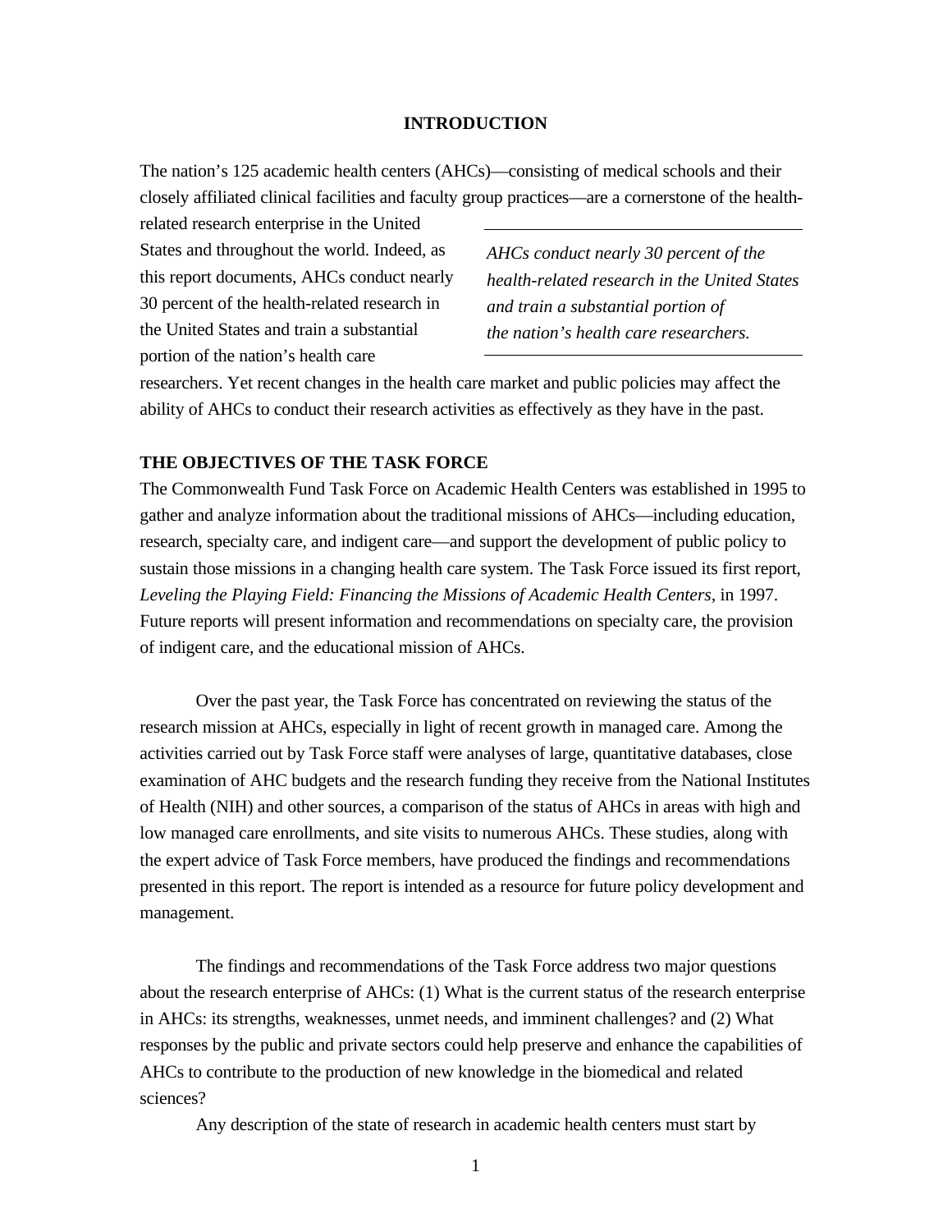# INTRODUCTION

The nation's 125 academic health centers (AHCs)—consisting of medical schools and their closely affiliated clinical facilities and faculty group practices—are a cornerstone of the health-related research enterprise in the United States and throughout the world. Indeed, as this report documents, AHCs conduct nearly 30 percent of the health-related research in the United States and train a substantial portion of the nation's health care researchers. Yet recent changes in the health care market and public policies may affect the ability of AHCs to conduct their research activities as effectively as they have in the past.

*AHCs conduct nearly 30 percent of the health-related research in the United States and train a substantial portion of the nation's health care researchers.*

## THE OBJECTIVES OF THE TASK FORCE

The Commonwealth Fund Task Force on Academic Health Centers was established in 1995 to gather and analyze information about the traditional missions of AHCs—including education, research, specialty care, and indigent care—and support the development of public policy to sustain those missions in a changing health care system. The Task Force issued its first report, *Leveling the Playing Field: Financing the Missions of Academic Health Centers*, in 1997. Future reports will present information and recommendations on specialty care, the provision of indigent care, and the educational mission of AHCs.

Over the past year, the Task Force has concentrated on reviewing the status of the research mission at AHCs, especially in light of recent growth in managed care. Among the activities carried out by Task Force staff were analyses of large, quantitative databases, close examination of AHC budgets and the research funding they receive from the National Institutes of Health (NIH) and other sources, a comparison of the status of AHCs in areas with high and low managed care enrollments, and site visits to numerous AHCs. These studies, along with the expert advice of Task Force members, have produced the findings and recommendations presented in this report. The report is intended as a resource for future policy development and management.

The findings and recommendations of the Task Force address two major questions about the research enterprise of AHCs: (1) What is the current status of the research enterprise in AHCs: its strengths, weaknesses, unmet needs, and imminent challenges? and (2) What responses by the public and private sectors could help preserve and enhance the capabilities of AHCs to contribute to the production of new knowledge in the biomedical and related sciences?

Any description of the state of research in academic health centers must start by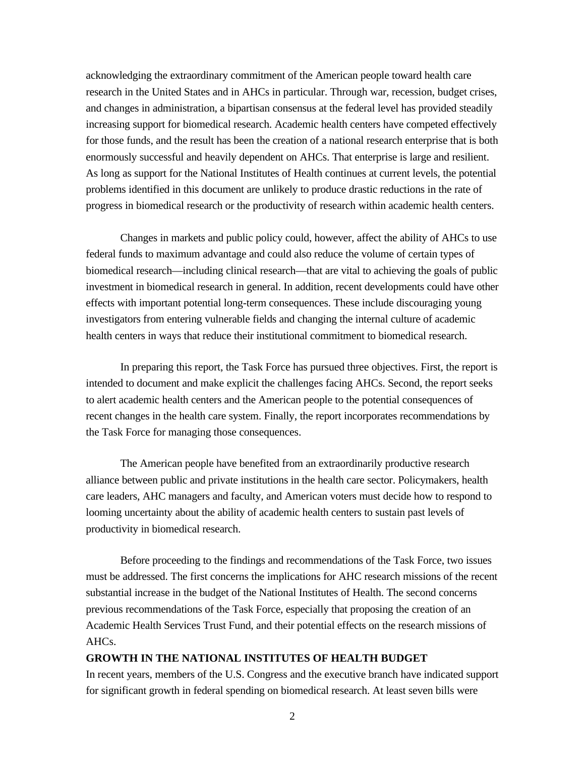acknowledging the extraordinary commitment of the American people toward health care research in the United States and in AHCs in particular. Through war, recession, budget crises, and changes in administration, a bipartisan consensus at the federal level has provided steadily increasing support for biomedical research. Academic health centers have competed effectively for those funds, and the result has been the creation of a national research enterprise that is both enormously successful and heavily dependent on AHCs. That enterprise is large and resilient. As long as support for the National Institutes of Health continues at current levels, the potential problems identified in this document are unlikely to produce drastic reductions in the rate of progress in biomedical research or the productivity of research within academic health centers.

Changes in markets and public policy could, however, affect the ability of AHCs to use federal funds to maximum advantage and could also reduce the volume of certain types of biomedical research—including clinical research—that are vital to achieving the goals of public investment in biomedical research in general. In addition, recent developments could have other effects with important potential long-term consequences. These include discouraging young investigators from entering vulnerable fields and changing the internal culture of academic health centers in ways that reduce their institutional commitment to biomedical research.

In preparing this report, the Task Force has pursued three objectives. First, the report is intended to document and make explicit the challenges facing AHCs. Second, the report seeks to alert academic health centers and the American people to the potential consequences of recent changes in the health care system. Finally, the report incorporates recommendations by the Task Force for managing those consequences.

The American people have benefited from an extraordinarily productive research alliance between public and private institutions in the health care sector. Policymakers, health care leaders, AHC managers and faculty, and American voters must decide how to respond to looming uncertainty about the ability of academic health centers to sustain past levels of productivity in biomedical research.

Before proceeding to the findings and recommendations of the Task Force, two issues must be addressed. The first concerns the implications for AHC research missions of the recent substantial increase in the budget of the National Institutes of Health. The second concerns previous recommendations of the Task Force, especially that proposing the creation of an Academic Health Services Trust Fund, and their potential effects on the research missions of AHCs.

## GROWTH IN THE NATIONAL INSTITUTES OF HEALTH BUDGET

In recent years, members of the U.S. Congress and the executive branch have indicated support for significant growth in federal spending on biomedical research. At least seven bills were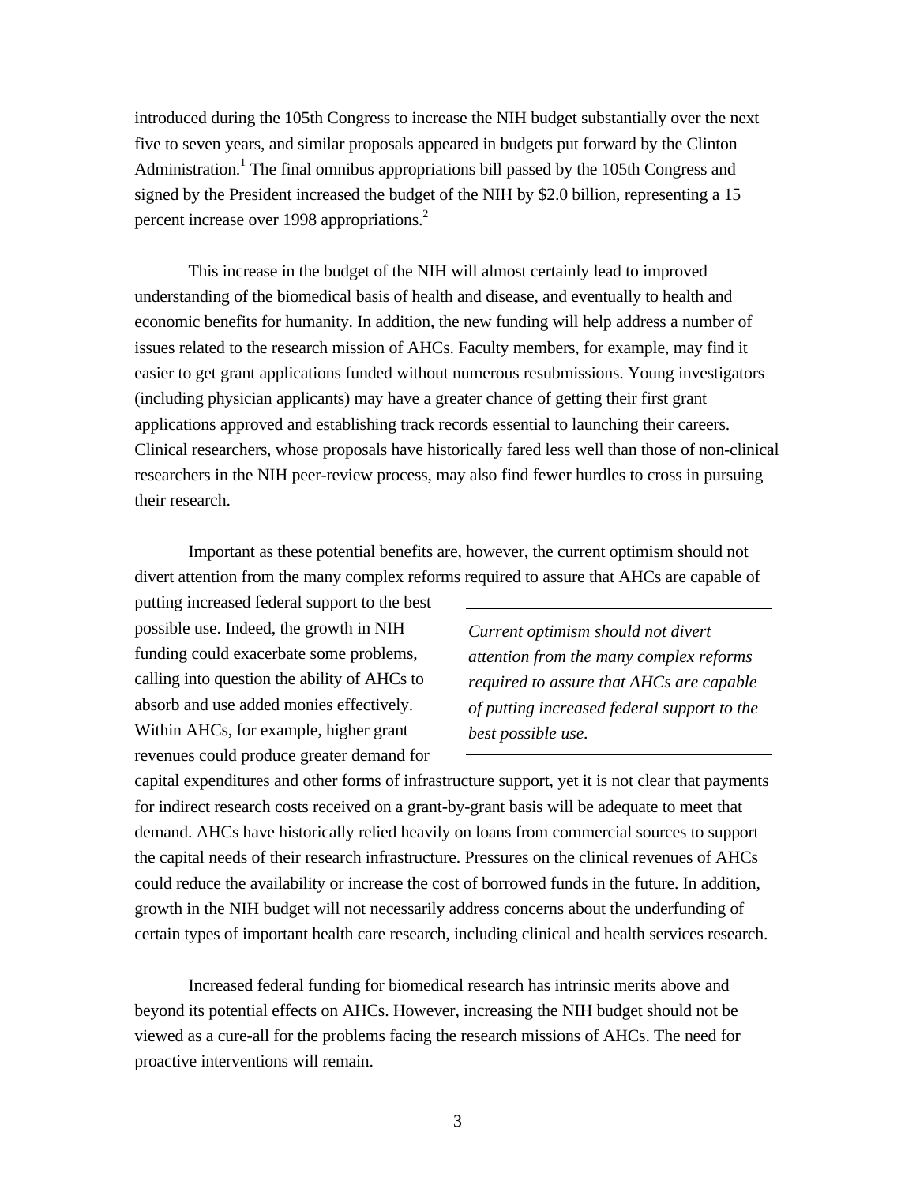introduced during the 105th Congress to increase the NIH budget substantially over the next five to seven years, and similar proposals appeared in budgets put forward by the Clinton Administration.[1] The final omnibus appropriations bill passed by the 105th Congress and signed by the President increased the budget of the NIH by $2.0 billion, representing a 15 percent increase over 1998 appropriations.[2]

This increase in the budget of the NIH will almost certainly lead to improved understanding of the biomedical basis of health and disease, and eventually to health and economic benefits for humanity. In addition, the new funding will help address a number of issues related to the research mission of AHCs. Faculty members, for example, may find it easier to get grant applications funded without numerous resubmissions. Young investigators (including physician applicants) may have a greater chance of getting their first grant applications approved and establishing track records essential to launching their careers. Clinical researchers, whose proposals have historically fared less well than those of non-clinical researchers in the NIH peer-review process, may also find fewer hurdles to cross in pursuing their research.

Important as these potential benefits are, however, the current optimism should not divert attention from the many complex reforms required to assure that AHCs are capable of putting increased federal support to the best possible use. Indeed, the growth in NIH funding could exacerbate some problems, calling into question the ability of AHCs to absorb and use added monies effectively. Within AHCs, for example, higher grant revenues could produce greater demand for capital expenditures and other forms of infrastructure support, yet it is not clear that payments for indirect research costs received on a grant-by-grant basis will be adequate to meet that demand. AHCs have historically relied heavily on loans from commercial sources to support the capital needs of their research infrastructure. Pressures on the clinical revenues of AHCs could reduce the availability or increase the cost of borrowed funds in the future. In addition, growth in the NIH budget will not necessarily address concerns about the underfunding of certain types of important health care research, including clinical and health services research.

---

*Current optimism should not divert attention from the many complex reforms required to assure that AHCs are capable of putting increased federal support to the best possible use.*

---

Increased federal funding for biomedical research has intrinsic merits above and beyond its potential effects on AHCs. However, increasing the NIH budget should not be viewed as a cure-all for the problems facing the research missions of AHCs. The need for proactive interventions will remain.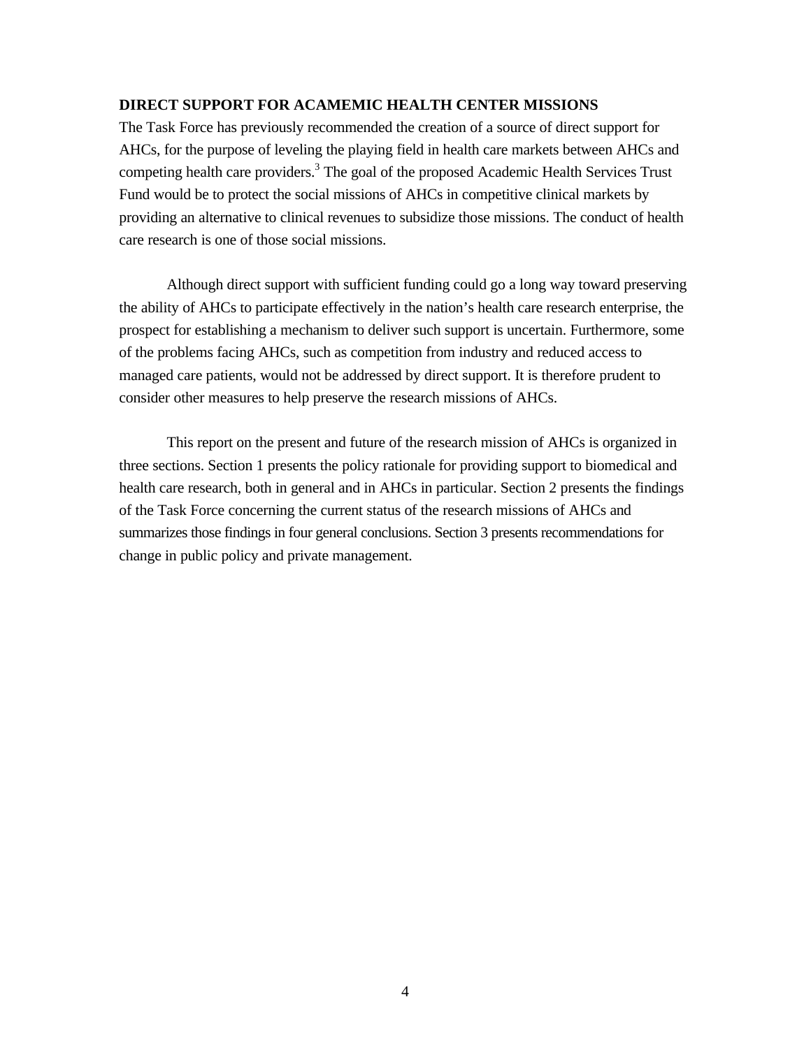**DIRECT SUPPORT FOR ACAMEMIC HEALTH CENTER MISSIONS**

The Task Force has previously recommended the creation of a source of direct support for AHCs, for the purpose of leveling the playing field in health care markets between AHCs and competing health care providers.[3] The goal of the proposed Academic Health Services Trust Fund would be to protect the social missions of AHCs in competitive clinical markets by providing an alternative to clinical revenues to subsidize those missions. The conduct of health care research is one of those social missions.

Although direct support with sufficient funding could go a long way toward preserving the ability of AHCs to participate effectively in the nation's health care research enterprise, the prospect for establishing a mechanism to deliver such support is uncertain. Furthermore, some of the problems facing AHCs, such as competition from industry and reduced access to managed care patients, would not be addressed by direct support. It is therefore prudent to consider other measures to help preserve the research missions of AHCs.

This report on the present and future of the research mission of AHCs is organized in three sections. Section 1 presents the policy rationale for providing support to biomedical and health care research, both in general and in AHCs in particular. Section 2 presents the findings of the Task Force concerning the current status of the research missions of AHCs and summarizes those findings in four general conclusions. Section 3 presents recommendations for change in public policy and private management.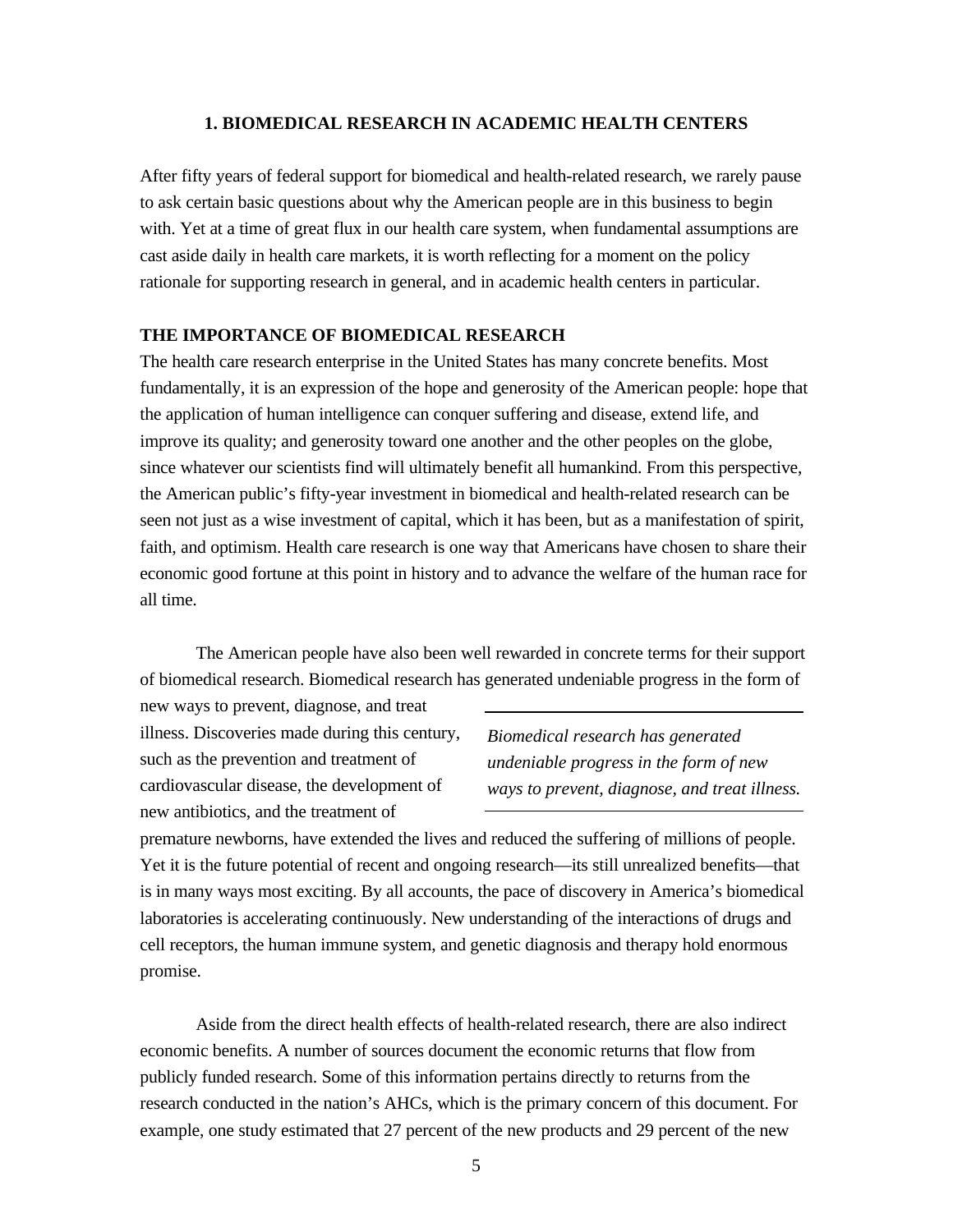## 1. BIOMEDICAL RESEARCH IN ACADEMIC HEALTH CENTERS

After fifty years of federal support for biomedical and health-related research, we rarely pause to ask certain basic questions about why the American people are in this business to begin with. Yet at a time of great flux in our health care system, when fundamental assumptions are cast aside daily in health care markets, it is worth reflecting for a moment on the policy rationale for supporting research in general, and in academic health centers in particular.

### THE IMPORTANCE OF BIOMEDICAL RESEARCH

The health care research enterprise in the United States has many concrete benefits. Most fundamentally, it is an expression of the hope and generosity of the American people: hope that the application of human intelligence can conquer suffering and disease, extend life, and improve its quality; and generosity toward one another and the other peoples on the globe, since whatever our scientists find will ultimately benefit all humankind. From this perspective, the American public's fifty-year investment in biomedical and health-related research can be seen not just as a wise investment of capital, which it has been, but as a manifestation of spirit, faith, and optimism. Health care research is one way that Americans have chosen to share their economic good fortune at this point in history and to advance the welfare of the human race for all time.

The American people have also been well rewarded in concrete terms for their support of biomedical research. Biomedical research has generated undeniable progress in the form of new ways to prevent, diagnose, and treat illness. Discoveries made during this century, such as the prevention and treatment of cardiovascular disease, the development of new antibiotics, and the treatment of premature newborns, have extended the lives and reduced the suffering of millions of people. Yet it is the future potential of recent and ongoing research—its still unrealized benefits—that is in many ways most exciting. By all accounts, the pace of discovery in America's biomedical laboratories is accelerating continuously. New understanding of the interactions of drugs and cell receptors, the human immune system, and genetic diagnosis and therapy hold enormous promise.

*Biomedical research has generated undeniable progress in the form of new ways to prevent, diagnose, and treat illness.*

Aside from the direct health effects of health-related research, there are also indirect economic benefits. A number of sources document the economic returns that flow from publicly funded research. Some of this information pertains directly to returns from the research conducted in the nation's AHCs, which is the primary concern of this document. For example, one study estimated that 27 percent of the new products and 29 percent of the new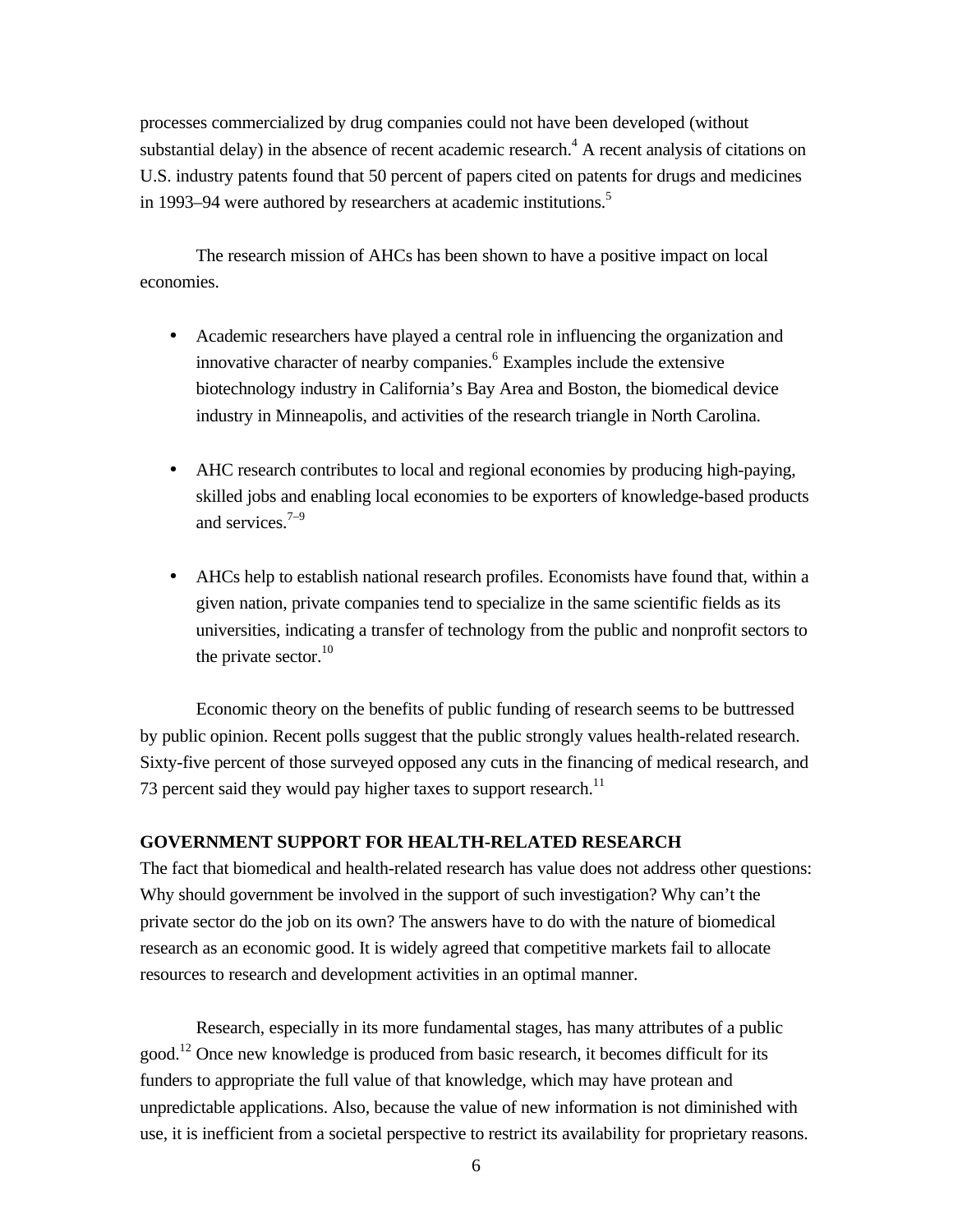processes commercialized by drug companies could not have been developed (without substantial delay) in the absence of recent academic research.[4] A recent analysis of citations on U.S. industry patents found that 50 percent of papers cited on patents for drugs and medicines in 1993–94 were authored by researchers at academic institutions.[5]

The research mission of AHCs has been shown to have a positive impact on local economies.

- Academic researchers have played a central role in influencing the organization and innovative character of nearby companies.[6] Examples include the extensive biotechnology industry in California's Bay Area and Boston, the biomedical device industry in Minneapolis, and activities of the research triangle in North Carolina.

- AHC research contributes to local and regional economies by producing high-paying, skilled jobs and enabling local economies to be exporters of knowledge-based products and services.[7–9]

- AHCs help to establish national research profiles. Economists have found that, within a given nation, private companies tend to specialize in the same scientific fields as its universities, indicating a transfer of technology from the public and nonprofit sectors to the private sector.[10]

Economic theory on the benefits of public funding of research seems to be buttressed by public opinion. Recent polls suggest that the public strongly values health-related research. Sixty-five percent of those surveyed opposed any cuts in the financing of medical research, and 73 percent said they would pay higher taxes to support research.[11]

## GOVERNMENT SUPPORT FOR HEALTH-RELATED RESEARCH

The fact that biomedical and health-related research has value does not address other questions: Why should government be involved in the support of such investigation? Why can't the private sector do the job on its own? The answers have to do with the nature of biomedical research as an economic good. It is widely agreed that competitive markets fail to allocate resources to research and development activities in an optimal manner.

Research, especially in its more fundamental stages, has many attributes of a public good.[12] Once new knowledge is produced from basic research, it becomes difficult for its funders to appropriate the full value of that knowledge, which may have protean and unpredictable applications. Also, because the value of new information is not diminished with use, it is inefficient from a societal perspective to restrict its availability for proprietary reasons.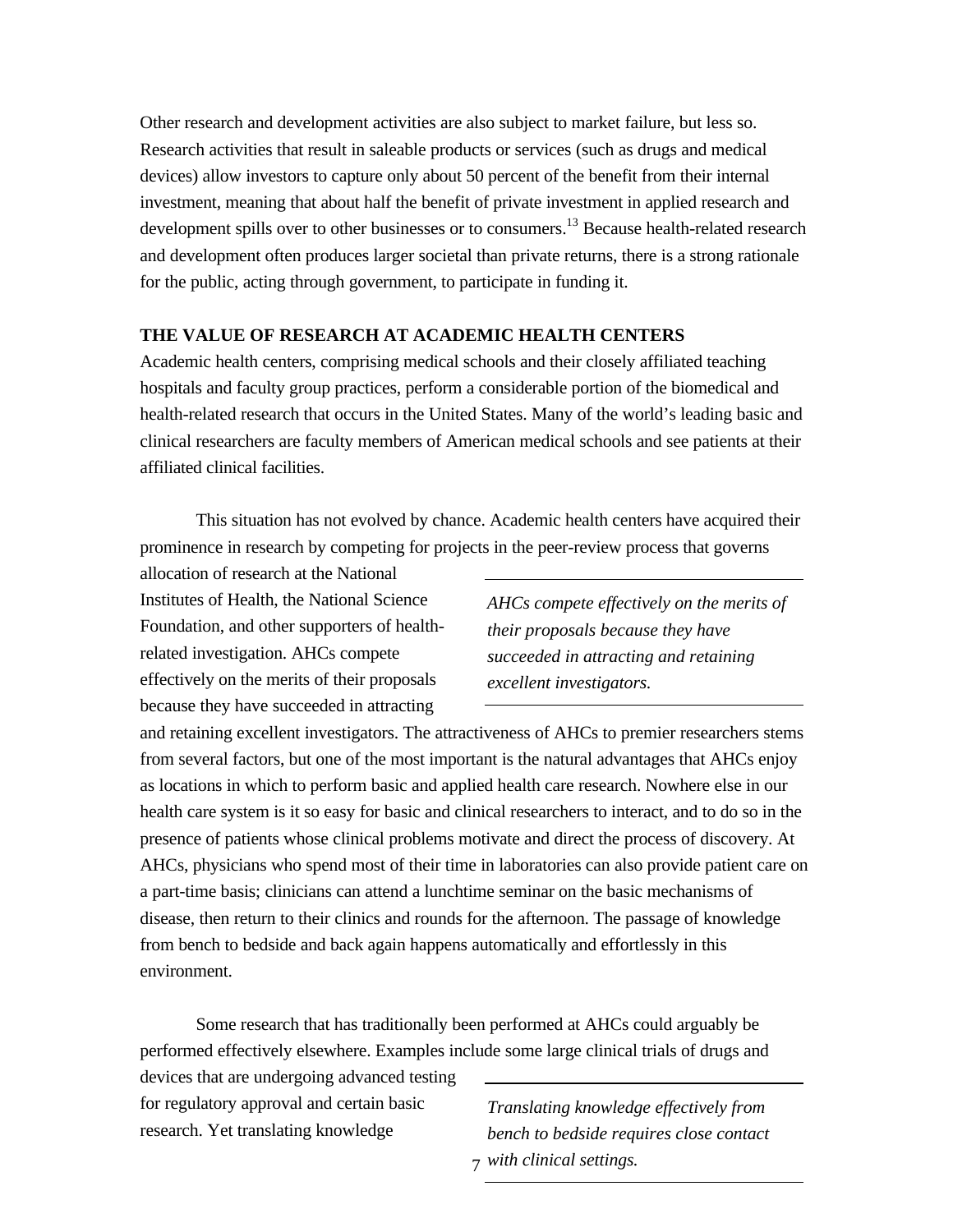Other research and development activities are also subject to market failure, but less so. Research activities that result in saleable products or services (such as drugs and medical devices) allow investors to capture only about 50 percent of the benefit from their internal investment, meaning that about half the benefit of private investment in applied research and development spills over to other businesses or to consumers.[13] Because health-related research and development often produces larger societal than private returns, there is a strong rationale for the public, acting through government, to participate in funding it.

## THE VALUE OF RESEARCH AT ACADEMIC HEALTH CENTERS

Academic health centers, comprising medical schools and their closely affiliated teaching hospitals and faculty group practices, perform a considerable portion of the biomedical and health-related research that occurs in the United States. Many of the world's leading basic and clinical researchers are faculty members of American medical schools and see patients at their affiliated clinical facilities.

This situation has not evolved by chance. Academic health centers have acquired their prominence in research by competing for projects in the peer-review process that governs allocation of research at the National Institutes of Health, the National Science Foundation, and other supporters of health-related investigation. AHCs compete effectively on the merits of their proposals because they have succeeded in attracting and retaining excellent investigators. The attractiveness of AHCs to premier researchers stems from several factors, but one of the most important is the natural advantages that AHCs enjoy as locations in which to perform basic and applied health care research. Nowhere else in our health care system is it so easy for basic and clinical researchers to interact, and to do so in the presence of patients whose clinical problems motivate and direct the process of discovery. At AHCs, physicians who spend most of their time in laboratories can also provide patient care on a part-time basis; clinicians can attend a lunchtime seminar on the basic mechanisms of disease, then return to their clinics and rounds for the afternoon. The passage of knowledge from bench to bedside and back again happens automatically and effortlessly in this environment.

*AHCs compete effectively on the merits of their proposals because they have succeeded in attracting and retaining excellent investigators.*

Some research that has traditionally been performed at AHCs could arguably be performed effectively elsewhere. Examples include some large clinical trials of drugs and devices that are undergoing advanced testing for regulatory approval and certain basic research. Yet translating knowledge

*Translating knowledge effectively from bench to bedside requires close contact with clinical settings.*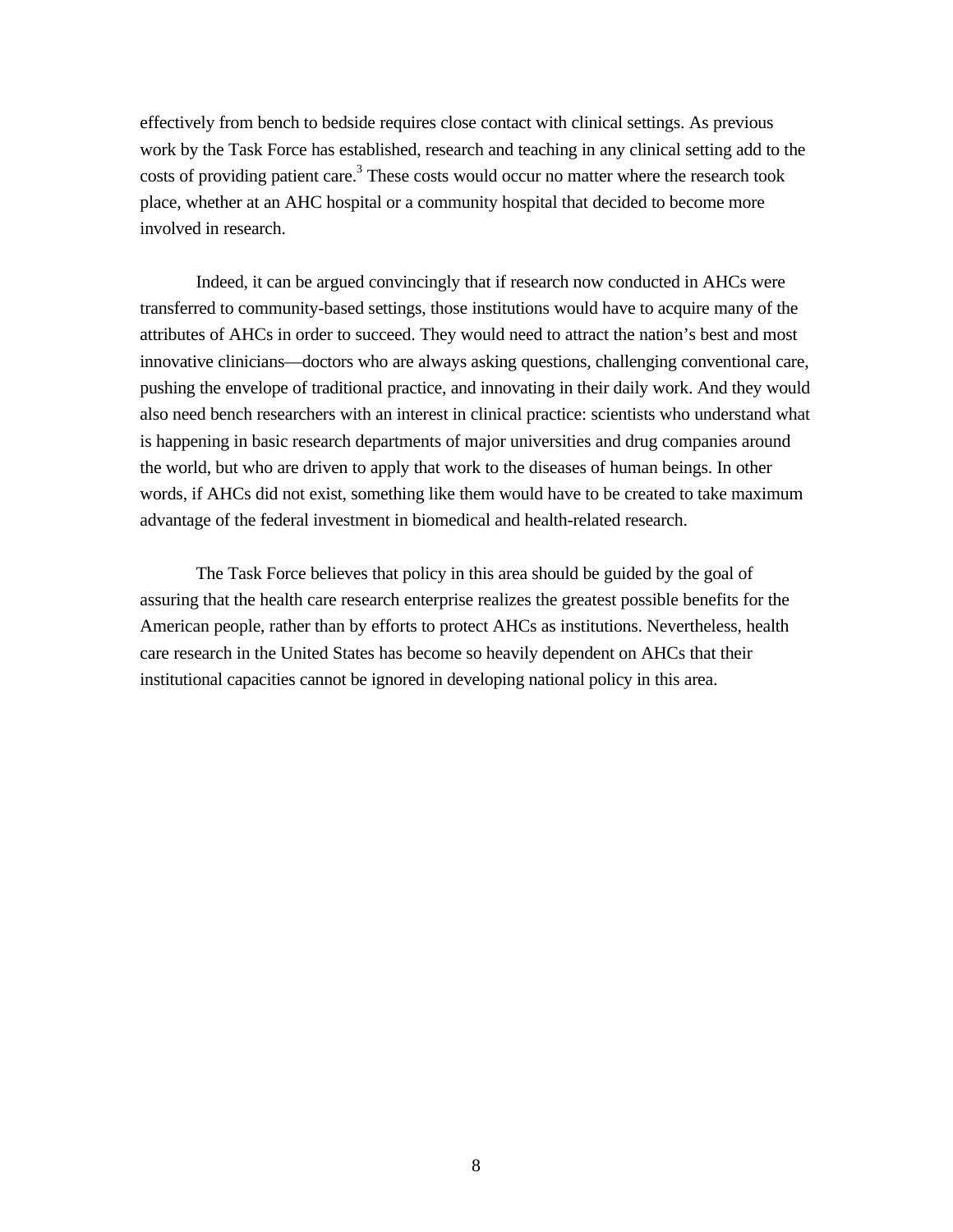effectively from bench to bedside requires close contact with clinical settings. As previous work by the Task Force has established, research and teaching in any clinical setting add to the costs of providing patient care.[3] These costs would occur no matter where the research took place, whether at an AHC hospital or a community hospital that decided to become more involved in research.

Indeed, it can be argued convincingly that if research now conducted in AHCs were transferred to community-based settings, those institutions would have to acquire many of the attributes of AHCs in order to succeed. They would need to attract the nation's best and most innovative clinicians—doctors who are always asking questions, challenging conventional care, pushing the envelope of traditional practice, and innovating in their daily work. And they would also need bench researchers with an interest in clinical practice: scientists who understand what is happening in basic research departments of major universities and drug companies around the world, but who are driven to apply that work to the diseases of human beings. In other words, if AHCs did not exist, something like them would have to be created to take maximum advantage of the federal investment in biomedical and health-related research.

The Task Force believes that policy in this area should be guided by the goal of assuring that the health care research enterprise realizes the greatest possible benefits for the American people, rather than by efforts to protect AHCs as institutions. Nevertheless, health care research in the United States has become so heavily dependent on AHCs that their institutional capacities cannot be ignored in developing national policy in this area.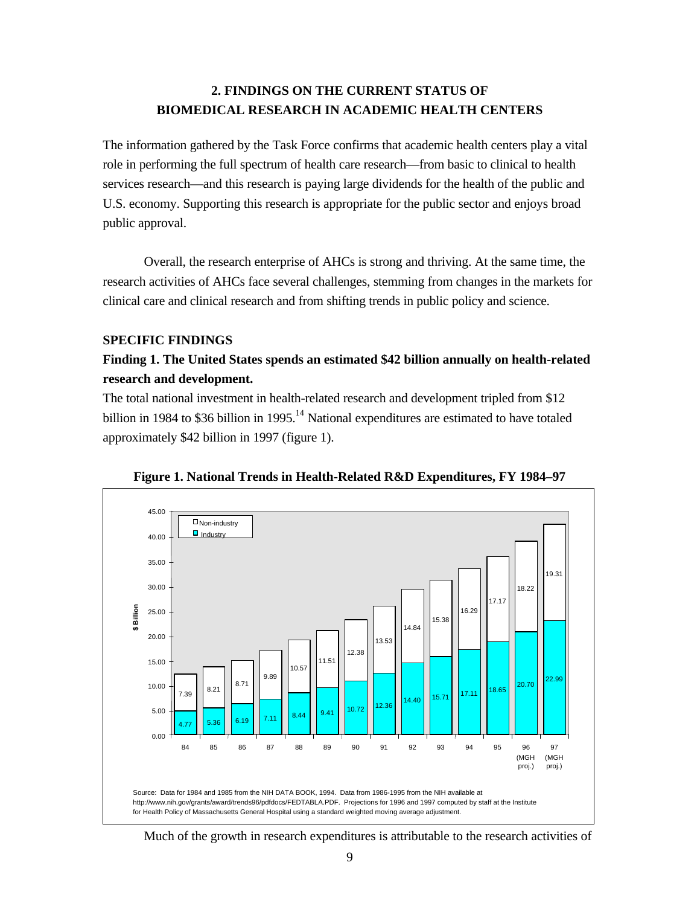## 2. FINDINGS ON THE CURRENT STATUS OF BIOMEDICAL RESEARCH IN ACADEMIC HEALTH CENTERS

The information gathered by the Task Force confirms that academic health centers play a vital role in performing the full spectrum of health care research—from basic to clinical to health services research—and this research is paying large dividends for the health of the public and U.S. economy. Supporting this research is appropriate for the public sector and enjoys broad public approval.

Overall, the research enterprise of AHCs is strong and thriving. At the same time, the research activities of AHCs face several challenges, stemming from changes in the markets for clinical care and clinical research and from shifting trends in public policy and science.

### SPECIFIC FINDINGS

**Finding 1. The United States spends an estimated $42 billion annually on health-related research and development.**

The total national investment in health-related research and development tripled from $12 billion in 1984 to $36 billion in 1995.[14] National expenditures are estimated to have totaled approximately $42 billion in 1997 (figure 1).

**Figure 1. National Trends in Health-Related R&D Expenditures, FY 1984–97**

| Year | Industry ($ Billion) | Non-industry ($ Billion) |
|---|---|---|
| 84 | 4.77 | 7.39 |
| 85 | 5.36 | 8.21 |
| 86 | 6.19 | 8.71 |
| 87 | 7.11 | 9.89 |
| 88 | 8.44 | 10.57 |
| 89 | 9.41 | 11.51 |
| 90 | 10.72 | 12.38 |
| 91 | 12.36 | 13.53 |
| 92 | 14.40 | 14.84 |
| 93 | 15.71 | 15.38 |
| 94 | 17.11 | 16.29 |
| 95 | 18.65 | 17.17 |
| 96 (MGH proj.) | 20.70 | 18.22 |
| 97 (MGH proj.) | 22.99 | 19.31 |

Source: Data for 1984 and 1985 from the NIH DATA BOOK, 1994. Data from 1986-1995 from the NIH available at http://www.nih.gov/grants/award/trends96/pdfdocs/FEDTABLA.PDF. Projections for 1996 and 1997 computed by staff at the Institute for Health Policy of Massachusetts General Hospital using a standard weighted moving average adjustment.

Much of the growth in research expenditures is attributable to the research activities of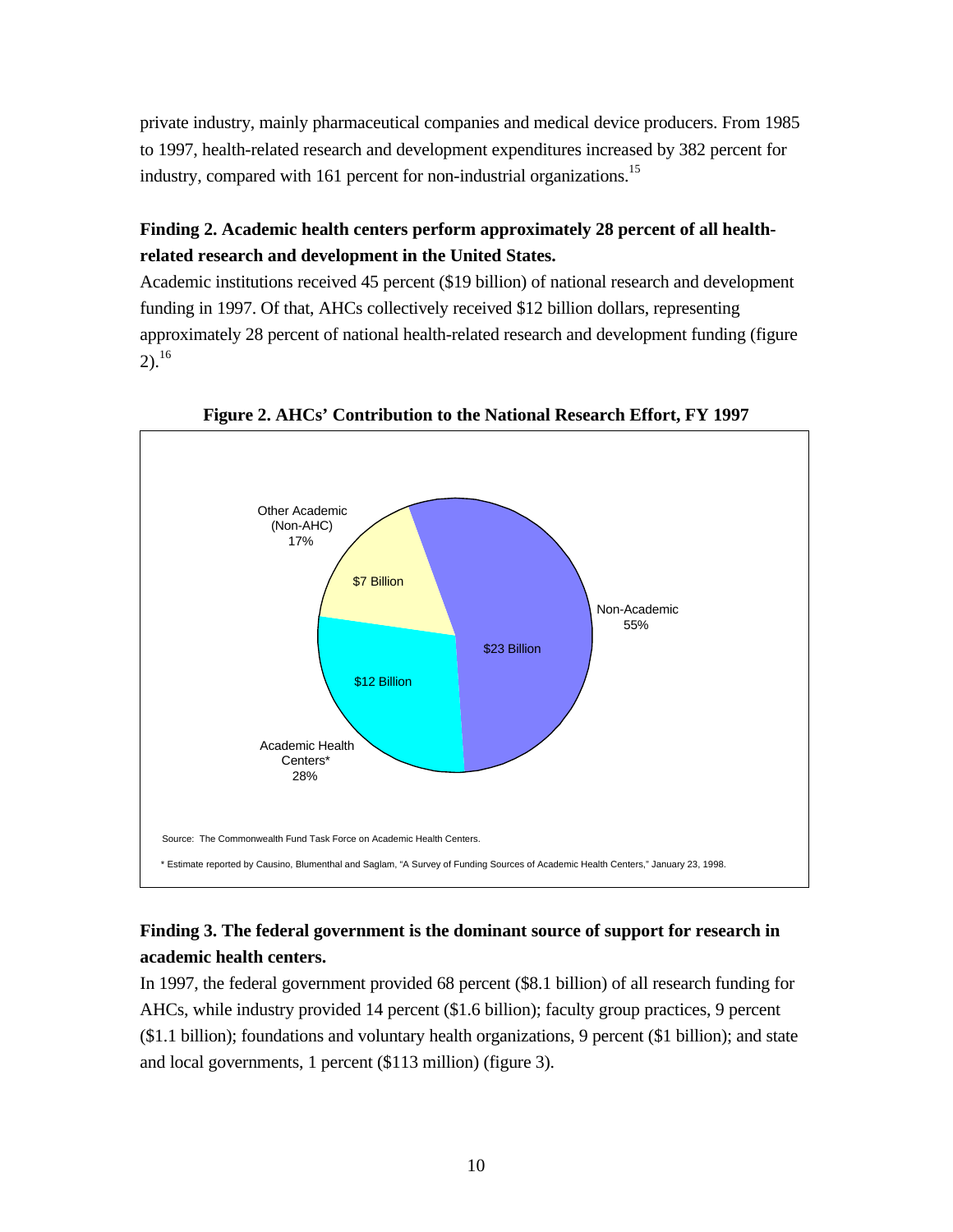private industry, mainly pharmaceutical companies and medical device producers. From 1985 to 1997, health-related research and development expenditures increased by 382 percent for industry, compared with 161 percent for non-industrial organizations.[15]

**Finding 2. Academic health centers perform approximately 28 percent of all health-related research and development in the United States.**

Academic institutions received 45 percent ($19 billion) of national research and development funding in 1997. Of that, AHCs collectively received $12 billion dollars, representing approximately 28 percent of national health-related research and development funding (figure 2).[16]

**Figure 2. AHCs' Contribution to the National Research Effort, FY 1997**

| Category | Amount | Percent |
|---|---|---|
| Non-Academic | $23 Billion | 55% |
| Academic Health Centers* | $12 Billion | 28% |
| Other Academic (Non-AHC) | $7 Billion | 17% |

Source: The Commonwealth Fund Task Force on Academic Health Centers.

* Estimate reported by Causino, Blumenthal and Saglam, "A Survey of Funding Sources of Academic Health Centers," January 23, 1998.

**Finding 3. The federal government is the dominant source of support for research in academic health centers.**

In 1997, the federal government provided 68 percent ($8.1 billion) of all research funding for AHCs, while industry provided 14 percent ($1.6 billion); faculty group practices, 9 percent ($1.1 billion); foundations and voluntary health organizations, 9 percent ($1 billion); and state and local governments, 1 percent ($113 million) (figure 3).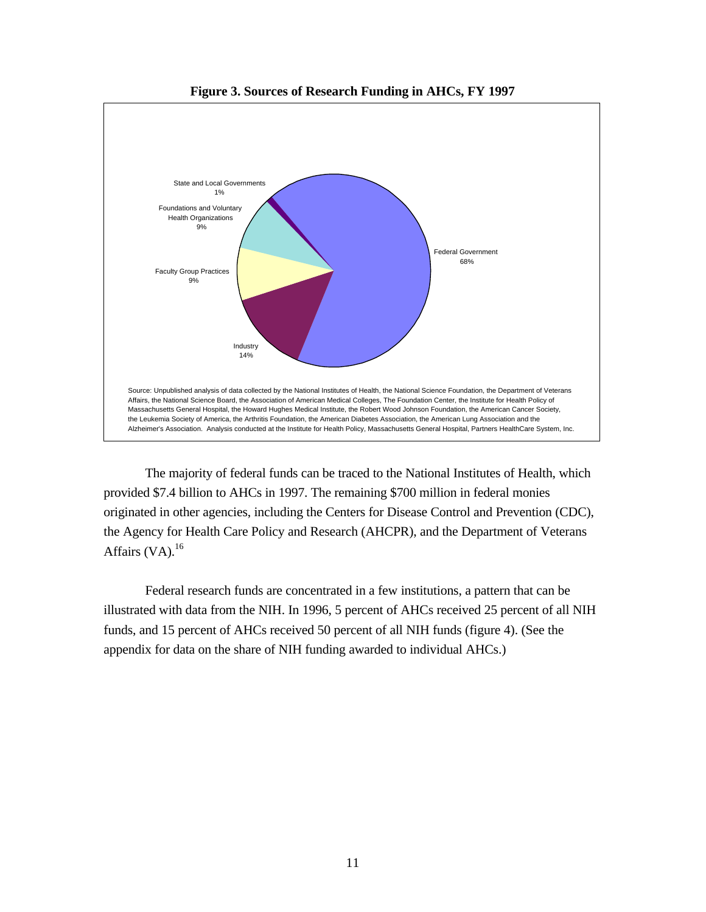**Figure 3. Sources of Research Funding in AHCs, FY 1997**

State and Local Governments 1%

Foundations and Voluntary Health Organizations 9%

Faculty Group Practices 9%

Industry 14%

Federal Government 68%

Source: Unpublished analysis of data collected by the National Institutes of Health, the National Science Foundation, the Department of Veterans Affairs, the National Science Board, the Association of American Medical Colleges, The Foundation Center, the Institute for Health Policy of Massachusetts General Hospital, the Howard Hughes Medical Institute, the Robert Wood Johnson Foundation, the American Cancer Society, the Leukemia Society of America, the Arthritis Foundation, the American Diabetes Association, the American Lung Association and the Alzheimer's Association. Analysis conducted at the Institute for Health Policy, Massachusetts General Hospital, Partners HealthCare System, Inc.

The majority of federal funds can be traced to the National Institutes of Health, which provided $7.4 billion to AHCs in 1997. The remaining $700 million in federal monies originated in other agencies, including the Centers for Disease Control and Prevention (CDC), the Agency for Health Care Policy and Research (AHCPR), and the Department of Veterans Affairs (VA).[16]

Federal research funds are concentrated in a few institutions, a pattern that can be illustrated with data from the NIH. In 1996, 5 percent of AHCs received 25 percent of all NIH funds, and 15 percent of AHCs received 50 percent of all NIH funds (figure 4). (See the appendix for data on the share of NIH funding awarded to individual AHCs.)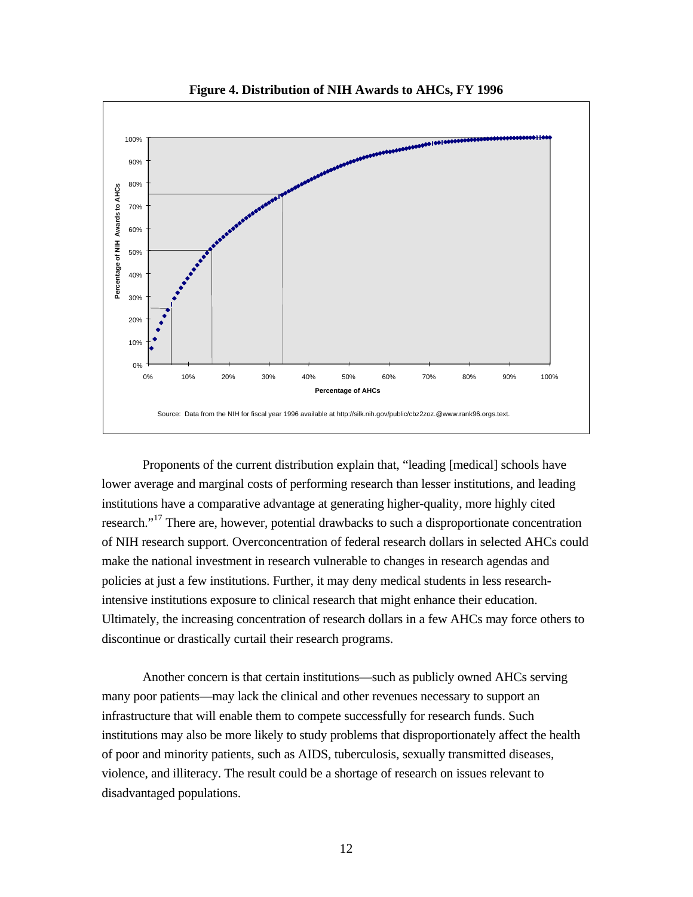**Figure 4. Distribution of NIH Awards to AHCs, FY 1996**

Source: Data from the NIH for fiscal year 1996 available at http://silk.nih.gov/public/cbz2zoz.@www.rank96.orgs.text.

Proponents of the current distribution explain that, "leading [medical] schools have lower average and marginal costs of performing research than lesser institutions, and leading institutions have a comparative advantage at generating higher-quality, more highly cited research."[17] There are, however, potential drawbacks to such a disproportionate concentration of NIH research support. Overconcentration of federal research dollars in selected AHCs could make the national investment in research vulnerable to changes in research agendas and policies at just a few institutions. Further, it may deny medical students in less research-intensive institutions exposure to clinical research that might enhance their education. Ultimately, the increasing concentration of research dollars in a few AHCs may force others to discontinue or drastically curtail their research programs.

Another concern is that certain institutions—such as publicly owned AHCs serving many poor patients—may lack the clinical and other revenues necessary to support an infrastructure that will enable them to compete successfully for research funds. Such institutions may also be more likely to study problems that disproportionately affect the health of poor and minority patients, such as AIDS, tuberculosis, sexually transmitted diseases, violence, and illiteracy. The result could be a shortage of research on issues relevant to disadvantaged populations.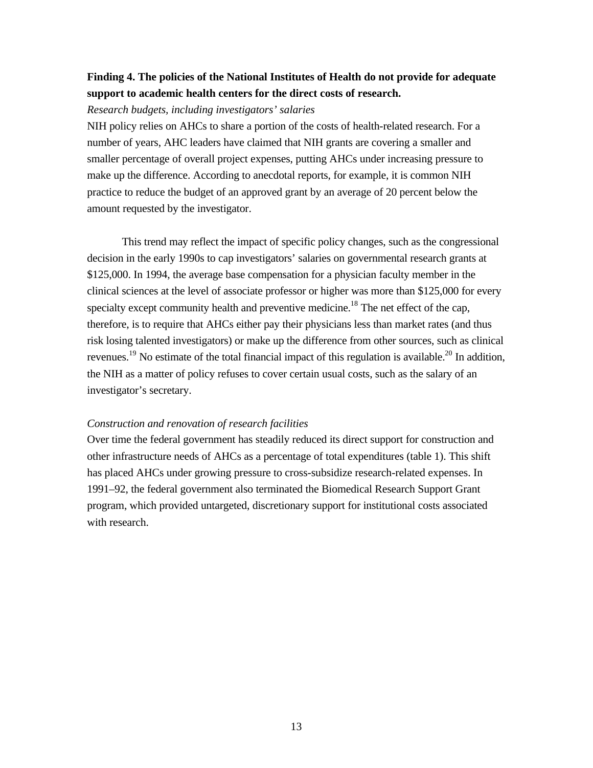**Finding 4. The policies of the National Institutes of Health do not provide for adequate support to academic health centers for the direct costs of research.**

*Research budgets, including investigators' salaries*

NIH policy relies on AHCs to share a portion of the costs of health-related research. For a number of years, AHC leaders have claimed that NIH grants are covering a smaller and smaller percentage of overall project expenses, putting AHCs under increasing pressure to make up the difference. According to anecdotal reports, for example, it is common NIH practice to reduce the budget of an approved grant by an average of 20 percent below the amount requested by the investigator.

This trend may reflect the impact of specific policy changes, such as the congressional decision in the early 1990s to cap investigators' salaries on governmental research grants at $125,000. In 1994, the average base compensation for a physician faculty member in the clinical sciences at the level of associate professor or higher was more than $125,000 for every specialty except community health and preventive medicine.[18] The net effect of the cap, therefore, is to require that AHCs either pay their physicians less than market rates (and thus risk losing talented investigators) or make up the difference from other sources, such as clinical revenues.[19] No estimate of the total financial impact of this regulation is available.[20] In addition, the NIH as a matter of policy refuses to cover certain usual costs, such as the salary of an investigator's secretary.

*Construction and renovation of research facilities*

Over time the federal government has steadily reduced its direct support for construction and other infrastructure needs of AHCs as a percentage of total expenditures (table 1). This shift has placed AHCs under growing pressure to cross-subsidize research-related expenses. In 1991–92, the federal government also terminated the Biomedical Research Support Grant program, which provided untargeted, discretionary support for institutional costs associated with research.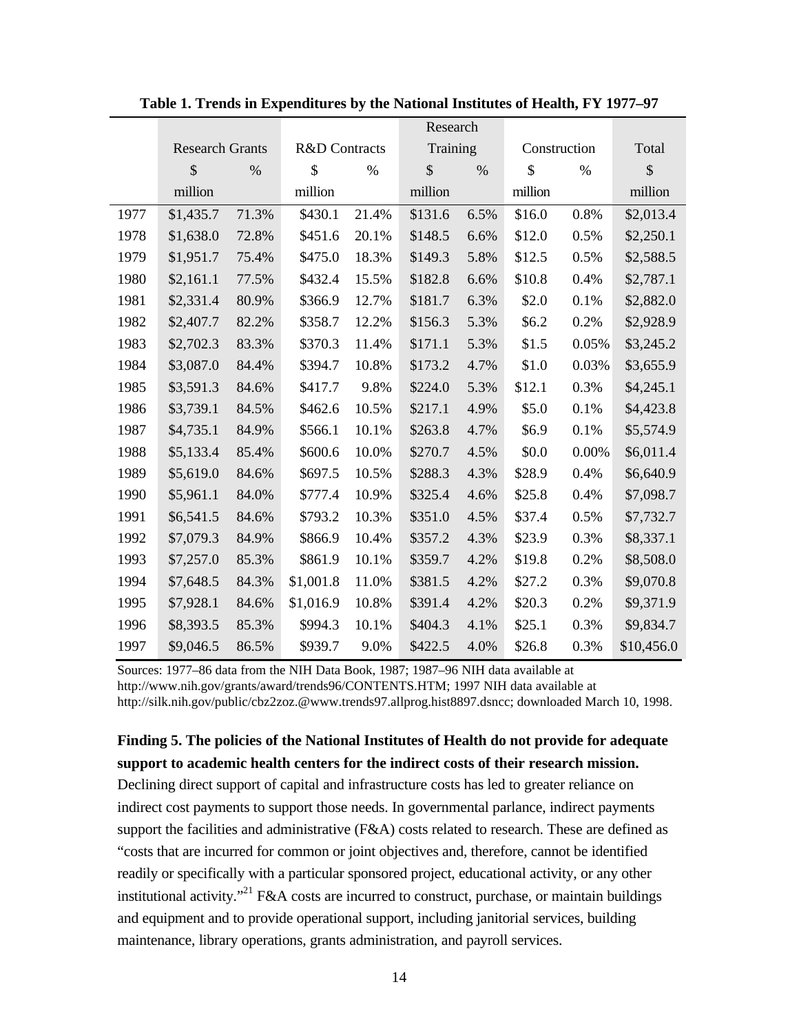**Table 1. Trends in Expenditures by the National Institutes of Health, FY 1977–97**

| | Research Grants | | R&D Contracts | | Research Training | | Construction | | Total |
|---|---|---|---|---|---|---|---|---|---|
| | $ million | % | $ million | % | $ million | % | $ million | % | $ million |
| 1977 | $1,435.7 | 71.3% | $430.1 | 21.4% | $131.6 | 6.5% | $16.0 | 0.8% | $2,013.4 |
| 1978 | $1,638.0 | 72.8% | $451.6 | 20.1% | $148.5 | 6.6% | $12.0 | 0.5% | $2,250.1 |
| 1979 | $1,951.7 | 75.4% | $475.0 | 18.3% | $149.3 | 5.8% | $12.5 | 0.5% | $2,588.5 |
| 1980 | $2,161.1 | 77.5% | $432.4 | 15.5% | $182.8 | 6.6% | $10.8 | 0.4% | $2,787.1 |
| 1981 | $2,331.4 | 80.9% | $366.9 | 12.7% | $181.7 | 6.3% | $2.0 | 0.1% | $2,882.0 |
| 1982 | $2,407.7 | 82.2% | $358.7 | 12.2% | $156.3 | 5.3% | $6.2 | 0.2% | $2,928.9 |
| 1983 | $2,702.3 | 83.3% | $370.3 | 11.4% | $171.1 | 5.3% | $1.5 | 0.05% | $3,245.2 |
| 1984 | $3,087.0 | 84.4% | $394.7 | 10.8% | $173.2 | 4.7% | $1.0 | 0.03% | $3,655.9 |
| 1985 | $3,591.3 | 84.6% | $417.7 | 9.8% | $224.0 | 5.3% | $12.1 | 0.3% | $4,245.1 |
| 1986 | $3,739.1 | 84.5% | $462.6 | 10.5% | $217.1 | 4.9% | $5.0 | 0.1% | $4,423.8 |
| 1987 | $4,735.1 | 84.9% | $566.1 | 10.1% | $263.8 | 4.7% | $6.9 | 0.1% | $5,574.9 |
| 1988 | $5,133.4 | 85.4% | $600.6 | 10.0% | $270.7 | 4.5% | $0.0 | 0.00% | $6,011.4 |
| 1989 | $5,619.0 | 84.6% | $697.5 | 10.5% | $288.3 | 4.3% | $28.9 | 0.4% | $6,640.9 |
| 1990 | $5,961.1 | 84.0% | $777.4 | 10.9% | $325.4 | 4.6% | $25.8 | 0.4% | $7,098.7 |
| 1991 | $6,541.5 | 84.6% | $793.2 | 10.3% | $351.0 | 4.5% | $37.4 | 0.5% | $7,732.7 |
| 1992 | $7,079.3 | 84.9% | $866.9 | 10.4% | $357.2 | 4.3% | $23.9 | 0.3% | $8,337.1 |
| 1993 | $7,257.0 | 85.3% | $861.9 | 10.1% | $359.7 | 4.2% | $19.8 | 0.2% | $8,508.0 |
| 1994 | $7,648.5 | 84.3% | $1,001.8 | 11.0% | $381.5 | 4.2% | $27.2 | 0.3% | $9,070.8 |
| 1995 | $7,928.1 | 84.6% | $1,016.9 | 10.8% | $391.4 | 4.2% | $20.3 | 0.2% | $9,371.9 |
| 1996 | $8,393.5 | 85.3% | $994.3 | 10.1% | $404.3 | 4.1% | $25.1 | 0.3% | $9,834.7 |
| 1997 | $9,046.5 | 86.5% | $939.7 | 9.0% | $422.5 | 4.0% | $26.8 | 0.3% | $10,456.0 |

Sources: 1977–86 data from the NIH Data Book, 1987; 1987–96 NIH data available at http://www.nih.gov/grants/award/trends96/CONTENTS.HTM; 1997 NIH data available at http://silk.nih.gov/public/cbz2zoz.@www.trends97.allprog.hist8897.dsncc; downloaded March 10, 1998.

**Finding 5. The policies of the National Institutes of Health do not provide for adequate support to academic health centers for the indirect costs of their research mission.** Declining direct support of capital and infrastructure costs has led to greater reliance on indirect cost payments to support those needs. In governmental parlance, indirect payments support the facilities and administrative (F&A) costs related to research. These are defined as "costs that are incurred for common or joint objectives and, therefore, cannot be identified readily or specifically with a particular sponsored project, educational activity, or any other institutional activity."[21] F&A costs are incurred to construct, purchase, or maintain buildings and equipment and to provide operational support, including janitorial services, building maintenance, library operations, grants administration, and payroll services.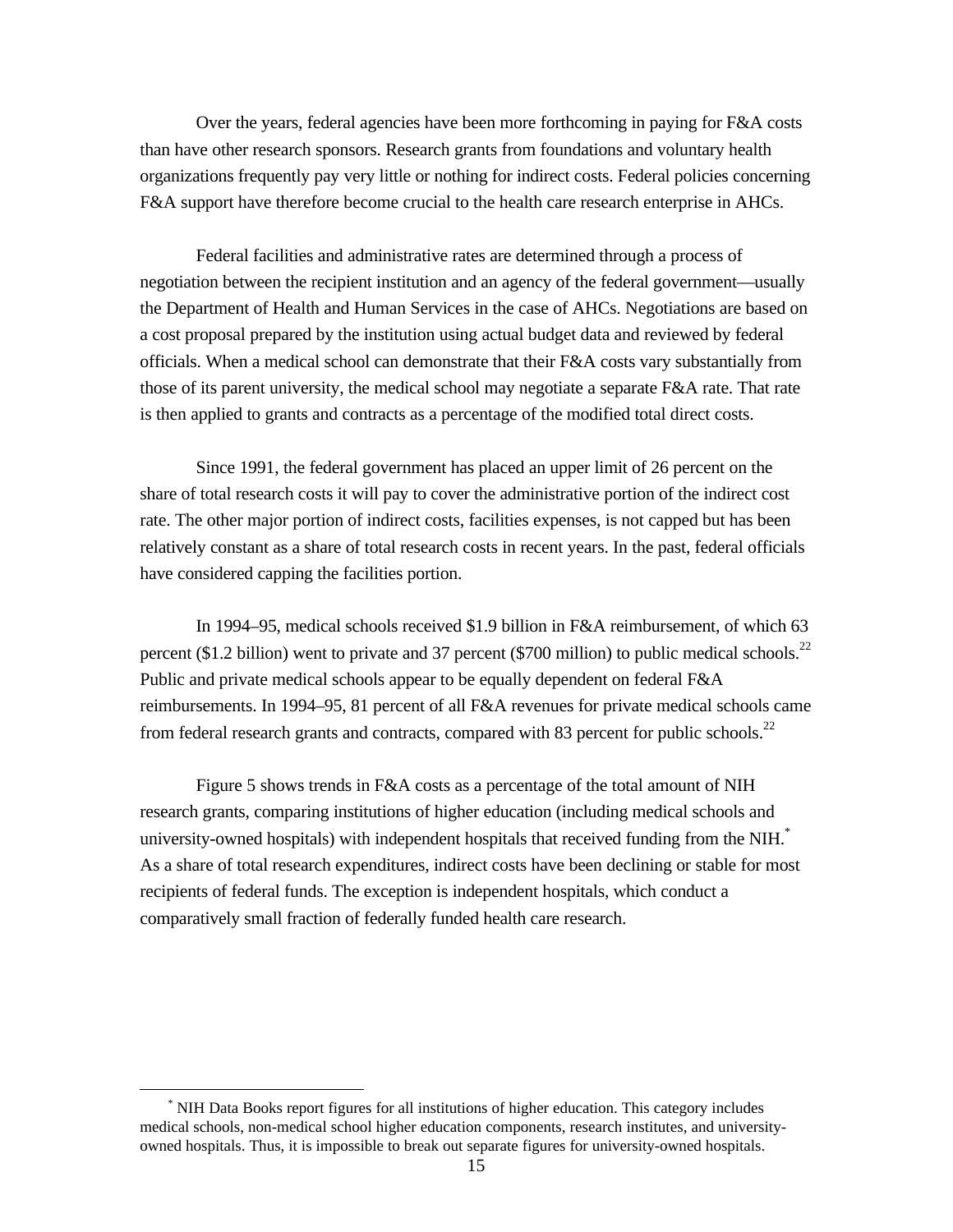Over the years, federal agencies have been more forthcoming in paying for F&A costs than have other research sponsors. Research grants from foundations and voluntary health organizations frequently pay very little or nothing for indirect costs. Federal policies concerning F&A support have therefore become crucial to the health care research enterprise in AHCs.

Federal facilities and administrative rates are determined through a process of negotiation between the recipient institution and an agency of the federal government—usually the Department of Health and Human Services in the case of AHCs. Negotiations are based on a cost proposal prepared by the institution using actual budget data and reviewed by federal officials. When a medical school can demonstrate that their F&A costs vary substantially from those of its parent university, the medical school may negotiate a separate F&A rate. That rate is then applied to grants and contracts as a percentage of the modified total direct costs.

Since 1991, the federal government has placed an upper limit of 26 percent on the share of total research costs it will pay to cover the administrative portion of the indirect cost rate. The other major portion of indirect costs, facilities expenses, is not capped but has been relatively constant as a share of total research costs in recent years. In the past, federal officials have considered capping the facilities portion.

In 1994–95, medical schools received $1.9 billion in F&A reimbursement, of which 63 percent ($1.2 billion) went to private and 37 percent ($700 million) to public medical schools.[22] Public and private medical schools appear to be equally dependent on federal F&A reimbursements. In 1994–95, 81 percent of all F&A revenues for private medical schools came from federal research grants and contracts, compared with 83 percent for public schools.[22]

Figure 5 shows trends in F&A costs as a percentage of the total amount of NIH research grants, comparing institutions of higher education (including medical schools and university-owned hospitals) with independent hospitals that received funding from the NIH.[*] As a share of total research expenditures, indirect costs have been declining or stable for most recipients of federal funds. The exception is independent hospitals, which conduct a comparatively small fraction of federally funded health care research.

---

[*] NIH Data Books report figures for all institutions of higher education. This category includes medical schools, non-medical school higher education components, research institutes, and university-owned hospitals. Thus, it is impossible to break out separate figures for university-owned hospitals.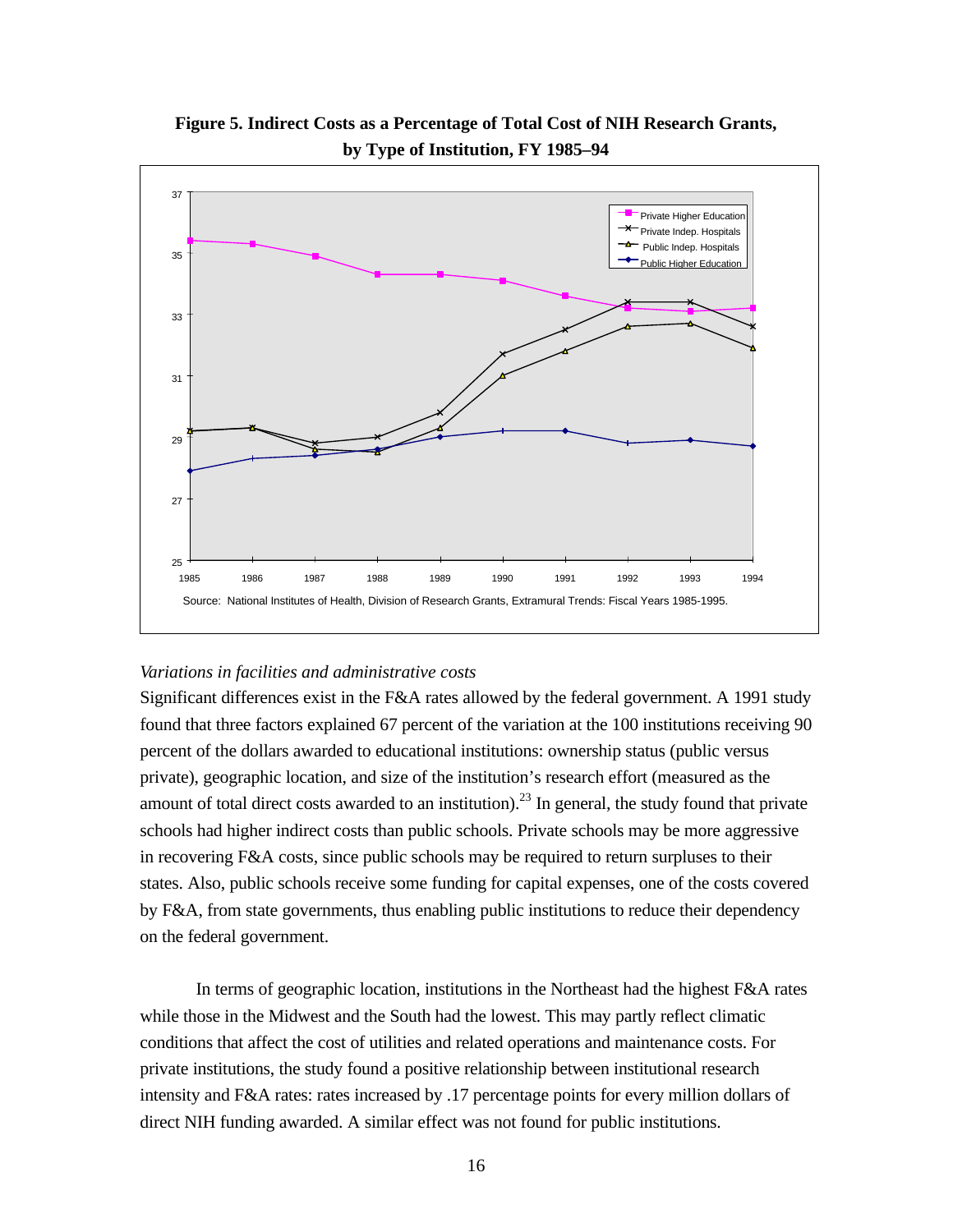**Figure 5. Indirect Costs as a Percentage of Total Cost of NIH Research Grants, by Type of Institution, FY 1985–94**

Source: National Institutes of Health, Division of Research Grants, Extramural Trends: Fiscal Years 1985-1995.

*Variations in facilities and administrative costs*

Significant differences exist in the F&A rates allowed by the federal government. A 1991 study found that three factors explained 67 percent of the variation at the 100 institutions receiving 90 percent of the dollars awarded to educational institutions: ownership status (public versus private), geographic location, and size of the institution's research effort (measured as the amount of total direct costs awarded to an institution).[23] In general, the study found that private schools had higher indirect costs than public schools. Private schools may be more aggressive in recovering F&A costs, since public schools may be required to return surpluses to their states. Also, public schools receive some funding for capital expenses, one of the costs covered by F&A, from state governments, thus enabling public institutions to reduce their dependency on the federal government.

In terms of geographic location, institutions in the Northeast had the highest F&A rates while those in the Midwest and the South had the lowest. This may partly reflect climatic conditions that affect the cost of utilities and related operations and maintenance costs. For private institutions, the study found a positive relationship between institutional research intensity and F&A rates: rates increased by .17 percentage points for every million dollars of direct NIH funding awarded. A similar effect was not found for public institutions.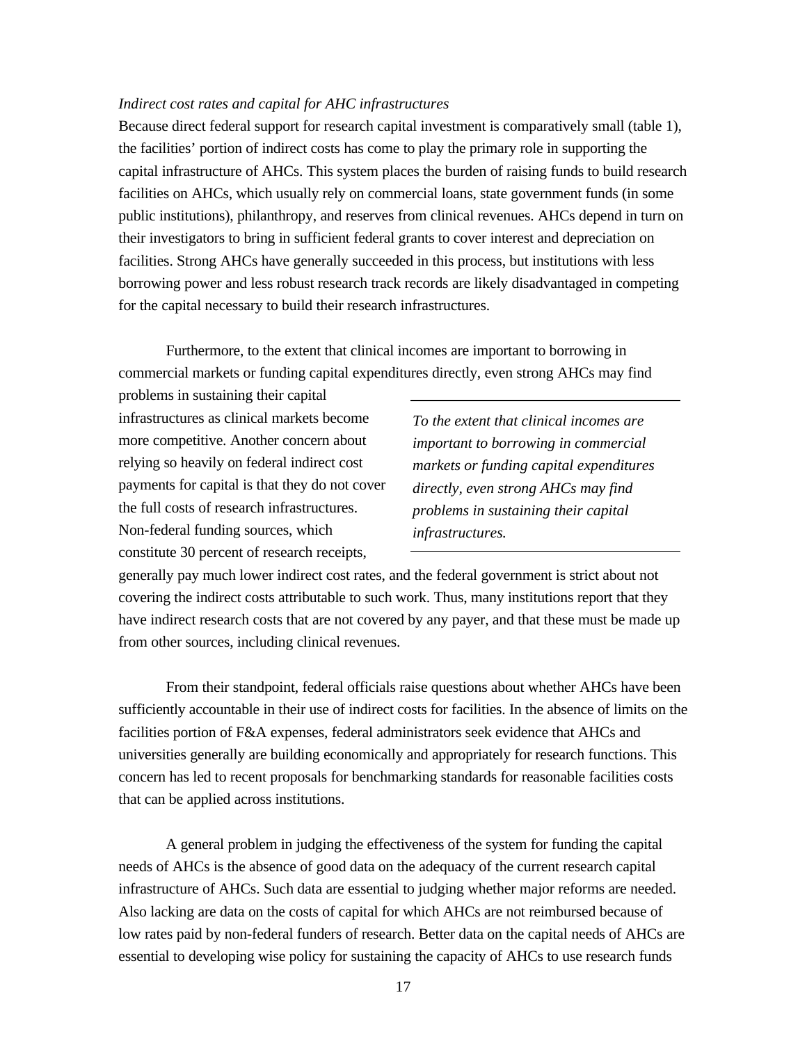*Indirect cost rates and capital for AHC infrastructures*

Because direct federal support for research capital investment is comparatively small (table 1), the facilities' portion of indirect costs has come to play the primary role in supporting the capital infrastructure of AHCs. This system places the burden of raising funds to build research facilities on AHCs, which usually rely on commercial loans, state government funds (in some public institutions), philanthropy, and reserves from clinical revenues. AHCs depend in turn on their investigators to bring in sufficient federal grants to cover interest and depreciation on facilities. Strong AHCs have generally succeeded in this process, but institutions with less borrowing power and less robust research track records are likely disadvantaged in competing for the capital necessary to build their research infrastructures.

Furthermore, to the extent that clinical incomes are important to borrowing in commercial markets or funding capital expenditures directly, even strong AHCs may find problems in sustaining their capital infrastructures as clinical markets become more competitive. Another concern about relying so heavily on federal indirect cost payments for capital is that they do not cover the full costs of research infrastructures. Non-federal funding sources, which constitute 30 percent of research receipts, generally pay much lower indirect cost rates, and the federal government is strict about not covering the indirect costs attributable to such work. Thus, many institutions report that they have indirect research costs that are not covered by any payer, and that these must be made up from other sources, including clinical revenues.

> *To the extent that clinical incomes are important to borrowing in commercial markets or funding capital expenditures directly, even strong AHCs may find problems in sustaining their capital infrastructures.*

From their standpoint, federal officials raise questions about whether AHCs have been sufficiently accountable in their use of indirect costs for facilities. In the absence of limits on the facilities portion of F&A expenses, federal administrators seek evidence that AHCs and universities generally are building economically and appropriately for research functions. This concern has led to recent proposals for benchmarking standards for reasonable facilities costs that can be applied across institutions.

A general problem in judging the effectiveness of the system for funding the capital needs of AHCs is the absence of good data on the adequacy of the current research capital infrastructure of AHCs. Such data are essential to judging whether major reforms are needed. Also lacking are data on the costs of capital for which AHCs are not reimbursed because of low rates paid by non-federal funders of research. Better data on the capital needs of AHCs are essential to developing wise policy for sustaining the capacity of AHCs to use research funds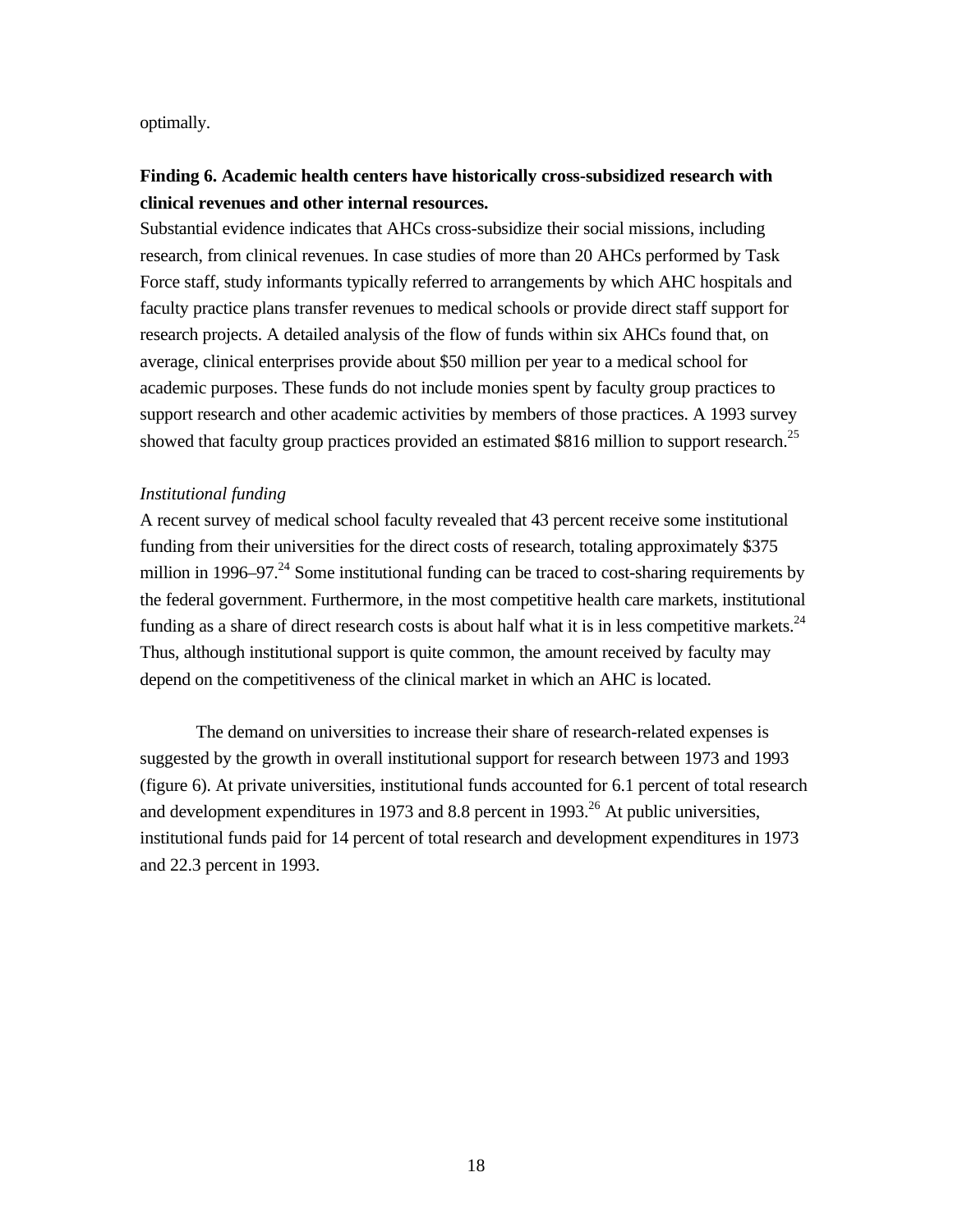optimally.

**Finding 6. Academic health centers have historically cross-subsidized research with clinical revenues and other internal resources.**

Substantial evidence indicates that AHCs cross-subsidize their social missions, including research, from clinical revenues. In case studies of more than 20 AHCs performed by Task Force staff, study informants typically referred to arrangements by which AHC hospitals and faculty practice plans transfer revenues to medical schools or provide direct staff support for research projects. A detailed analysis of the flow of funds within six AHCs found that, on average, clinical enterprises provide about $50 million per year to a medical school for academic purposes. These funds do not include monies spent by faculty group practices to support research and other academic activities by members of those practices. A 1993 survey showed that faculty group practices provided an estimated $816 million to support research.[25]

*Institutional funding*

A recent survey of medical school faculty revealed that 43 percent receive some institutional funding from their universities for the direct costs of research, totaling approximately $375 million in 1996–97.[24] Some institutional funding can be traced to cost-sharing requirements by the federal government. Furthermore, in the most competitive health care markets, institutional funding as a share of direct research costs is about half what it is in less competitive markets.[24] Thus, although institutional support is quite common, the amount received by faculty may depend on the competitiveness of the clinical market in which an AHC is located.

The demand on universities to increase their share of research-related expenses is suggested by the growth in overall institutional support for research between 1973 and 1993 (figure 6). At private universities, institutional funds accounted for 6.1 percent of total research and development expenditures in 1973 and 8.8 percent in 1993.[26] At public universities, institutional funds paid for 14 percent of total research and development expenditures in 1973 and 22.3 percent in 1993.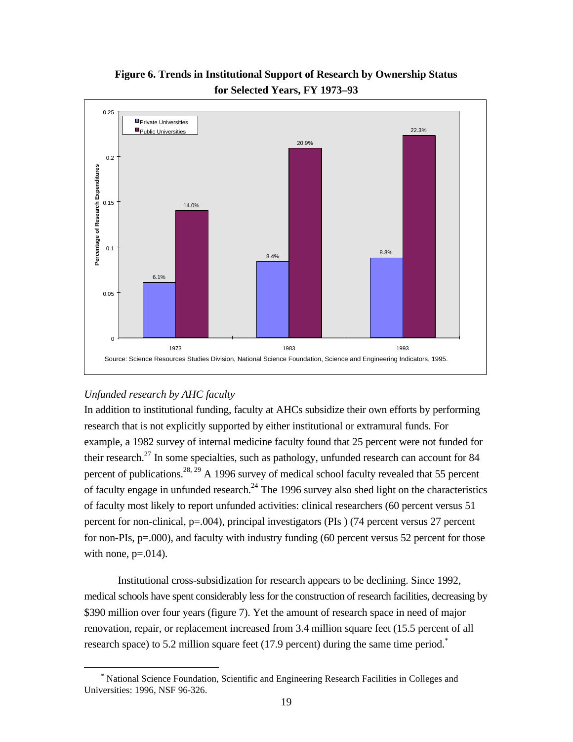**Figure 6. Trends in Institutional Support of Research by Ownership Status for Selected Years, FY 1973–93**

| Year | Private Universities | Public Universities |
|---|---|---|
| 1973 | 6.1% | 14.0% |
| 1983 | 8.4% | 20.9% |
| 1993 | 8.8% | 22.3% |

Source: Science Resources Studies Division, National Science Foundation, Science and Engineering Indicators, 1995.

*Unfunded research by AHC faculty*

In addition to institutional funding, faculty at AHCs subsidize their own efforts by performing research that is not explicitly supported by either institutional or extramural funds. For example, a 1982 survey of internal medicine faculty found that 25 percent were not funded for their research.[27] In some specialties, such as pathology, unfunded research can account for 84 percent of publications.[28, 29] A 1996 survey of medical school faculty revealed that 55 percent of faculty engage in unfunded research.[24] The 1996 survey also shed light on the characteristics of faculty most likely to report unfunded activities: clinical researchers (60 percent versus 51 percent for non-clinical, p=.004), principal investigators (PIs ) (74 percent versus 27 percent for non-PIs, p=.000), and faculty with industry funding (60 percent versus 52 percent for those with none, p=.014).

Institutional cross-subsidization for research appears to be declining. Since 1992, medical schools have spent considerably less for the construction of research facilities, decreasing by $390 million over four years (figure 7). Yet the amount of research space in need of major renovation, repair, or replacement increased from 3.4 million square feet (15.5 percent of all research space) to 5.2 million square feet (17.9 percent) during the same time period.*

* National Science Foundation, Scientific and Engineering Research Facilities in Colleges and Universities: 1996, NSF 96-326.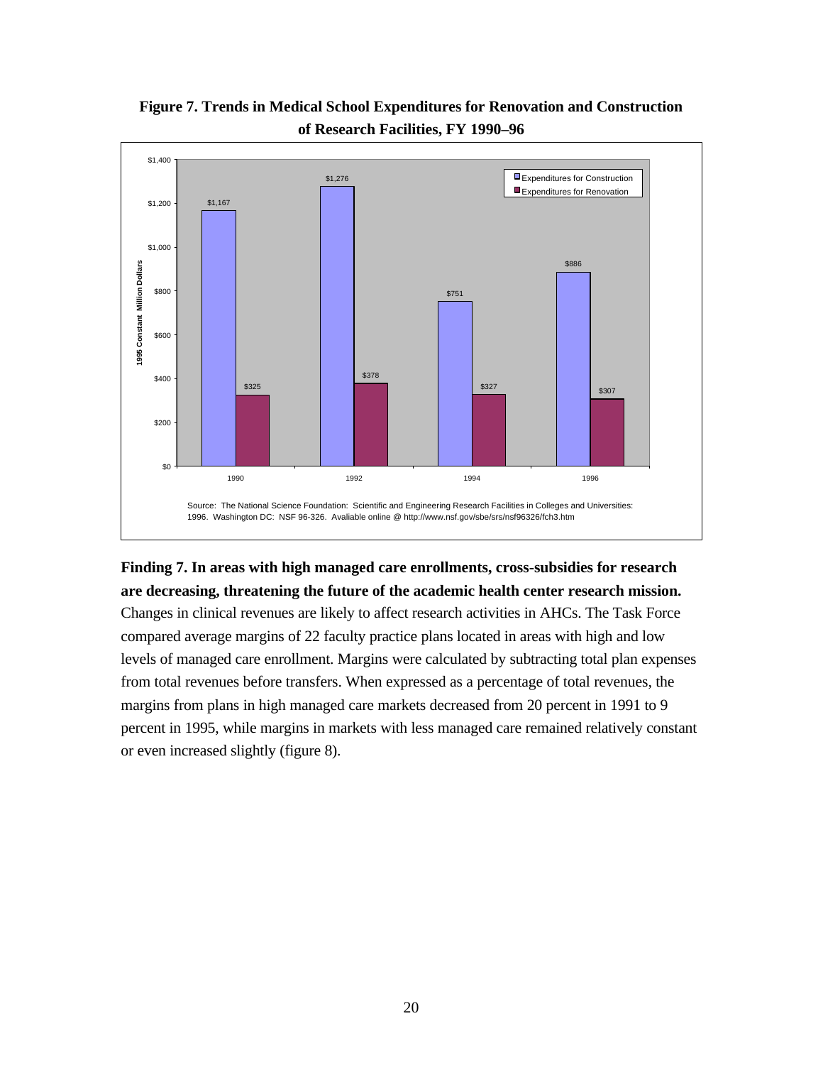**Figure 7. Trends in Medical School Expenditures for Renovation and Construction of Research Facilities, FY 1990–96**

| Year | Expenditures for Construction | Expenditures for Renovation |
|---|---|---|
| 1990 | $1,167 | $325 |
| 1992 | $1,276 | $378 |
| 1994 | $751 | $327 |
| 1996 | $886 | $307 |

(1995 Constant Million Dollars)

Source: The National Science Foundation: Scientific and Engineering Research Facilities in Colleges and Universities: 1996. Washington DC: NSF 96-326. Avaliable online @ http://www.nsf.gov/sbe/srs/nsf96326/fch3.htm

**Finding 7. In areas with high managed care enrollments, cross-subsidies for research are decreasing, threatening the future of the academic health center research mission.** Changes in clinical revenues are likely to affect research activities in AHCs. The Task Force compared average margins of 22 faculty practice plans located in areas with high and low levels of managed care enrollment. Margins were calculated by subtracting total plan expenses from total revenues before transfers. When expressed as a percentage of total revenues, the margins from plans in high managed care markets decreased from 20 percent in 1991 to 9 percent in 1995, while margins in markets with less managed care remained relatively constant or even increased slightly (figure 8).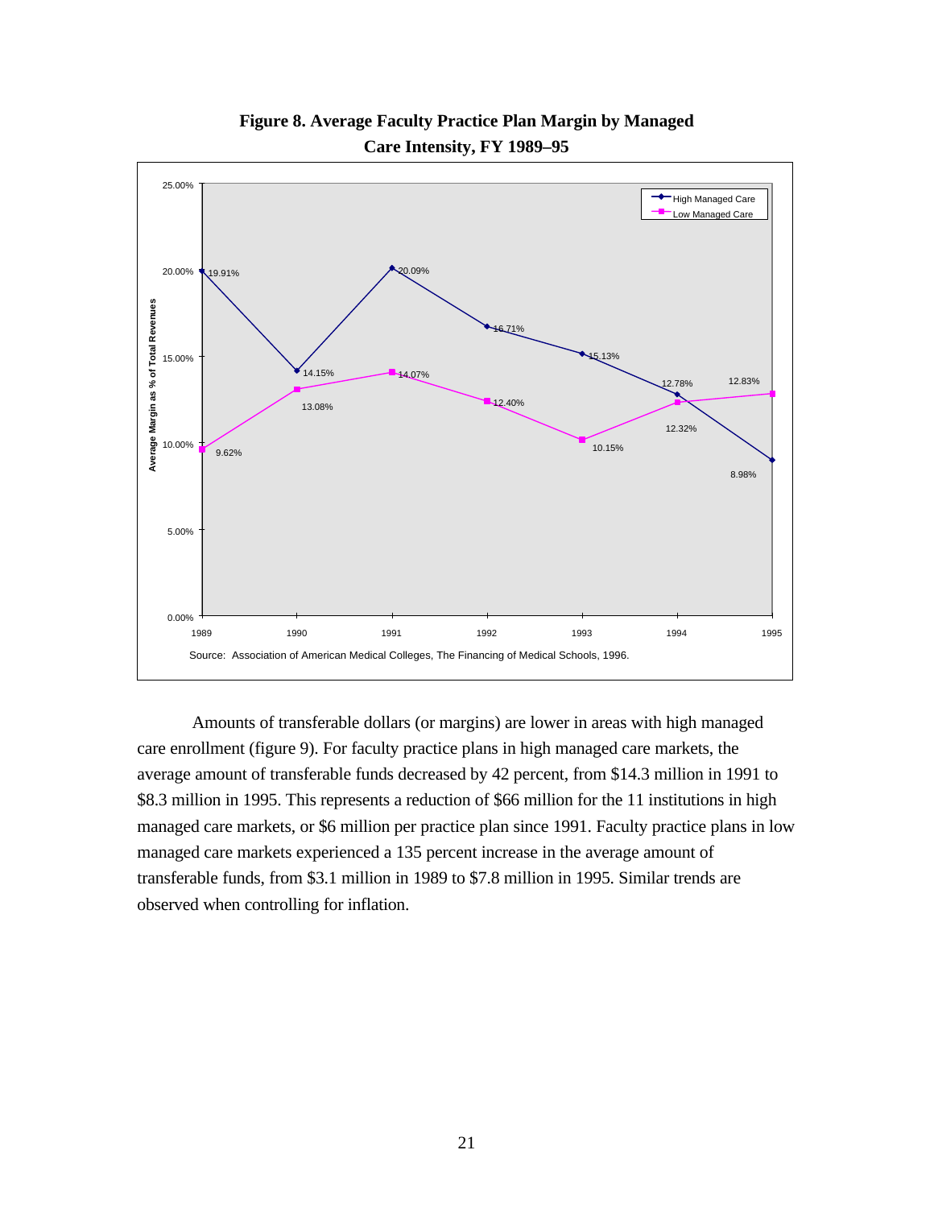**Figure 8. Average Faculty Practice Plan Margin by Managed Care Intensity, FY 1989–95**

| Year | High Managed Care | Low Managed Care |
|---|---|---|
| 1989 | 19.91% | 9.62% |
| 1990 | 14.15% | 13.08% |
| 1991 | 20.09% | 14.07% |
| 1992 | 16.71% | 12.40% |
| 1993 | 15.13% | 10.15% |
| 1994 | 12.78% | 12.32% |
| 1995 | 8.98% | 12.83% |

Source: Association of American Medical Colleges, The Financing of Medical Schools, 1996.

Amounts of transferable dollars (or margins) are lower in areas with high managed care enrollment (figure 9). For faculty practice plans in high managed care markets, the average amount of transferable funds decreased by 42 percent, from $14.3 million in 1991 to $8.3 million in 1995. This represents a reduction of $66 million for the 11 institutions in high managed care markets, or $6 million per practice plan since 1991. Faculty practice plans in low managed care markets experienced a 135 percent increase in the average amount of transferable funds, from $3.1 million in 1989 to $7.8 million in 1995. Similar trends are observed when controlling for inflation.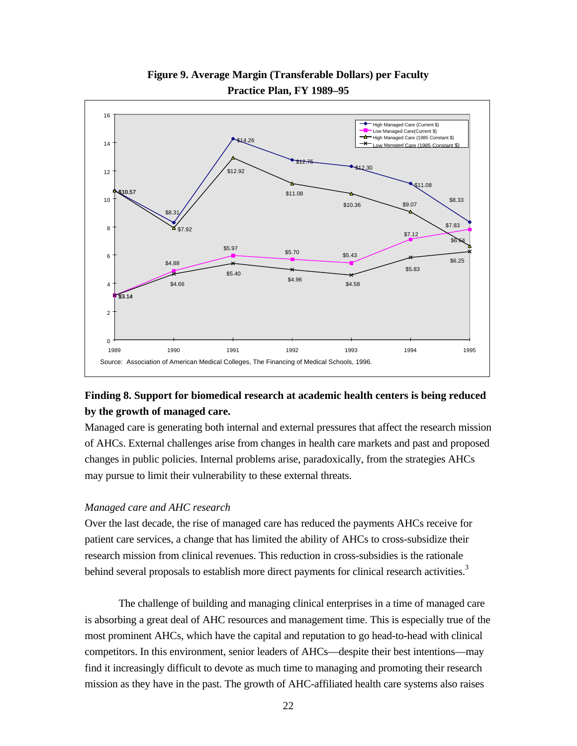**Figure 9. Average Margin (Transferable Dollars) per Faculty Practice Plan, FY 1989–95**

| Year | High Managed Care (Current $) | Low Managed Care (Current $) | High Managed Care (1985 Constant $) | Low Managed Care (1985 Constant $) |
|---|---|---|---|---|
| 1989 | $10.57 | $3.14 | $10.57 | $3.14 |
| 1990 | $8.31 | $4.88 | $7.92 | $4.66 |
| 1991 | $14.26 | $5.97 | $12.92 | $5.40 |
| 1992 | $12.75 | $5.70 | $11.08 | $4.96 |
| 1993 | $12.30 | $5.43 | $10.36 | $4.58 |
| 1994 | $11.08 | $7.12 | $9.07 | $5.83 |
| 1995 | $8.33 | $7.83 | $6.64 | $6.25 |

Source: Association of American Medical Colleges, The Financing of Medical Schools, 1996.

**Finding 8. Support for biomedical research at academic health centers is being reduced by the growth of managed care.**

Managed care is generating both internal and external pressures that affect the research mission of AHCs. External challenges arise from changes in health care markets and past and proposed changes in public policies. Internal problems arise, paradoxically, from the strategies AHCs may pursue to limit their vulnerability to these external threats.

*Managed care and AHC research*

Over the last decade, the rise of managed care has reduced the payments AHCs receive for patient care services, a change that has limited the ability of AHCs to cross-subsidize their research mission from clinical revenues. This reduction in cross-subsidies is the rationale behind several proposals to establish more direct payments for clinical research activities.[3]

The challenge of building and managing clinical enterprises in a time of managed care is absorbing a great deal of AHC resources and management time. This is especially true of the most prominent AHCs, which have the capital and reputation to go head-to-head with clinical competitors. In this environment, senior leaders of AHCs—despite their best intentions—may find it increasingly difficult to devote as much time to managing and promoting their research mission as they have in the past. The growth of AHC-affiliated health care systems also raises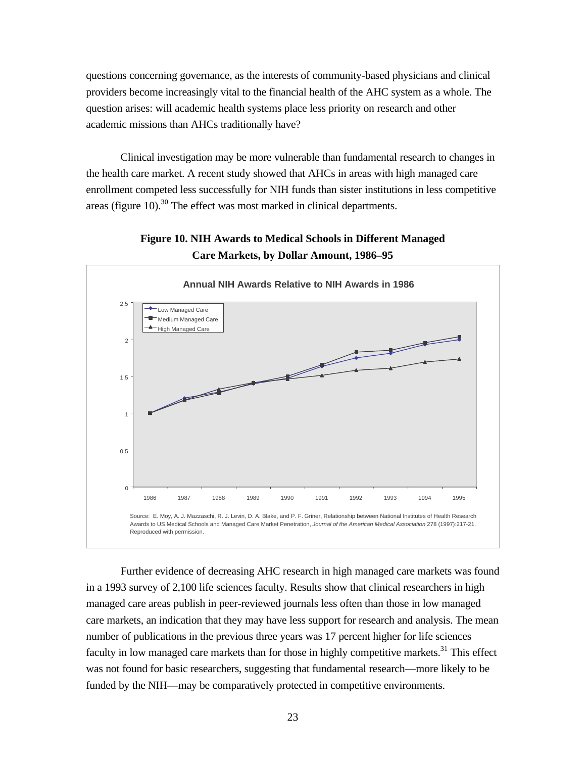questions concerning governance, as the interests of community-based physicians and clinical providers become increasingly vital to the financial health of the AHC system as a whole. The question arises: will academic health systems place less priority on research and other academic missions than AHCs traditionally have?

Clinical investigation may be more vulnerable than fundamental research to changes in the health care market. A recent study showed that AHCs in areas with high managed care enrollment competed less successfully for NIH funds than sister institutions in less competitive areas (figure 10).[30] The effect was most marked in clinical departments.

**Figure 10. NIH Awards to Medical Schools in Different Managed Care Markets, by Dollar Amount, 1986–95**

Source: E. Moy, A. J. Mazzaschi, R. J. Levin, D. A. Blake, and P. F. Griner, Relationship between National Institutes of Health Research Awards to US Medical Schools and Managed Care Market Penetration, *Journal of the American Medical Association* 278 (1997):217-21. Reproduced with permission.

Further evidence of decreasing AHC research in high managed care markets was found in a 1993 survey of 2,100 life sciences faculty. Results show that clinical researchers in high managed care areas publish in peer-reviewed journals less often than those in low managed care markets, an indication that they may have less support for research and analysis. The mean number of publications in the previous three years was 17 percent higher for life sciences faculty in low managed care markets than for those in highly competitive markets.[31] This effect was not found for basic researchers, suggesting that fundamental research—more likely to be funded by the NIH—may be comparatively protected in competitive environments.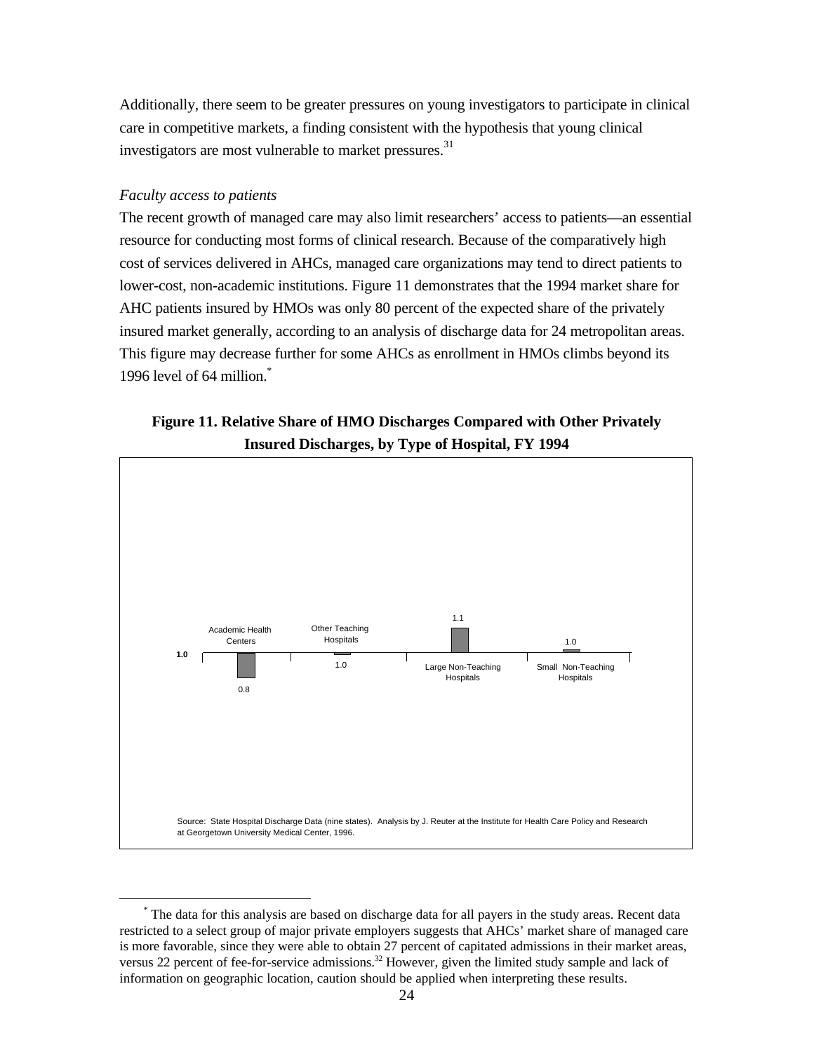Additionally, there seem to be greater pressures on young investigators to participate in clinical care in competitive markets, a finding consistent with the hypothesis that young clinical investigators are most vulnerable to market pressures.[31]

*Faculty access to patients*

The recent growth of managed care may also limit researchers' access to patients—an essential resource for conducting most forms of clinical research. Because of the comparatively high cost of services delivered in AHCs, managed care organizations may tend to direct patients to lower-cost, non-academic institutions. Figure 11 demonstrates that the 1994 market share for AHC patients insured by HMOs was only 80 percent of the expected share of the privately insured market generally, according to an analysis of discharge data for 24 metropolitan areas. This figure may decrease further for some AHCs as enrollment in HMOs climbs beyond its 1996 level of 64 million.[*]

**Figure 11. Relative Share of HMO Discharges Compared with Other Privately Insured Discharges, by Type of Hospital, FY 1994**

| Type of Hospital | Relative Share |
|---|---|
| Academic Health Centers | 0.8 |
| Other Teaching Hospitals | 1.0 |
| Large Non-Teaching Hospitals | 1.1 |
| Small Non-Teaching Hospitals | 1.0 |

Source: State Hospital Discharge Data (nine states). Analysis by J. Reuter at the Institute for Health Care Policy and Research at Georgetown University Medical Center, 1996.

[*] The data for this analysis are based on discharge data for all payers in the study areas. Recent data restricted to a select group of major private employers suggests that AHCs' market share of managed care is more favorable, since they were able to obtain 27 percent of capitated admissions in their market areas, versus 22 percent of fee-for-service admissions.[32] However, given the limited study sample and lack of information on geographic location, caution should be applied when interpreting these results.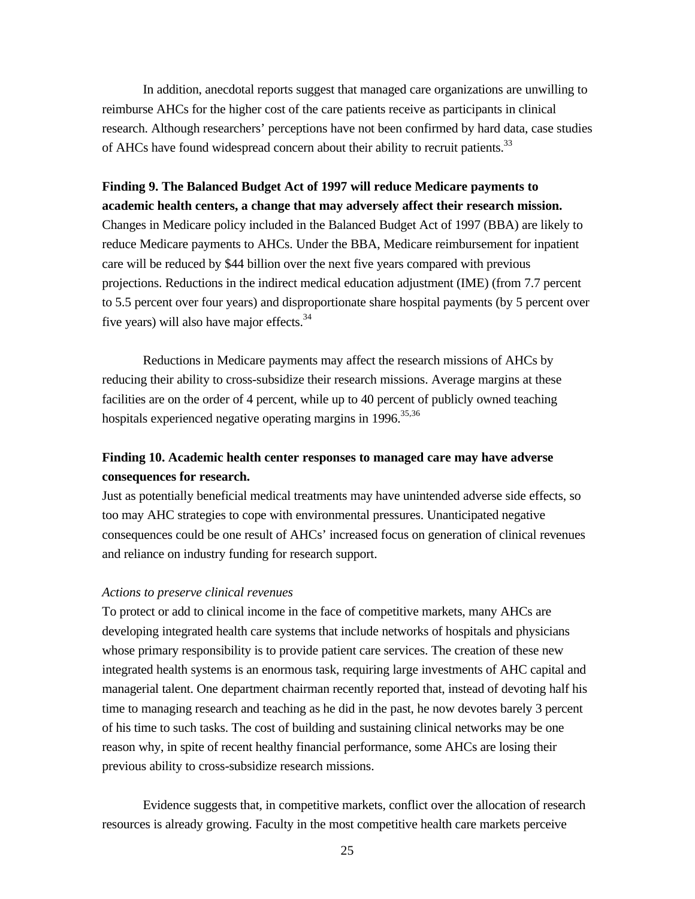In addition, anecdotal reports suggest that managed care organizations are unwilling to reimburse AHCs for the higher cost of the care patients receive as participants in clinical research. Although researchers' perceptions have not been confirmed by hard data, case studies of AHCs have found widespread concern about their ability to recruit patients.[33]

**Finding 9. The Balanced Budget Act of 1997 will reduce Medicare payments to academic health centers, a change that may adversely affect their research mission.**
Changes in Medicare policy included in the Balanced Budget Act of 1997 (BBA) are likely to reduce Medicare payments to AHCs. Under the BBA, Medicare reimbursement for inpatient care will be reduced by $44 billion over the next five years compared with previous projections. Reductions in the indirect medical education adjustment (IME) (from 7.7 percent to 5.5 percent over four years) and disproportionate share hospital payments (by 5 percent over five years) will also have major effects.[34]

Reductions in Medicare payments may affect the research missions of AHCs by reducing their ability to cross-subsidize their research missions. Average margins at these facilities are on the order of 4 percent, while up to 40 percent of publicly owned teaching hospitals experienced negative operating margins in 1996.[35,36]

**Finding 10. Academic health center responses to managed care may have adverse consequences for research.**
Just as potentially beneficial medical treatments may have unintended adverse side effects, so too may AHC strategies to cope with environmental pressures. Unanticipated negative consequences could be one result of AHCs' increased focus on generation of clinical revenues and reliance on industry funding for research support.

*Actions to preserve clinical revenues*
To protect or add to clinical income in the face of competitive markets, many AHCs are developing integrated health care systems that include networks of hospitals and physicians whose primary responsibility is to provide patient care services. The creation of these new integrated health systems is an enormous task, requiring large investments of AHC capital and managerial talent. One department chairman recently reported that, instead of devoting half his time to managing research and teaching as he did in the past, he now devotes barely 3 percent of his time to such tasks. The cost of building and sustaining clinical networks may be one reason why, in spite of recent healthy financial performance, some AHCs are losing their previous ability to cross-subsidize research missions.

Evidence suggests that, in competitive markets, conflict over the allocation of research resources is already growing. Faculty in the most competitive health care markets perceive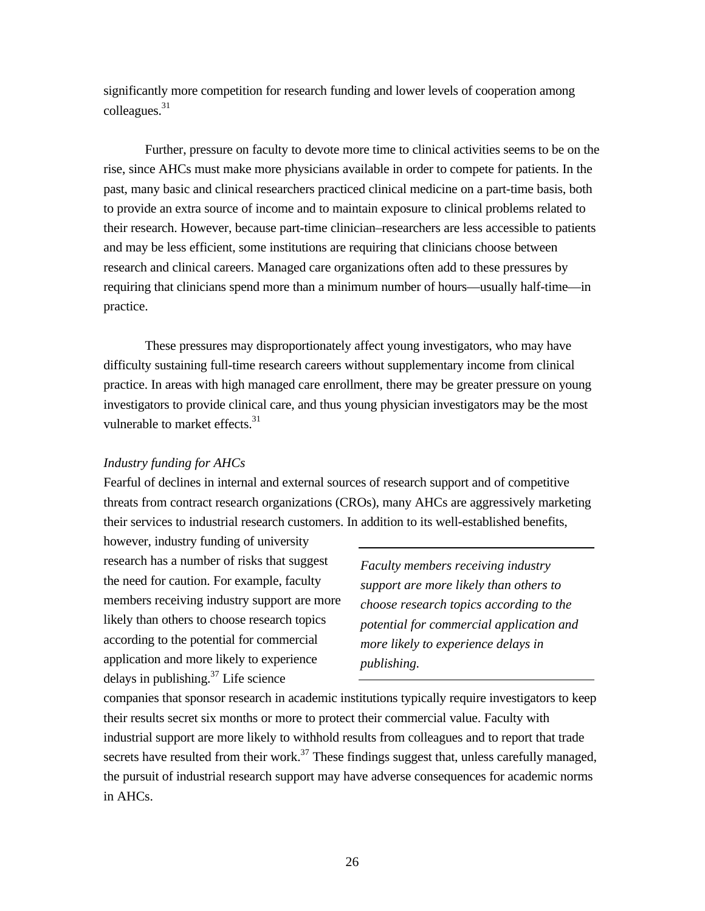significantly more competition for research funding and lower levels of cooperation among colleagues.[31]

Further, pressure on faculty to devote more time to clinical activities seems to be on the rise, since AHCs must make more physicians available in order to compete for patients. In the past, many basic and clinical researchers practiced clinical medicine on a part-time basis, both to provide an extra source of income and to maintain exposure to clinical problems related to their research. However, because part-time clinician–researchers are less accessible to patients and may be less efficient, some institutions are requiring that clinicians choose between research and clinical careers. Managed care organizations often add to these pressures by requiring that clinicians spend more than a minimum number of hours—usually half-time—in practice.

These pressures may disproportionately affect young investigators, who may have difficulty sustaining full-time research careers without supplementary income from clinical practice. In areas with high managed care enrollment, there may be greater pressure on young investigators to provide clinical care, and thus young physician investigators may be the most vulnerable to market effects.[31]

*Industry funding for AHCs*

Fearful of declines in internal and external sources of research support and of competitive threats from contract research organizations (CROs), many AHCs are aggressively marketing their services to industrial research customers. In addition to its well-established benefits, however, industry funding of university research has a number of risks that suggest the need for caution. For example, faculty members receiving industry support are more likely than others to choose research topics according to the potential for commercial application and more likely to experience delays in publishing.[37] Life science companies that sponsor research in academic institutions typically require investigators to keep their results secret six months or more to protect their commercial value. Faculty with industrial support are more likely to withhold results from colleagues and to report that trade secrets have resulted from their work.[37] These findings suggest that, unless carefully managed, the pursuit of industrial research support may have adverse consequences for academic norms in AHCs.

---

*Faculty members receiving industry support are more likely than others to choose research topics according to the potential for commercial application and more likely to experience delays in publishing.*

---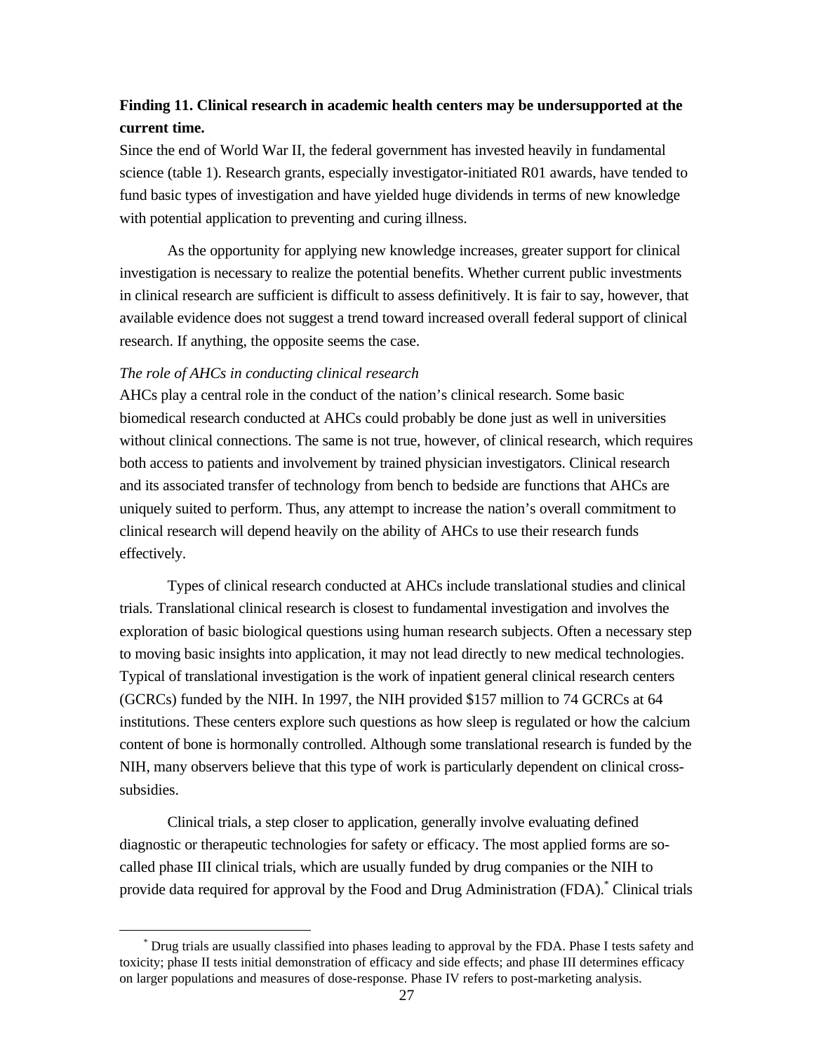**Finding 11. Clinical research in academic health centers may be undersupported at the current time.**

Since the end of World War II, the federal government has invested heavily in fundamental science (table 1). Research grants, especially investigator-initiated R01 awards, have tended to fund basic types of investigation and have yielded huge dividends in terms of new knowledge with potential application to preventing and curing illness.

As the opportunity for applying new knowledge increases, greater support for clinical investigation is necessary to realize the potential benefits. Whether current public investments in clinical research are sufficient is difficult to assess definitively. It is fair to say, however, that available evidence does not suggest a trend toward increased overall federal support of clinical research. If anything, the opposite seems the case.

*The role of AHCs in conducting clinical research*

AHCs play a central role in the conduct of the nation's clinical research. Some basic biomedical research conducted at AHCs could probably be done just as well in universities without clinical connections. The same is not true, however, of clinical research, which requires both access to patients and involvement by trained physician investigators. Clinical research and its associated transfer of technology from bench to bedside are functions that AHCs are uniquely suited to perform. Thus, any attempt to increase the nation's overall commitment to clinical research will depend heavily on the ability of AHCs to use their research funds effectively.

Types of clinical research conducted at AHCs include translational studies and clinical trials. Translational clinical research is closest to fundamental investigation and involves the exploration of basic biological questions using human research subjects. Often a necessary step to moving basic insights into application, it may not lead directly to new medical technologies. Typical of translational investigation is the work of inpatient general clinical research centers (GCRCs) funded by the NIH. In 1997, the NIH provided $157 million to 74 GCRCs at 64 institutions. These centers explore such questions as how sleep is regulated or how the calcium content of bone is hormonally controlled. Although some translational research is funded by the NIH, many observers believe that this type of work is particularly dependent on clinical cross-subsidies.

Clinical trials, a step closer to application, generally involve evaluating defined diagnostic or therapeutic technologies for safety or efficacy. The most applied forms are so-called phase III clinical trials, which are usually funded by drug companies or the NIH to provide data required for approval by the Food and Drug Administration (FDA).[*] Clinical trials

[*] Drug trials are usually classified into phases leading to approval by the FDA. Phase I tests safety and toxicity; phase II tests initial demonstration of efficacy and side effects; and phase III determines efficacy on larger populations and measures of dose-response. Phase IV refers to post-marketing analysis.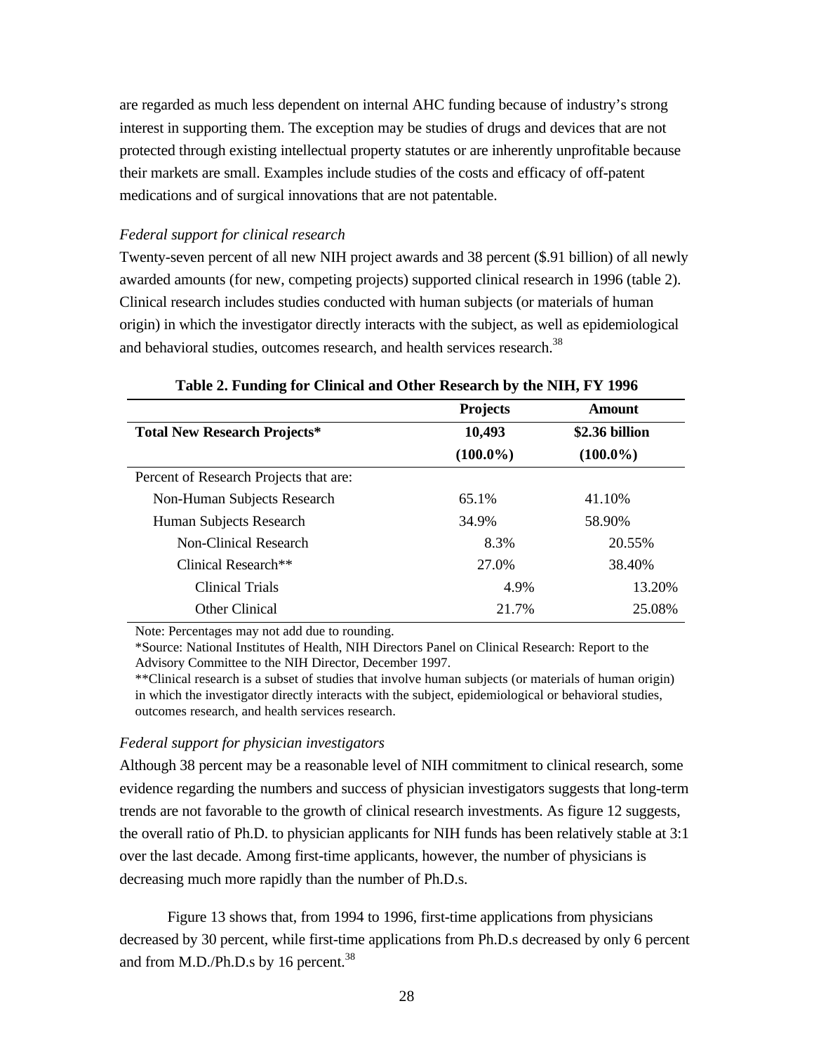are regarded as much less dependent on internal AHC funding because of industry's strong interest in supporting them. The exception may be studies of drugs and devices that are not protected through existing intellectual property statutes or are inherently unprofitable because their markets are small. Examples include studies of the costs and efficacy of off-patent medications and of surgical innovations that are not patentable.

*Federal support for clinical research*

Twenty-seven percent of all new NIH project awards and 38 percent ($.91 billion) of all newly awarded amounts (for new, competing projects) supported clinical research in 1996 (table 2). Clinical research includes studies conducted with human subjects (or materials of human origin) in which the investigator directly interacts with the subject, as well as epidemiological and behavioral studies, outcomes research, and health services research.[38]

**Table 2. Funding for Clinical and Other Research by the NIH, FY 1996**

| | **Projects** | **Amount** |
|---|---|---|
| **Total New Research Projects*** | **10,493 (100.0%)** | **$2.36 billion (100.0%)** |
| Percent of Research Projects that are: | | |
| Non-Human Subjects Research | 65.1% | 41.10% |
| Human Subjects Research | 34.9% | 58.90% |
| Non-Clinical Research | 8.3% | 20.55% |
| Clinical Research** | 27.0% | 38.40% |
| Clinical Trials | 4.9% | 13.20% |
| Other Clinical | 21.7% | 25.08% |

Note: Percentages may not add due to rounding.
*Source: National Institutes of Health, NIH Directors Panel on Clinical Research: Report to the Advisory Committee to the NIH Director, December 1997.
**Clinical research is a subset of studies that involve human subjects (or materials of human origin) in which the investigator directly interacts with the subject, epidemiological or behavioral studies, outcomes research, and health services research.

*Federal support for physician investigators*

Although 38 percent may be a reasonable level of NIH commitment to clinical research, some evidence regarding the numbers and success of physician investigators suggests that long-term trends are not favorable to the growth of clinical research investments. As figure 12 suggests, the overall ratio of Ph.D. to physician applicants for NIH funds has been relatively stable at 3:1 over the last decade. Among first-time applicants, however, the number of physicians is decreasing much more rapidly than the number of Ph.D.s.

Figure 13 shows that, from 1994 to 1996, first-time applications from physicians decreased by 30 percent, while first-time applications from Ph.D.s decreased by only 6 percent and from M.D./Ph.D.s by 16 percent.[38]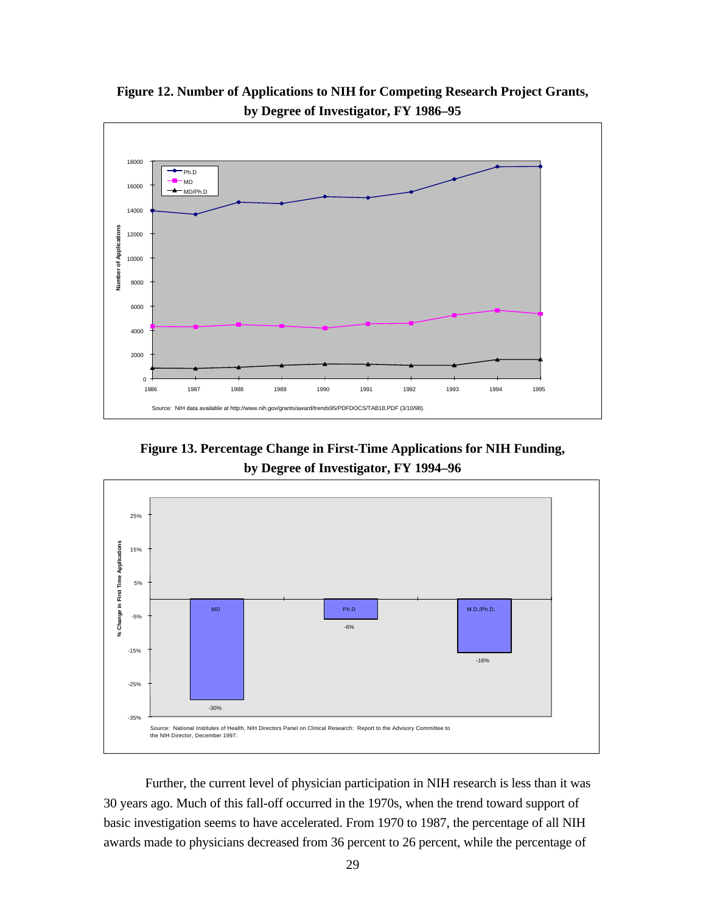**Figure 12. Number of Applications to NIH for Competing Research Project Grants, by Degree of Investigator, FY 1986–95**

Source: NIH data available at http://www.nih.gov/grants/award/trends95/PDFDOCS/TAB18.PDF (3/10/98).

**Figure 13. Percentage Change in First-Time Applications for NIH Funding, by Degree of Investigator, FY 1994–96**

Source: National Institutes of Health, NIH Directors Panel on Clinical Research: Report to the Advisory Committee to the NIH Director, December 1997.

Further, the current level of physician participation in NIH research is less than it was 30 years ago. Much of this fall-off occurred in the 1970s, when the trend toward support of basic investigation seems to have accelerated. From 1970 to 1987, the percentage of all NIH awards made to physicians decreased from 36 percent to 26 percent, while the percentage of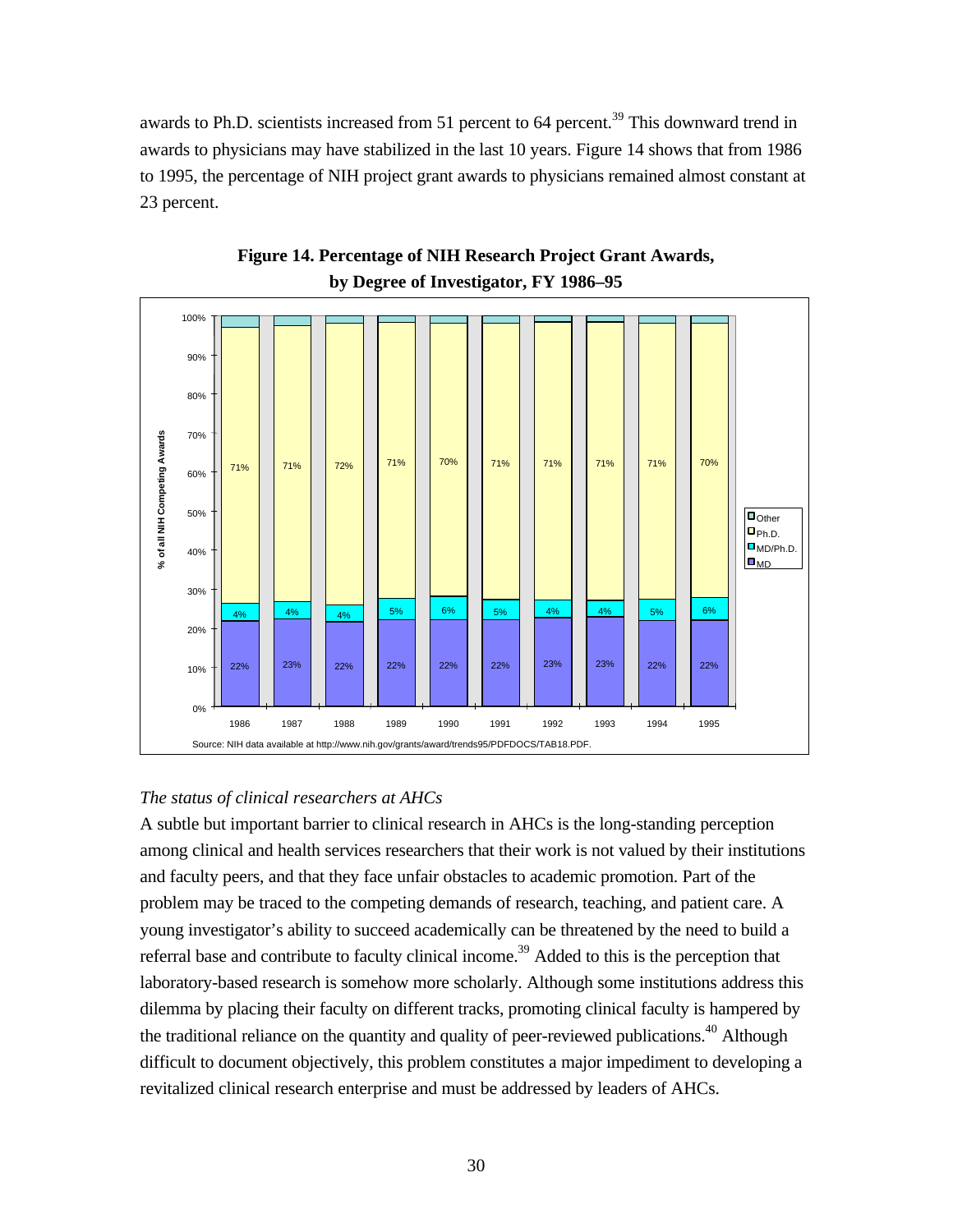awards to Ph.D. scientists increased from 51 percent to 64 percent.[39] This downward trend in awards to physicians may have stabilized in the last 10 years. Figure 14 shows that from 1986 to 1995, the percentage of NIH project grant awards to physicians remained almost constant at 23 percent.

**Figure 14. Percentage of NIH Research Project Grant Awards, by Degree of Investigator, FY 1986–95**

| Year | MD | MD/Ph.D. | Ph.D. |
|---|---|---|---|
| 1986 | 22% | 4% | 71% |
| 1987 | 23% | 4% | 71% |
| 1988 | 22% | 4% | 72% |
| 1989 | 22% | 5% | 71% |
| 1990 | 22% | 6% | 70% |
| 1991 | 22% | 5% | 71% |
| 1992 | 23% | 4% | 71% |
| 1993 | 23% | 4% | 71% |
| 1994 | 22% | 5% | 71% |
| 1995 | 22% | 6% | 70% |

Source: NIH data available at http://www.nih.gov/grants/award/trends95/PDFDOCS/TAB18.PDF.

*The status of clinical researchers at AHCs*

A subtle but important barrier to clinical research in AHCs is the long-standing perception among clinical and health services researchers that their work is not valued by their institutions and faculty peers, and that they face unfair obstacles to academic promotion. Part of the problem may be traced to the competing demands of research, teaching, and patient care. A young investigator's ability to succeed academically can be threatened by the need to build a referral base and contribute to faculty clinical income.[39] Added to this is the perception that laboratory-based research is somehow more scholarly. Although some institutions address this dilemma by placing their faculty on different tracks, promoting clinical faculty is hampered by the traditional reliance on the quantity and quality of peer-reviewed publications.[40] Although difficult to document objectively, this problem constitutes a major impediment to developing a revitalized clinical research enterprise and must be addressed by leaders of AHCs.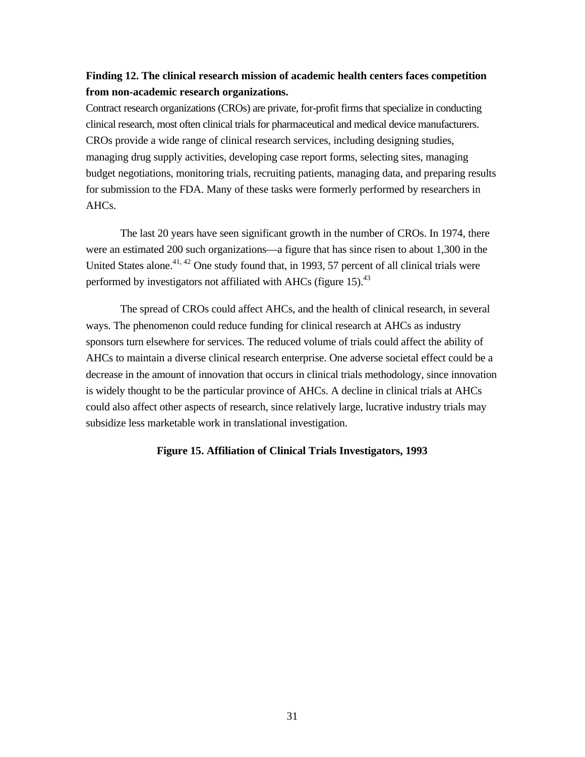**Finding 12. The clinical research mission of academic health centers faces competition from non-academic research organizations.**

Contract research organizations (CROs) are private, for-profit firms that specialize in conducting clinical research, most often clinical trials for pharmaceutical and medical device manufacturers. CROs provide a wide range of clinical research services, including designing studies, managing drug supply activities, developing case report forms, selecting sites, managing budget negotiations, monitoring trials, recruiting patients, managing data, and preparing results for submission to the FDA. Many of these tasks were formerly performed by researchers in AHCs.

The last 20 years have seen significant growth in the number of CROs. In 1974, there were an estimated 200 such organizations—a figure that has since risen to about 1,300 in the United States alone.[41, 42] One study found that, in 1993, 57 percent of all clinical trials were performed by investigators not affiliated with AHCs (figure 15).[43]

The spread of CROs could affect AHCs, and the health of clinical research, in several ways. The phenomenon could reduce funding for clinical research at AHCs as industry sponsors turn elsewhere for services. The reduced volume of trials could affect the ability of AHCs to maintain a diverse clinical research enterprise. One adverse societal effect could be a decrease in the amount of innovation that occurs in clinical trials methodology, since innovation is widely thought to be the particular province of AHCs. A decline in clinical trials at AHCs could also affect other aspects of research, since relatively large, lucrative industry trials may subsidize less marketable work in translational investigation.

**Figure 15. Affiliation of Clinical Trials Investigators, 1993**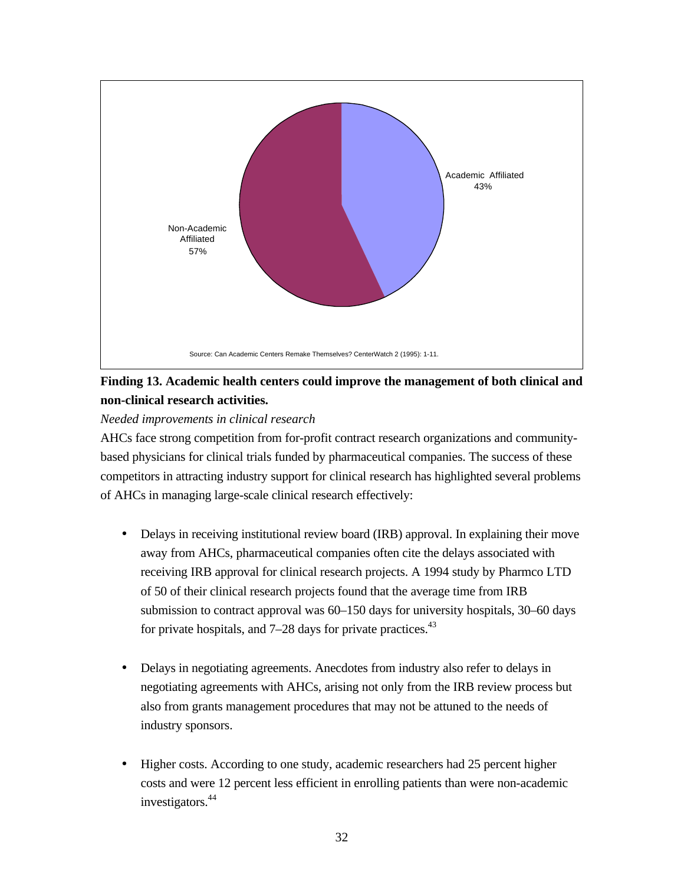Non-Academic Affiliated 57%

Academic Affiliated 43%

Source: Can Academic Centers Remake Themselves? CenterWatch 2 (1995): 1-11.

**Finding 13. Academic health centers could improve the management of both clinical and non-clinical research activities.**

*Needed improvements in clinical research*

AHCs face strong competition from for-profit contract research organizations and community-based physicians for clinical trials funded by pharmaceutical companies. The success of these competitors in attracting industry support for clinical research has highlighted several problems of AHCs in managing large-scale clinical research effectively:

- Delays in receiving institutional review board (IRB) approval. In explaining their move away from AHCs, pharmaceutical companies often cite the delays associated with receiving IRB approval for clinical research projects. A 1994 study by Pharmco LTD of 50 of their clinical research projects found that the average time from IRB submission to contract approval was 60–150 days for university hospitals, 30–60 days for private hospitals, and 7–28 days for private practices.[43]

- Delays in negotiating agreements. Anecdotes from industry also refer to delays in negotiating agreements with AHCs, arising not only from the IRB review process but also from grants management procedures that may not be attuned to the needs of industry sponsors.

- Higher costs. According to one study, academic researchers had 25 percent higher costs and were 12 percent less efficient in enrolling patients than were non-academic investigators.[44]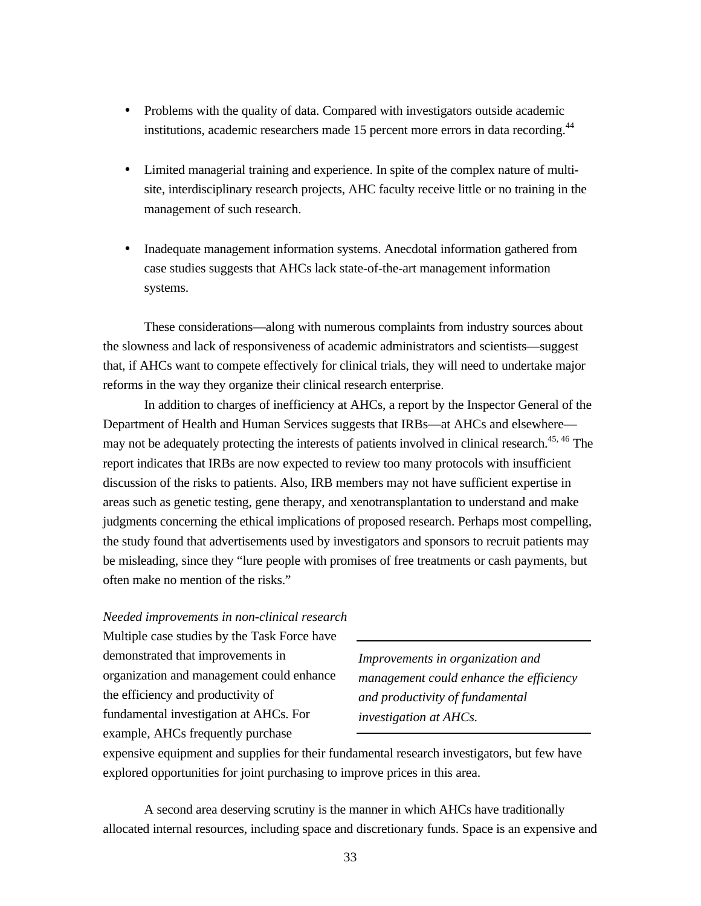- Problems with the quality of data. Compared with investigators outside academic institutions, academic researchers made 15 percent more errors in data recording.[44]

- Limited managerial training and experience. In spite of the complex nature of multi-site, interdisciplinary research projects, AHC faculty receive little or no training in the management of such research.

- Inadequate management information systems. Anecdotal information gathered from case studies suggests that AHCs lack state-of-the-art management information systems.

These considerations—along with numerous complaints from industry sources about the slowness and lack of responsiveness of academic administrators and scientists—suggest that, if AHCs want to compete effectively for clinical trials, they will need to undertake major reforms in the way they organize their clinical research enterprise.

In addition to charges of inefficiency at AHCs, a report by the Inspector General of the Department of Health and Human Services suggests that IRBs—at AHCs and elsewhere—may not be adequately protecting the interests of patients involved in clinical research.[45, 46] The report indicates that IRBs are now expected to review too many protocols with insufficient discussion of the risks to patients. Also, IRB members may not have sufficient expertise in areas such as genetic testing, gene therapy, and xenotransplantation to understand and make judgments concerning the ethical implications of proposed research. Perhaps most compelling, the study found that advertisements used by investigators and sponsors to recruit patients may be misleading, since they "lure people with promises of free treatments or cash payments, but often make no mention of the risks."

*Needed improvements in non-clinical research*

Multiple case studies by the Task Force have demonstrated that improvements in organization and management could enhance the efficiency and productivity of fundamental investigation at AHCs. For example, AHCs frequently purchase expensive equipment and supplies for their fundamental research investigators, but few have explored opportunities for joint purchasing to improve prices in this area.

> *Improvements in organization and management could enhance the efficiency and productivity of fundamental investigation at AHCs.*

A second area deserving scrutiny is the manner in which AHCs have traditionally allocated internal resources, including space and discretionary funds. Space is an expensive and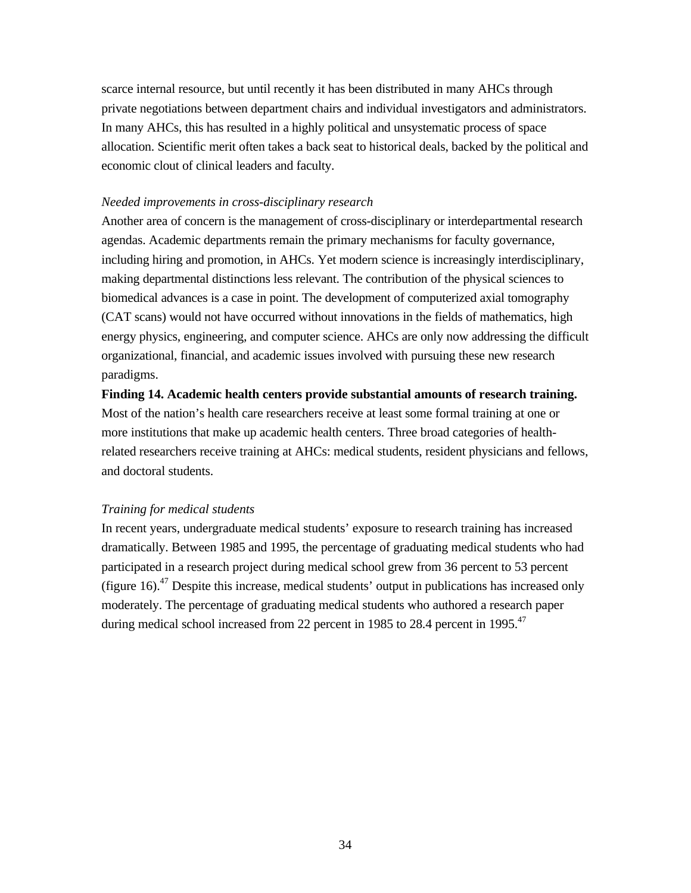scarce internal resource, but until recently it has been distributed in many AHCs through private negotiations between department chairs and individual investigators and administrators. In many AHCs, this has resulted in a highly political and unsystematic process of space allocation. Scientific merit often takes a back seat to historical deals, backed by the political and economic clout of clinical leaders and faculty.

*Needed improvements in cross-disciplinary research*

Another area of concern is the management of cross-disciplinary or interdepartmental research agendas. Academic departments remain the primary mechanisms for faculty governance, including hiring and promotion, in AHCs. Yet modern science is increasingly interdisciplinary, making departmental distinctions less relevant. The contribution of the physical sciences to biomedical advances is a case in point. The development of computerized axial tomography (CAT scans) would not have occurred without innovations in the fields of mathematics, high energy physics, engineering, and computer science. AHCs are only now addressing the difficult organizational, financial, and academic issues involved with pursuing these new research paradigms.

**Finding 14. Academic health centers provide substantial amounts of research training.** Most of the nation's health care researchers receive at least some formal training at one or more institutions that make up academic health centers. Three broad categories of health-related researchers receive training at AHCs: medical students, resident physicians and fellows, and doctoral students.

*Training for medical students*

In recent years, undergraduate medical students' exposure to research training has increased dramatically. Between 1985 and 1995, the percentage of graduating medical students who had participated in a research project during medical school grew from 36 percent to 53 percent (figure 16).[47] Despite this increase, medical students' output in publications has increased only moderately. The percentage of graduating medical students who authored a research paper during medical school increased from 22 percent in 1985 to 28.4 percent in 1995.[47]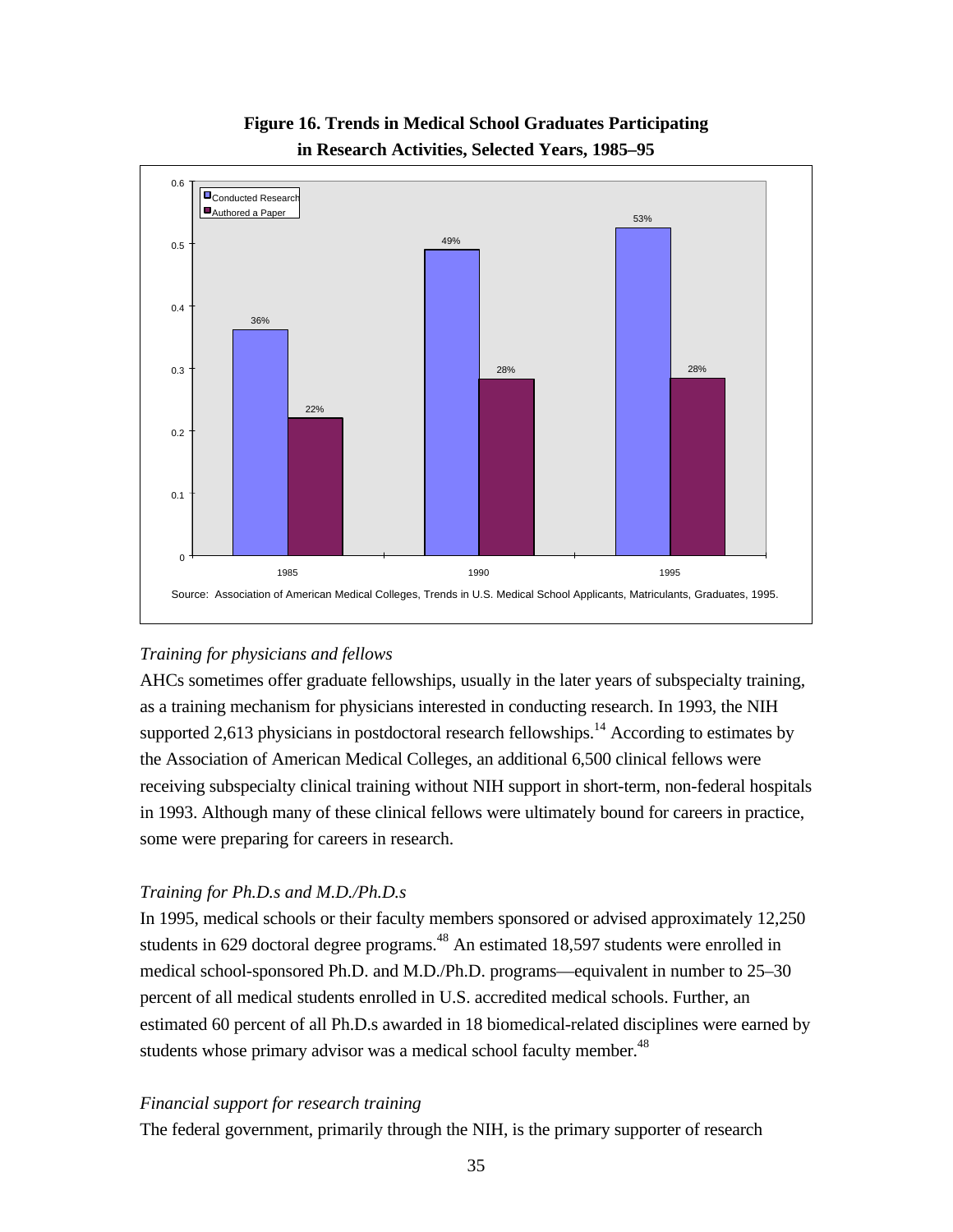**Figure 16. Trends in Medical School Graduates Participating in Research Activities, Selected Years, 1985–95**

| Year | Conducted Research | Authored a Paper |
| --- | --- | --- |
| 1985 | 36% | 22% |
| 1990 | 49% | 28% |
| 1995 | 53% | 28% |

Source: Association of American Medical Colleges, Trends in U.S. Medical School Applicants, Matriculants, Graduates, 1995.

*Training for physicians and fellows*

AHCs sometimes offer graduate fellowships, usually in the later years of subspecialty training, as a training mechanism for physicians interested in conducting research. In 1993, the NIH supported 2,613 physicians in postdoctoral research fellowships.[14] According to estimates by the Association of American Medical Colleges, an additional 6,500 clinical fellows were receiving subspecialty clinical training without NIH support in short-term, non-federal hospitals in 1993. Although many of these clinical fellows were ultimately bound for careers in practice, some were preparing for careers in research.

*Training for Ph.D.s and M.D./Ph.D.s*

In 1995, medical schools or their faculty members sponsored or advised approximately 12,250 students in 629 doctoral degree programs.[48] An estimated 18,597 students were enrolled in medical school-sponsored Ph.D. and M.D./Ph.D. programs—equivalent in number to 25–30 percent of all medical students enrolled in U.S. accredited medical schools. Further, an estimated 60 percent of all Ph.D.s awarded in 18 biomedical-related disciplines were earned by students whose primary advisor was a medical school faculty member.[48]

*Financial support for research training*

The federal government, primarily through the NIH, is the primary supporter of research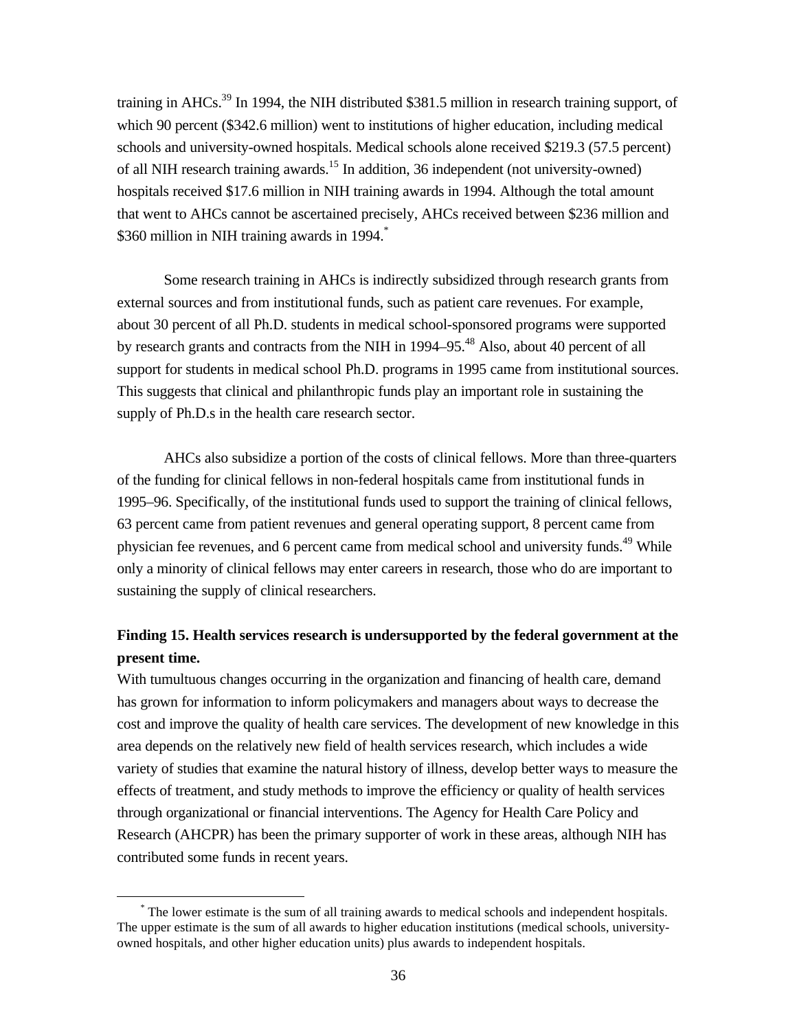training in AHCs.[39] In 1994, the NIH distributed \$381.5 million in research training support, of which 90 percent (\$342.6 million) went to institutions of higher education, including medical schools and university-owned hospitals. Medical schools alone received \$219.3 (57.5 percent) of all NIH research training awards.[15] In addition, 36 independent (not university-owned) hospitals received \$17.6 million in NIH training awards in 1994. Although the total amount that went to AHCs cannot be ascertained precisely, AHCs received between \$236 million and \$360 million in NIH training awards in 1994.[*]

Some research training in AHCs is indirectly subsidized through research grants from external sources and from institutional funds, such as patient care revenues. For example, about 30 percent of all Ph.D. students in medical school-sponsored programs were supported by research grants and contracts from the NIH in 1994–95.[48] Also, about 40 percent of all support for students in medical school Ph.D. programs in 1995 came from institutional sources. This suggests that clinical and philanthropic funds play an important role in sustaining the supply of Ph.D.s in the health care research sector.

AHCs also subsidize a portion of the costs of clinical fellows. More than three-quarters of the funding for clinical fellows in non-federal hospitals came from institutional funds in 1995–96. Specifically, of the institutional funds used to support the training of clinical fellows, 63 percent came from patient revenues and general operating support, 8 percent came from physician fee revenues, and 6 percent came from medical school and university funds.[49] While only a minority of clinical fellows may enter careers in research, those who do are important to sustaining the supply of clinical researchers.

**Finding 15. Health services research is undersupported by the federal government at the present time.**

With tumultuous changes occurring in the organization and financing of health care, demand has grown for information to inform policymakers and managers about ways to decrease the cost and improve the quality of health care services. The development of new knowledge in this area depends on the relatively new field of health services research, which includes a wide variety of studies that examine the natural history of illness, develop better ways to measure the effects of treatment, and study methods to improve the efficiency or quality of health services through organizational or financial interventions. The Agency for Health Care Policy and Research (AHCPR) has been the primary supporter of work in these areas, although NIH has contributed some funds in recent years.

[*] The lower estimate is the sum of all training awards to medical schools and independent hospitals. The upper estimate is the sum of all awards to higher education institutions (medical schools, university-owned hospitals, and other higher education units) plus awards to independent hospitals.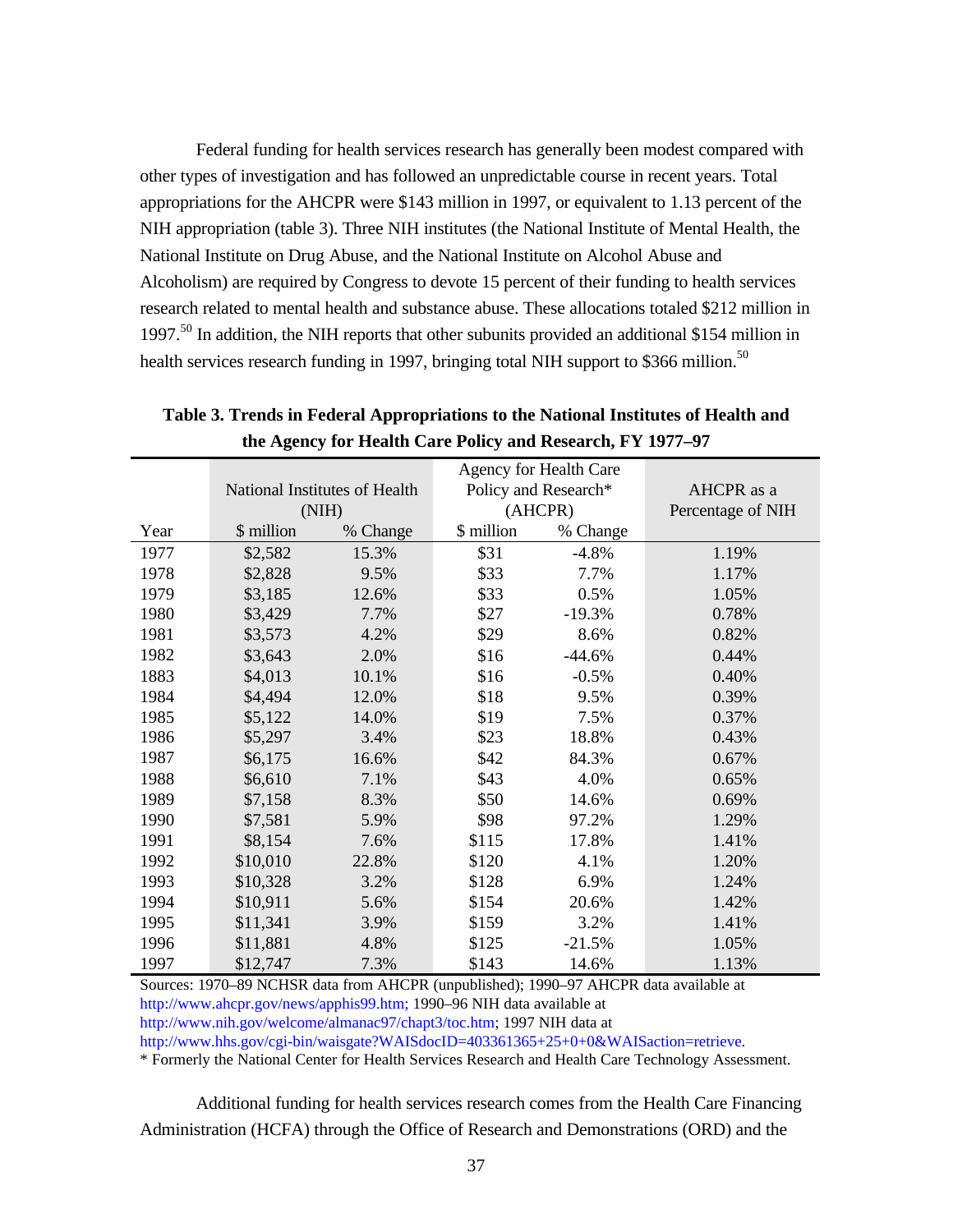Federal funding for health services research has generally been modest compared with other types of investigation and has followed an unpredictable course in recent years. Total appropriations for the AHCPR were $143 million in 1997, or equivalent to 1.13 percent of the NIH appropriation (table 3). Three NIH institutes (the National Institute of Mental Health, the National Institute on Drug Abuse, and the National Institute on Alcohol Abuse and Alcoholism) are required by Congress to devote 15 percent of their funding to health services research related to mental health and substance abuse. These allocations totaled $212 million in 1997.[50] In addition, the NIH reports that other subunits provided an additional $154 million in health services research funding in 1997, bringing total NIH support to $366 million.[50]

**Table 3. Trends in Federal Appropriations to the National Institutes of Health and the Agency for Health Care Policy and Research, FY 1977–97**

| | National Institutes of Health (NIH) | | Agency for Health Care Policy and Research* (AHCPR) | | AHCPR as a Percentage of NIH |
|---|---|---|---|---|---|
| Year | $ million | % Change | $ million | % Change | |
| 1977 | $2,582 | 15.3% | $31 | -4.8% | 1.19% |
| 1978 | $2,828 | 9.5% | $33 | 7.7% | 1.17% |
| 1979 | $3,185 | 12.6% | $33 | 0.5% | 1.05% |
| 1980 | $3,429 | 7.7% | $27 | -19.3% | 0.78% |
| 1981 | $3,573 | 4.2% | $29 | 8.6% | 0.82% |
| 1982 | $3,643 | 2.0% | $16 | -44.6% | 0.44% |
| 1883 | $4,013 | 10.1% | $16 | -0.5% | 0.40% |
| 1984 | $4,494 | 12.0% | $18 | 9.5% | 0.39% |
| 1985 | $5,122 | 14.0% | $19 | 7.5% | 0.37% |
| 1986 | $5,297 | 3.4% | $23 | 18.8% | 0.43% |
| 1987 | $6,175 | 16.6% | $42 | 84.3% | 0.67% |
| 1988 | $6,610 | 7.1% | $43 | 4.0% | 0.65% |
| 1989 | $7,158 | 8.3% | $50 | 14.6% | 0.69% |
| 1990 | $7,581 | 5.9% | $98 | 97.2% | 1.29% |
| 1991 | $8,154 | 7.6% | $115 | 17.8% | 1.41% |
| 1992 | $10,010 | 22.8% | $120 | 4.1% | 1.20% |
| 1993 | $10,328 | 3.2% | $128 | 6.9% | 1.24% |
| 1994 | $10,911 | 5.6% | $154 | 20.6% | 1.42% |
| 1995 | $11,341 | 3.9% | $159 | 3.2% | 1.41% |
| 1996 | $11,881 | 4.8% | $125 | -21.5% | 1.05% |
| 1997 | $12,747 | 7.3% | $143 | 14.6% | 1.13% |

Sources: 1970–89 NCHSR data from AHCPR (unpublished); 1990–97 AHCPR data available at http://www.ahcpr.gov/news/apphis99.htm; 1990–96 NIH data available at http://www.nih.gov/welcome/almanac97/chapt3/toc.htm; 1997 NIH data at http://www.hhs.gov/cgi-bin/waisgate?WAISdocID=403361365+25+0+0&WAISaction=retrieve.

* Formerly the National Center for Health Services Research and Health Care Technology Assessment.

Additional funding for health services research comes from the Health Care Financing Administration (HCFA) through the Office of Research and Demonstrations (ORD) and the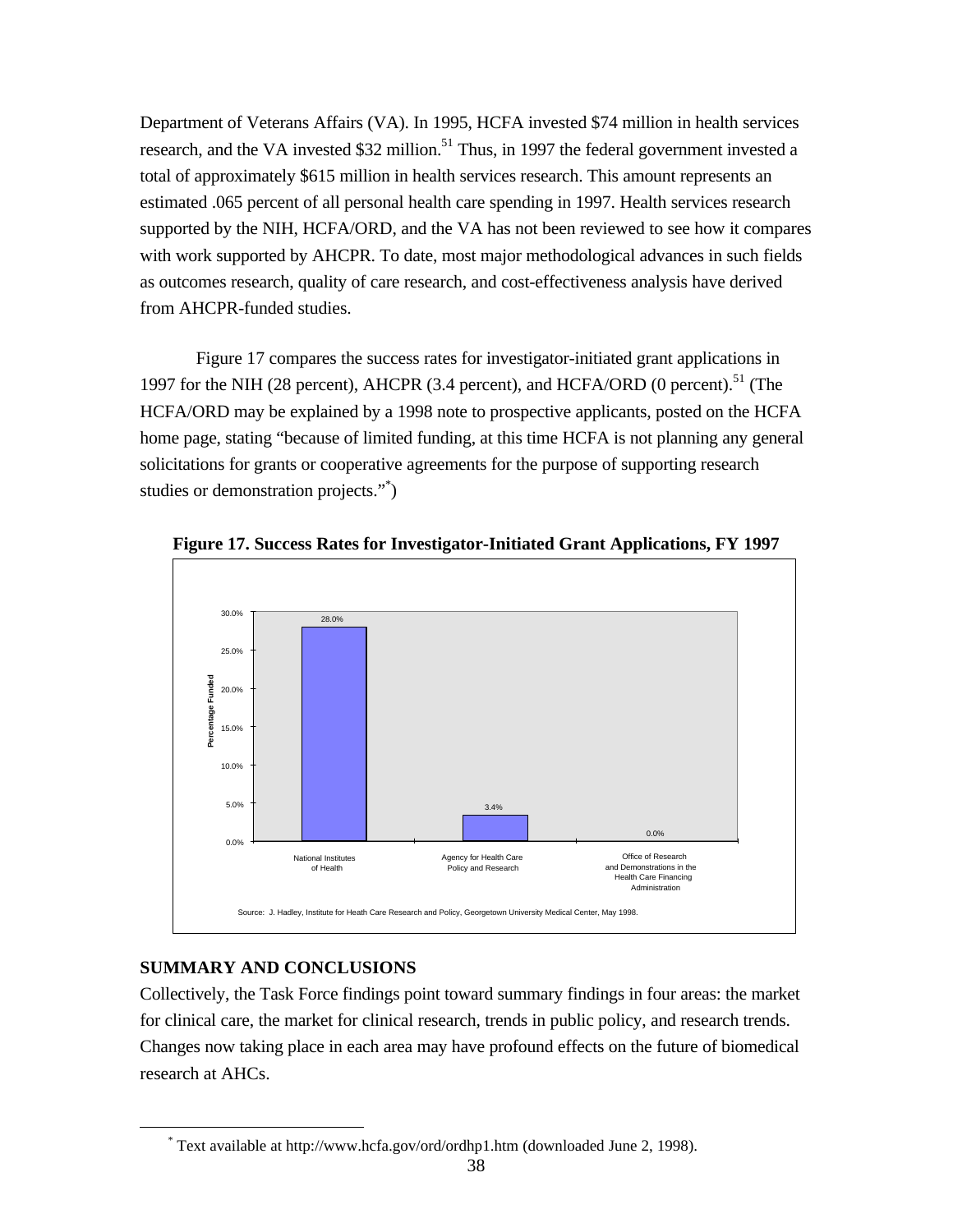Department of Veterans Affairs (VA). In 1995, HCFA invested $74 million in health services research, and the VA invested $32 million.[51] Thus, in 1997 the federal government invested a total of approximately $615 million in health services research. This amount represents an estimated .065 percent of all personal health care spending in 1997. Health services research supported by the NIH, HCFA/ORD, and the VA has not been reviewed to see how it compares with work supported by AHCPR. To date, most major methodological advances in such fields as outcomes research, quality of care research, and cost-effectiveness analysis have derived from AHCPR-funded studies.

Figure 17 compares the success rates for investigator-initiated grant applications in 1997 for the NIH (28 percent), AHCPR (3.4 percent), and HCFA/ORD (0 percent).[51] (The HCFA/ORD may be explained by a 1998 note to prospective applicants, posted on the HCFA home page, stating "because of limited funding, at this time HCFA is not planning any general solicitations for grants or cooperative agreements for the purpose of supporting research studies or demonstration projects."[*])

**Figure 17. Success Rates for Investigator-Initiated Grant Applications, FY 1997**

| | Percentage Funded |
|---|---|
| National Institutes of Health | 28.0% |
| Agency for Health Care Policy and Research | 3.4% |
| Office of Research and Demonstrations in the Health Care Financing Administration | 0.0% |

Source: J. Hadley, Institute for Heath Care Research and Policy, Georgetown University Medical Center, May 1998.

## SUMMARY AND CONCLUSIONS

Collectively, the Task Force findings point toward summary findings in four areas: the market for clinical care, the market for clinical research, trends in public policy, and research trends. Changes now taking place in each area may have profound effects on the future of biomedical research at AHCs.

[*] Text available at http://www.hcfa.gov/ord/ordhp1.htm (downloaded June 2, 1998).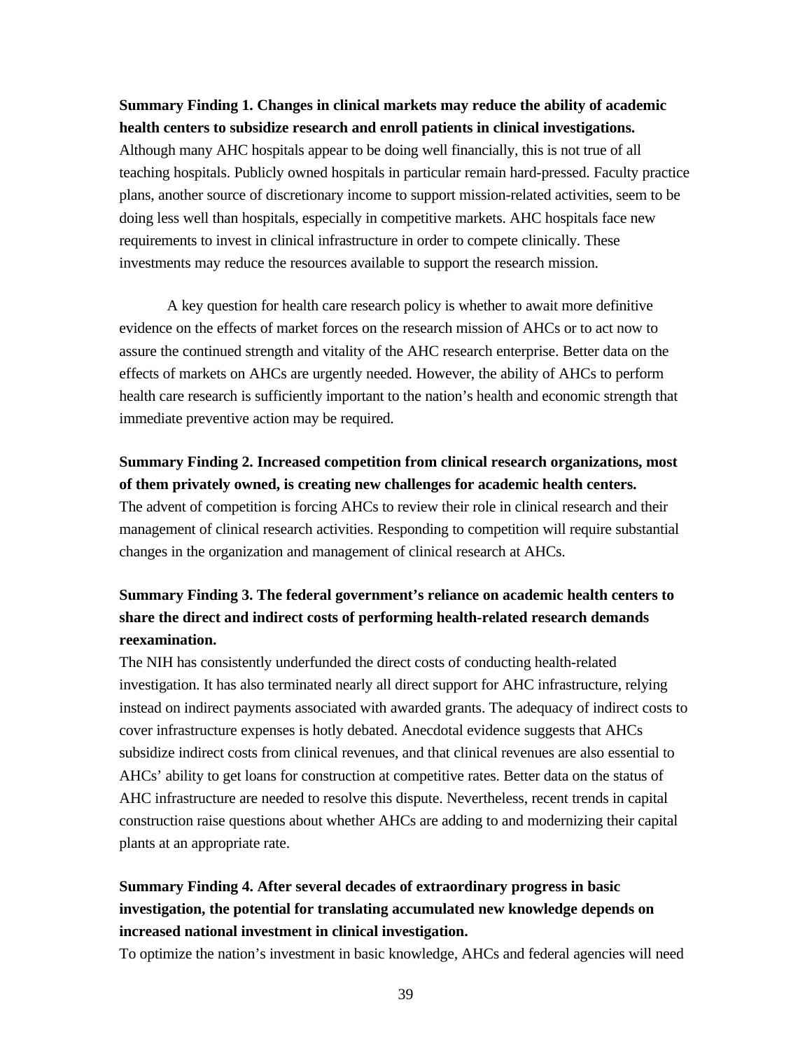**Summary Finding 1. Changes in clinical markets may reduce the ability of academic health centers to subsidize research and enroll patients in clinical investigations.** Although many AHC hospitals appear to be doing well financially, this is not true of all teaching hospitals. Publicly owned hospitals in particular remain hard-pressed. Faculty practice plans, another source of discretionary income to support mission-related activities, seem to be doing less well than hospitals, especially in competitive markets. AHC hospitals face new requirements to invest in clinical infrastructure in order to compete clinically. These investments may reduce the resources available to support the research mission.

A key question for health care research policy is whether to await more definitive evidence on the effects of market forces on the research mission of AHCs or to act now to assure the continued strength and vitality of the AHC research enterprise. Better data on the effects of markets on AHCs are urgently needed. However, the ability of AHCs to perform health care research is sufficiently important to the nation's health and economic strength that immediate preventive action may be required.

**Summary Finding 2. Increased competition from clinical research organizations, most of them privately owned, is creating new challenges for academic health centers.** The advent of competition is forcing AHCs to review their role in clinical research and their management of clinical research activities. Responding to competition will require substantial changes in the organization and management of clinical research at AHCs.

**Summary Finding 3. The federal government's reliance on academic health centers to share the direct and indirect costs of performing health-related research demands reexamination.**

The NIH has consistently underfunded the direct costs of conducting health-related investigation. It has also terminated nearly all direct support for AHC infrastructure, relying instead on indirect payments associated with awarded grants. The adequacy of indirect costs to cover infrastructure expenses is hotly debated. Anecdotal evidence suggests that AHCs subsidize indirect costs from clinical revenues, and that clinical revenues are also essential to AHCs' ability to get loans for construction at competitive rates. Better data on the status of AHC infrastructure are needed to resolve this dispute. Nevertheless, recent trends in capital construction raise questions about whether AHCs are adding to and modernizing their capital plants at an appropriate rate.

**Summary Finding 4. After several decades of extraordinary progress in basic investigation, the potential for translating accumulated new knowledge depends on increased national investment in clinical investigation.**

To optimize the nation's investment in basic knowledge, AHCs and federal agencies will need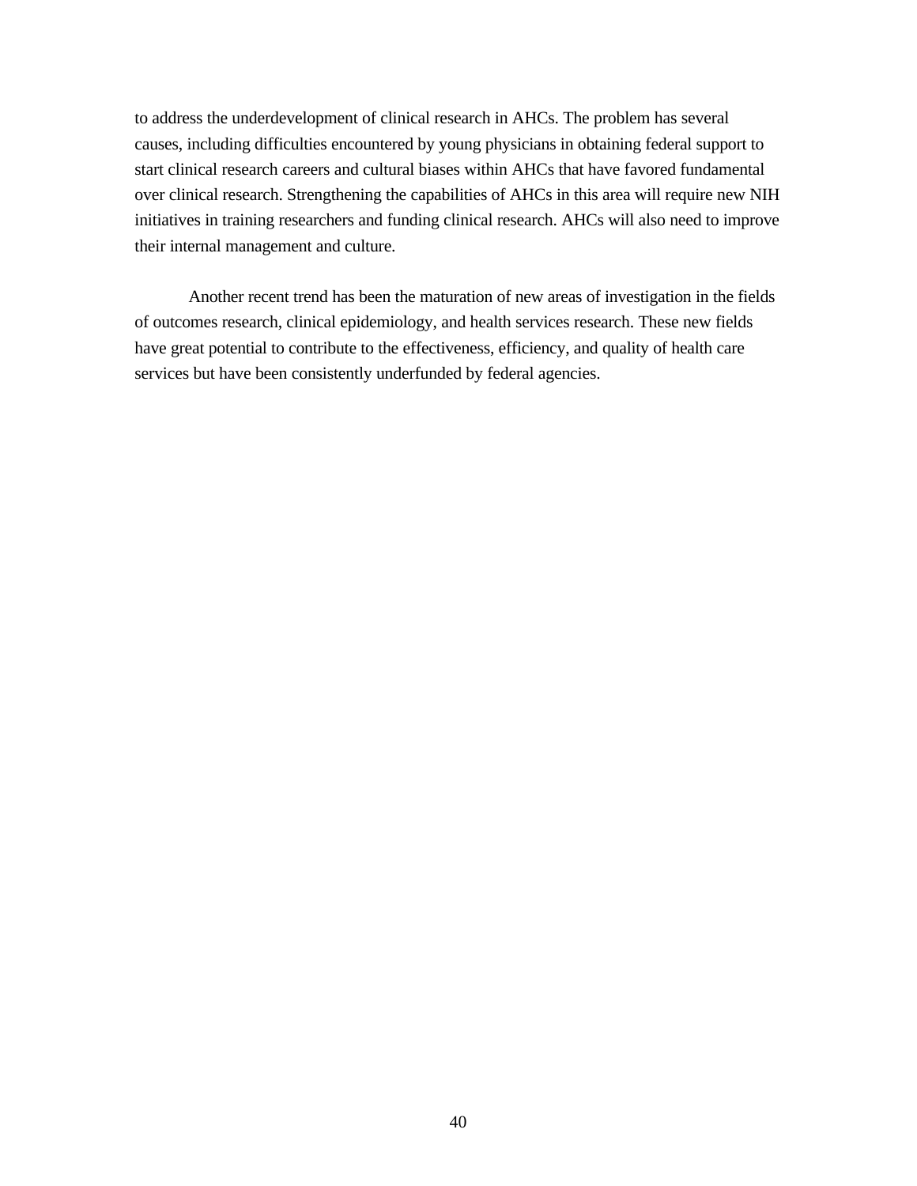to address the underdevelopment of clinical research in AHCs. The problem has several causes, including difficulties encountered by young physicians in obtaining federal support to start clinical research careers and cultural biases within AHCs that have favored fundamental over clinical research. Strengthening the capabilities of AHCs in this area will require new NIH initiatives in training researchers and funding clinical research. AHCs will also need to improve their internal management and culture.

Another recent trend has been the maturation of new areas of investigation in the fields of outcomes research, clinical epidemiology, and health services research. These new fields have great potential to contribute to the effectiveness, efficiency, and quality of health care services but have been consistently underfunded by federal agencies.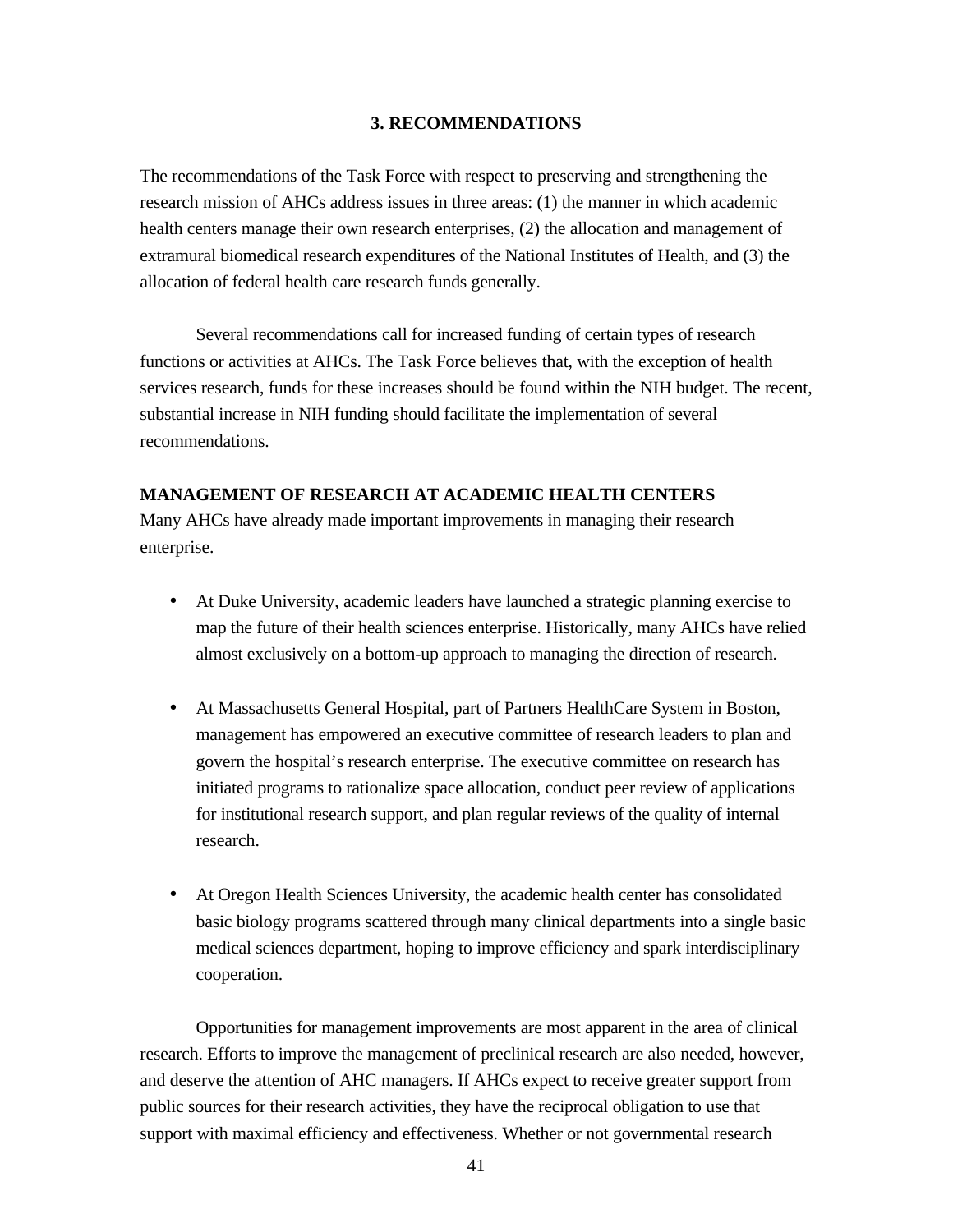## 3. RECOMMENDATIONS

The recommendations of the Task Force with respect to preserving and strengthening the research mission of AHCs address issues in three areas: (1) the manner in which academic health centers manage their own research enterprises, (2) the allocation and management of extramural biomedical research expenditures of the National Institutes of Health, and (3) the allocation of federal health care research funds generally.

Several recommendations call for increased funding of certain types of research functions or activities at AHCs. The Task Force believes that, with the exception of health services research, funds for these increases should be found within the NIH budget. The recent, substantial increase in NIH funding should facilitate the implementation of several recommendations.

### MANAGEMENT OF RESEARCH AT ACADEMIC HEALTH CENTERS

Many AHCs have already made important improvements in managing their research enterprise.

- At Duke University, academic leaders have launched a strategic planning exercise to map the future of their health sciences enterprise. Historically, many AHCs have relied almost exclusively on a bottom-up approach to managing the direction of research.

- At Massachusetts General Hospital, part of Partners HealthCare System in Boston, management has empowered an executive committee of research leaders to plan and govern the hospital's research enterprise. The executive committee on research has initiated programs to rationalize space allocation, conduct peer review of applications for institutional research support, and plan regular reviews of the quality of internal research.

- At Oregon Health Sciences University, the academic health center has consolidated basic biology programs scattered through many clinical departments into a single basic medical sciences department, hoping to improve efficiency and spark interdisciplinary cooperation.

Opportunities for management improvements are most apparent in the area of clinical research. Efforts to improve the management of preclinical research are also needed, however, and deserve the attention of AHC managers. If AHCs expect to receive greater support from public sources for their research activities, they have the reciprocal obligation to use that support with maximal efficiency and effectiveness. Whether or not governmental research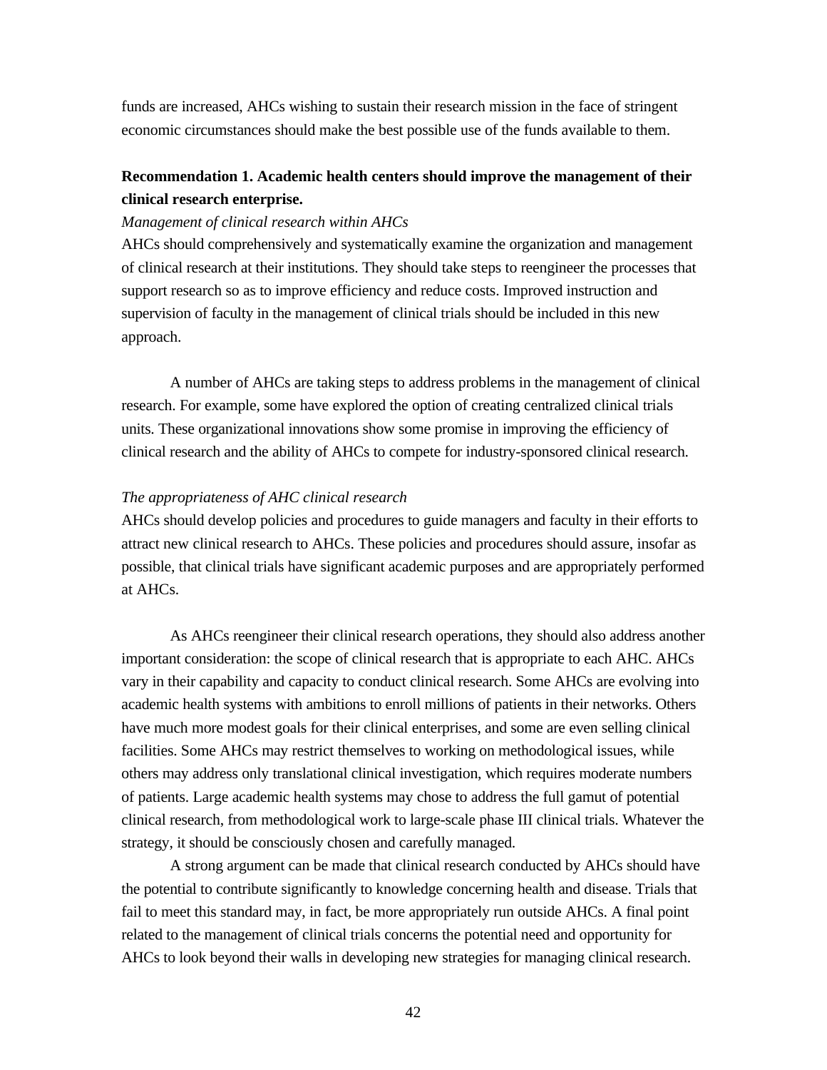funds are increased, AHCs wishing to sustain their research mission in the face of stringent economic circumstances should make the best possible use of the funds available to them.

**Recommendation 1. Academic health centers should improve the management of their clinical research enterprise.**

*Management of clinical research within AHCs*

AHCs should comprehensively and systematically examine the organization and management of clinical research at their institutions. They should take steps to reengineer the processes that support research so as to improve efficiency and reduce costs. Improved instruction and supervision of faculty in the management of clinical trials should be included in this new approach.

A number of AHCs are taking steps to address problems in the management of clinical research. For example, some have explored the option of creating centralized clinical trials units. These organizational innovations show some promise in improving the efficiency of clinical research and the ability of AHCs to compete for industry-sponsored clinical research.

*The appropriateness of AHC clinical research*

AHCs should develop policies and procedures to guide managers and faculty in their efforts to attract new clinical research to AHCs. These policies and procedures should assure, insofar as possible, that clinical trials have significant academic purposes and are appropriately performed at AHCs.

As AHCs reengineer their clinical research operations, they should also address another important consideration: the scope of clinical research that is appropriate to each AHC. AHCs vary in their capability and capacity to conduct clinical research. Some AHCs are evolving into academic health systems with ambitions to enroll millions of patients in their networks. Others have much more modest goals for their clinical enterprises, and some are even selling clinical facilities. Some AHCs may restrict themselves to working on methodological issues, while others may address only translational clinical investigation, which requires moderate numbers of patients. Large academic health systems may chose to address the full gamut of potential clinical research, from methodological work to large-scale phase III clinical trials. Whatever the strategy, it should be consciously chosen and carefully managed.

A strong argument can be made that clinical research conducted by AHCs should have the potential to contribute significantly to knowledge concerning health and disease. Trials that fail to meet this standard may, in fact, be more appropriately run outside AHCs. A final point related to the management of clinical trials concerns the potential need and opportunity for AHCs to look beyond their walls in developing new strategies for managing clinical research.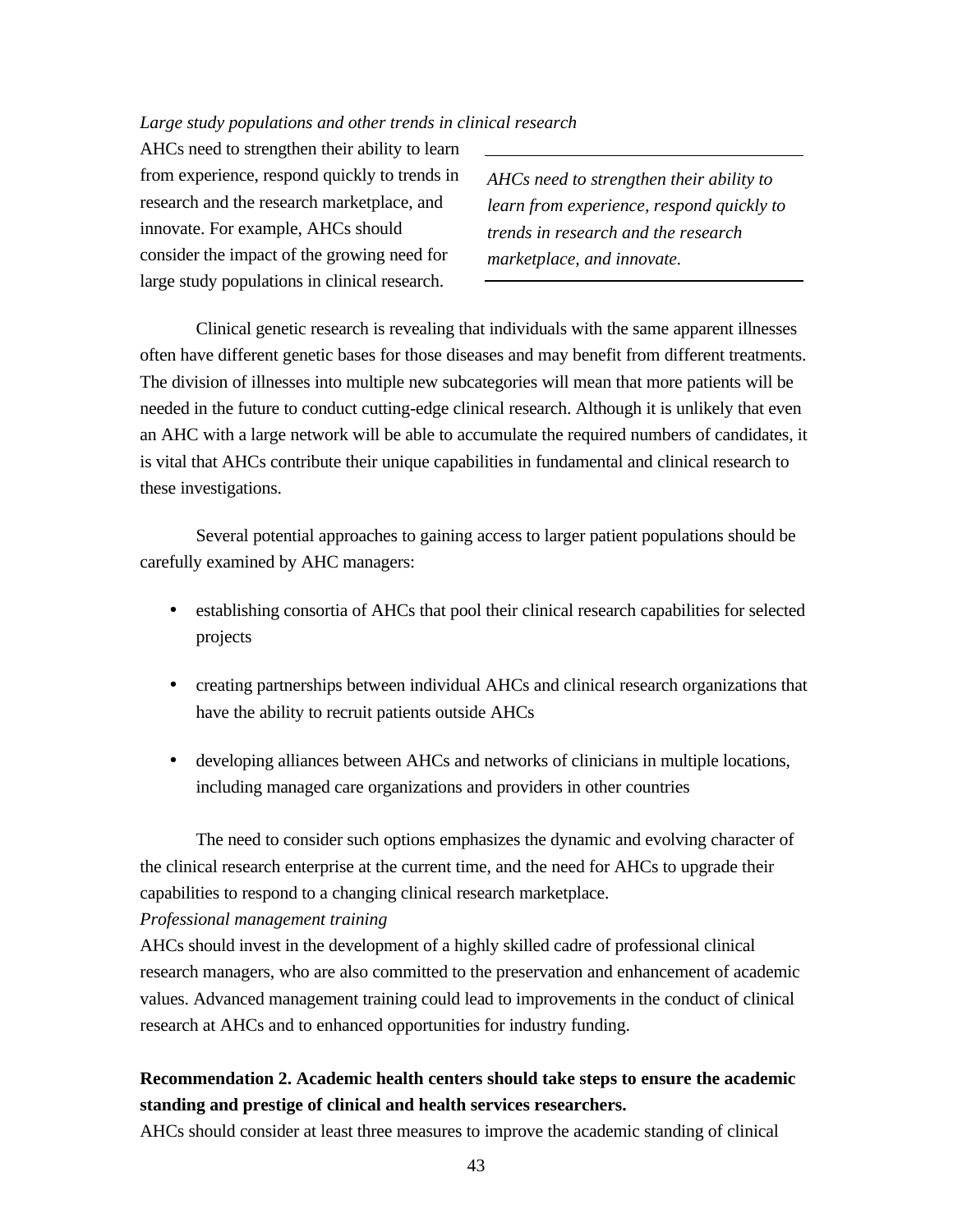*Large study populations and other trends in clinical research*

AHCs need to strengthen their ability to learn from experience, respond quickly to trends in research and the research marketplace, and innovate. For example, AHCs should consider the impact of the growing need for large study populations in clinical research.

*AHCs need to strengthen their ability to learn from experience, respond quickly to trends in research and the research marketplace, and innovate.*

Clinical genetic research is revealing that individuals with the same apparent illnesses often have different genetic bases for those diseases and may benefit from different treatments. The division of illnesses into multiple new subcategories will mean that more patients will be needed in the future to conduct cutting-edge clinical research. Although it is unlikely that even an AHC with a large network will be able to accumulate the required numbers of candidates, it is vital that AHCs contribute their unique capabilities in fundamental and clinical research to these investigations.

Several potential approaches to gaining access to larger patient populations should be carefully examined by AHC managers:

- establishing consortia of AHCs that pool their clinical research capabilities for selected projects
- creating partnerships between individual AHCs and clinical research organizations that have the ability to recruit patients outside AHCs
- developing alliances between AHCs and networks of clinicians in multiple locations, including managed care organizations and providers in other countries

The need to consider such options emphasizes the dynamic and evolving character of the clinical research enterprise at the current time, and the need for AHCs to upgrade their capabilities to respond to a changing clinical research marketplace.

*Professional management training*

AHCs should invest in the development of a highly skilled cadre of professional clinical research managers, who are also committed to the preservation and enhancement of academic values. Advanced management training could lead to improvements in the conduct of clinical research at AHCs and to enhanced opportunities for industry funding.

**Recommendation 2. Academic health centers should take steps to ensure the academic standing and prestige of clinical and health services researchers.**

AHCs should consider at least three measures to improve the academic standing of clinical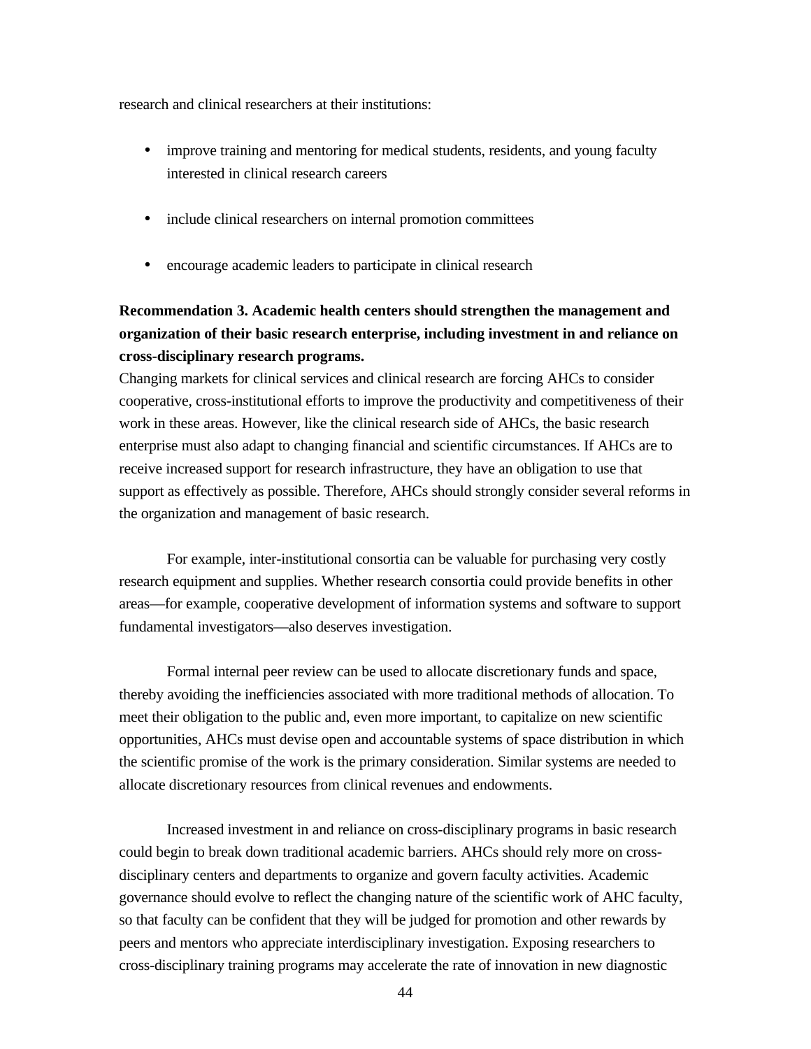research and clinical researchers at their institutions:

- improve training and mentoring for medical students, residents, and young faculty interested in clinical research careers

- include clinical researchers on internal promotion committees

- encourage academic leaders to participate in clinical research

**Recommendation 3. Academic health centers should strengthen the management and organization of their basic research enterprise, including investment in and reliance on cross-disciplinary research programs.**

Changing markets for clinical services and clinical research are forcing AHCs to consider cooperative, cross-institutional efforts to improve the productivity and competitiveness of their work in these areas. However, like the clinical research side of AHCs, the basic research enterprise must also adapt to changing financial and scientific circumstances. If AHCs are to receive increased support for research infrastructure, they have an obligation to use that support as effectively as possible. Therefore, AHCs should strongly consider several reforms in the organization and management of basic research.

For example, inter-institutional consortia can be valuable for purchasing very costly research equipment and supplies. Whether research consortia could provide benefits in other areas—for example, cooperative development of information systems and software to support fundamental investigators—also deserves investigation.

Formal internal peer review can be used to allocate discretionary funds and space, thereby avoiding the inefficiencies associated with more traditional methods of allocation. To meet their obligation to the public and, even more important, to capitalize on new scientific opportunities, AHCs must devise open and accountable systems of space distribution in which the scientific promise of the work is the primary consideration. Similar systems are needed to allocate discretionary resources from clinical revenues and endowments.

Increased investment in and reliance on cross-disciplinary programs in basic research could begin to break down traditional academic barriers. AHCs should rely more on cross-disciplinary centers and departments to organize and govern faculty activities. Academic governance should evolve to reflect the changing nature of the scientific work of AHC faculty, so that faculty can be confident that they will be judged for promotion and other rewards by peers and mentors who appreciate interdisciplinary investigation. Exposing researchers to cross-disciplinary training programs may accelerate the rate of innovation in new diagnostic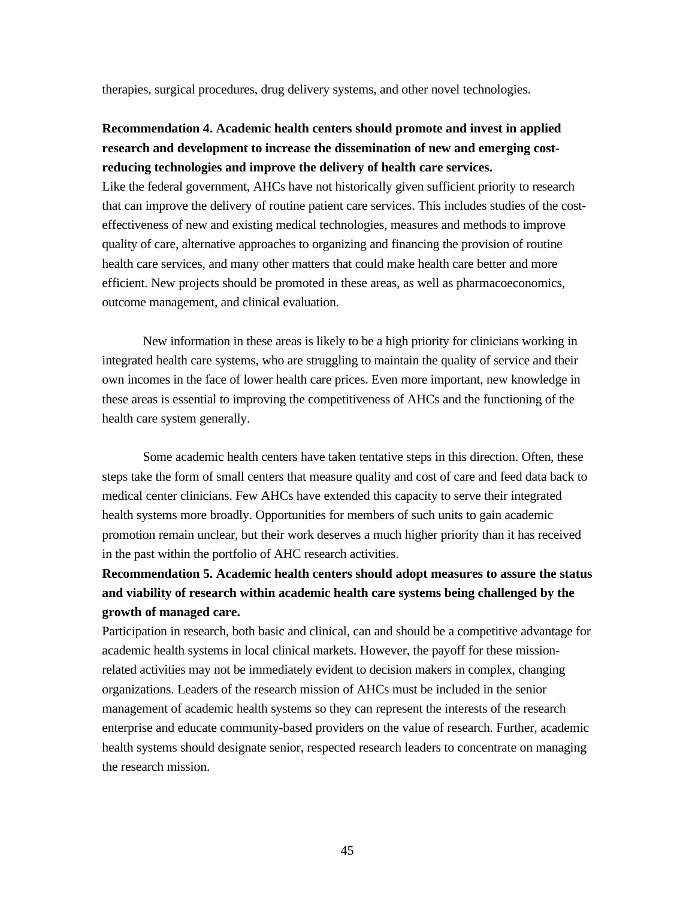therapies, surgical procedures, drug delivery systems, and other novel technologies.

**Recommendation 4. Academic health centers should promote and invest in applied research and development to increase the dissemination of new and emerging cost-reducing technologies and improve the delivery of health care services.**

Like the federal government, AHCs have not historically given sufficient priority to research that can improve the delivery of routine patient care services. This includes studies of the cost-effectiveness of new and existing medical technologies, measures and methods to improve quality of care, alternative approaches to organizing and financing the provision of routine health care services, and many other matters that could make health care better and more efficient. New projects should be promoted in these areas, as well as pharmacoeconomics, outcome management, and clinical evaluation.

New information in these areas is likely to be a high priority for clinicians working in integrated health care systems, who are struggling to maintain the quality of service and their own incomes in the face of lower health care prices. Even more important, new knowledge in these areas is essential to improving the competitiveness of AHCs and the functioning of the health care system generally.

Some academic health centers have taken tentative steps in this direction. Often, these steps take the form of small centers that measure quality and cost of care and feed data back to medical center clinicians. Few AHCs have extended this capacity to serve their integrated health systems more broadly. Opportunities for members of such units to gain academic promotion remain unclear, but their work deserves a much higher priority than it has received in the past within the portfolio of AHC research activities.

**Recommendation 5. Academic health centers should adopt measures to assure the status and viability of research within academic health care systems being challenged by the growth of managed care.**

Participation in research, both basic and clinical, can and should be a competitive advantage for academic health systems in local clinical markets. However, the payoff for these mission-related activities may not be immediately evident to decision makers in complex, changing organizations. Leaders of the research mission of AHCs must be included in the senior management of academic health systems so they can represent the interests of the research enterprise and educate community-based providers on the value of research. Further, academic health systems should designate senior, respected research leaders to concentrate on managing the research mission.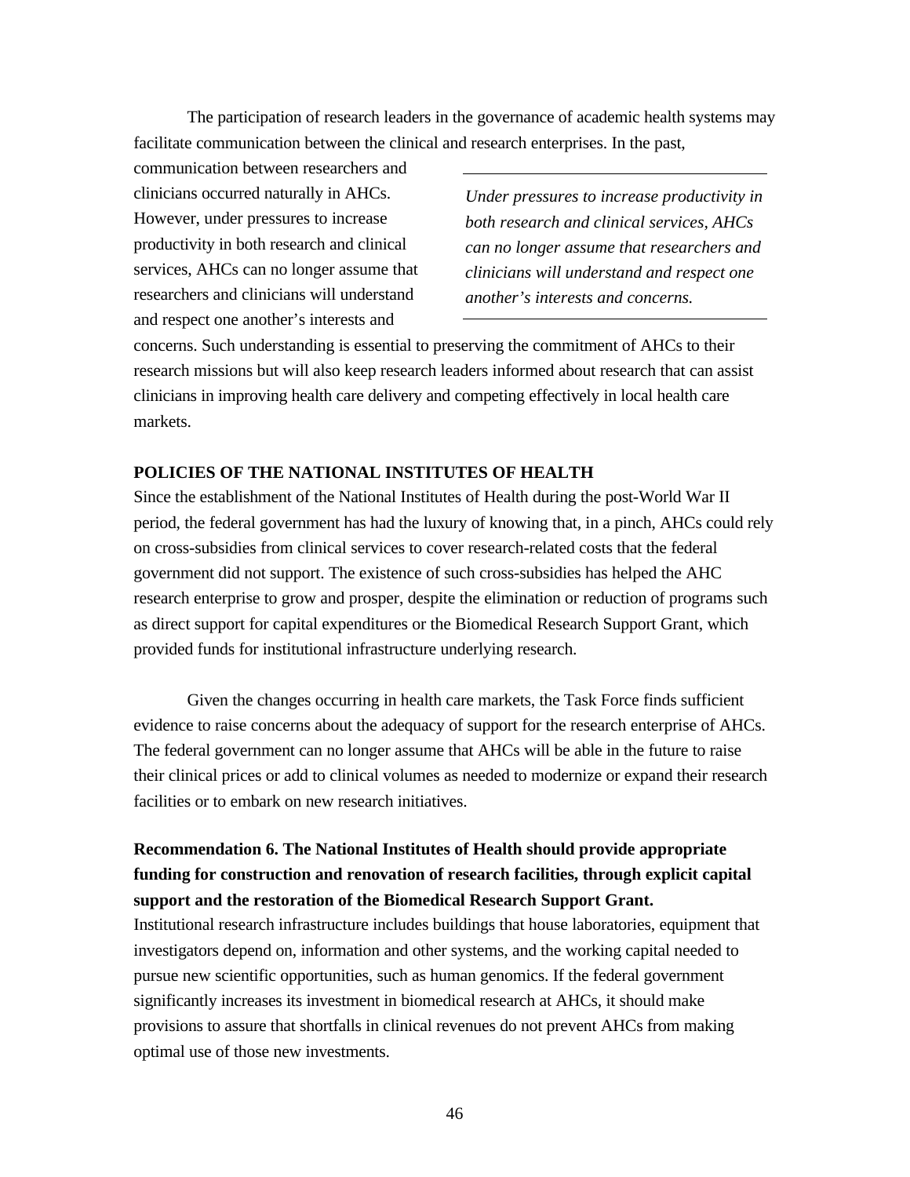The participation of research leaders in the governance of academic health systems may facilitate communication between the clinical and research enterprises. In the past, communication between researchers and clinicians occurred naturally in AHCs. However, under pressures to increase productivity in both research and clinical services, AHCs can no longer assume that researchers and clinicians will understand and respect one another's interests and concerns. Such understanding is essential to preserving the commitment of AHCs to their research missions but will also keep research leaders informed about research that can assist clinicians in improving health care delivery and competing effectively in local health care markets.

> *Under pressures to increase productivity in both research and clinical services, AHCs can no longer assume that researchers and clinicians will understand and respect one another's interests and concerns.*

## POLICIES OF THE NATIONAL INSTITUTES OF HEALTH

Since the establishment of the National Institutes of Health during the post-World War II period, the federal government has had the luxury of knowing that, in a pinch, AHCs could rely on cross-subsidies from clinical services to cover research-related costs that the federal government did not support. The existence of such cross-subsidies has helped the AHC research enterprise to grow and prosper, despite the elimination or reduction of programs such as direct support for capital expenditures or the Biomedical Research Support Grant, which provided funds for institutional infrastructure underlying research.

Given the changes occurring in health care markets, the Task Force finds sufficient evidence to raise concerns about the adequacy of support for the research enterprise of AHCs. The federal government can no longer assume that AHCs will be able in the future to raise their clinical prices or add to clinical volumes as needed to modernize or expand their research facilities or to embark on new research initiatives.

**Recommendation 6. The National Institutes of Health should provide appropriate funding for construction and renovation of research facilities, through explicit capital support and the restoration of the Biomedical Research Support Grant.**

Institutional research infrastructure includes buildings that house laboratories, equipment that investigators depend on, information and other systems, and the working capital needed to pursue new scientific opportunities, such as human genomics. If the federal government significantly increases its investment in biomedical research at AHCs, it should make provisions to assure that shortfalls in clinical revenues do not prevent AHCs from making optimal use of those new investments.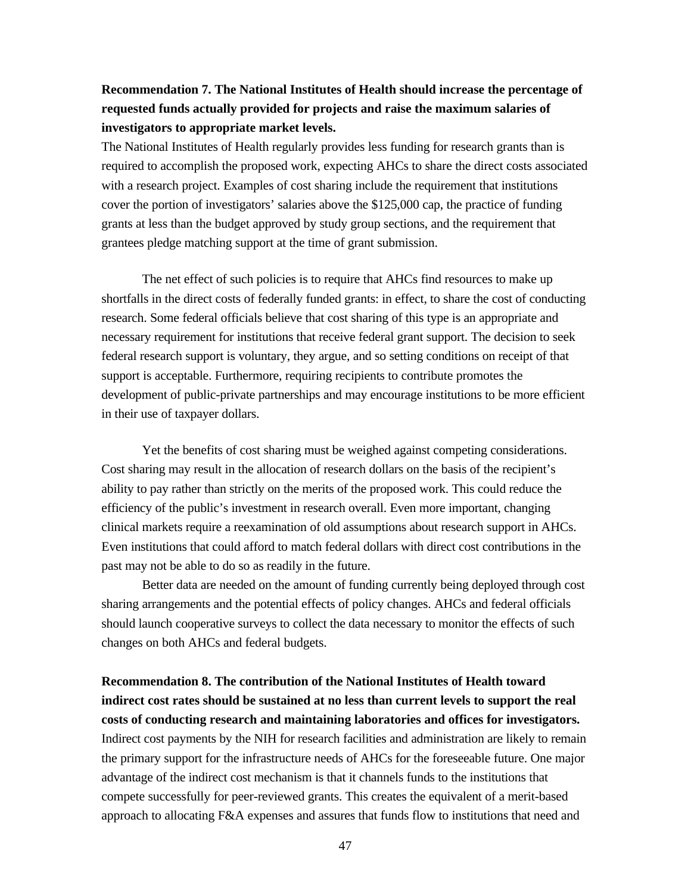**Recommendation 7. The National Institutes of Health should increase the percentage of requested funds actually provided for projects and raise the maximum salaries of investigators to appropriate market levels.**

The National Institutes of Health regularly provides less funding for research grants than is required to accomplish the proposed work, expecting AHCs to share the direct costs associated with a research project. Examples of cost sharing include the requirement that institutions cover the portion of investigators' salaries above the $125,000 cap, the practice of funding grants at less than the budget approved by study group sections, and the requirement that grantees pledge matching support at the time of grant submission.

The net effect of such policies is to require that AHCs find resources to make up shortfalls in the direct costs of federally funded grants: in effect, to share the cost of conducting research. Some federal officials believe that cost sharing of this type is an appropriate and necessary requirement for institutions that receive federal grant support. The decision to seek federal research support is voluntary, they argue, and so setting conditions on receipt of that support is acceptable. Furthermore, requiring recipients to contribute promotes the development of public-private partnerships and may encourage institutions to be more efficient in their use of taxpayer dollars.

Yet the benefits of cost sharing must be weighed against competing considerations. Cost sharing may result in the allocation of research dollars on the basis of the recipient's ability to pay rather than strictly on the merits of the proposed work. This could reduce the efficiency of the public's investment in research overall. Even more important, changing clinical markets require a reexamination of old assumptions about research support in AHCs. Even institutions that could afford to match federal dollars with direct cost contributions in the past may not be able to do so as readily in the future.

Better data are needed on the amount of funding currently being deployed through cost sharing arrangements and the potential effects of policy changes. AHCs and federal officials should launch cooperative surveys to collect the data necessary to monitor the effects of such changes on both AHCs and federal budgets.

**Recommendation 8. The contribution of the National Institutes of Health toward indirect cost rates should be sustained at no less than current levels to support the real costs of conducting research and maintaining laboratories and offices for investigators.**

Indirect cost payments by the NIH for research facilities and administration are likely to remain the primary support for the infrastructure needs of AHCs for the foreseeable future. One major advantage of the indirect cost mechanism is that it channels funds to the institutions that compete successfully for peer-reviewed grants. This creates the equivalent of a merit-based approach to allocating F&A expenses and assures that funds flow to institutions that need and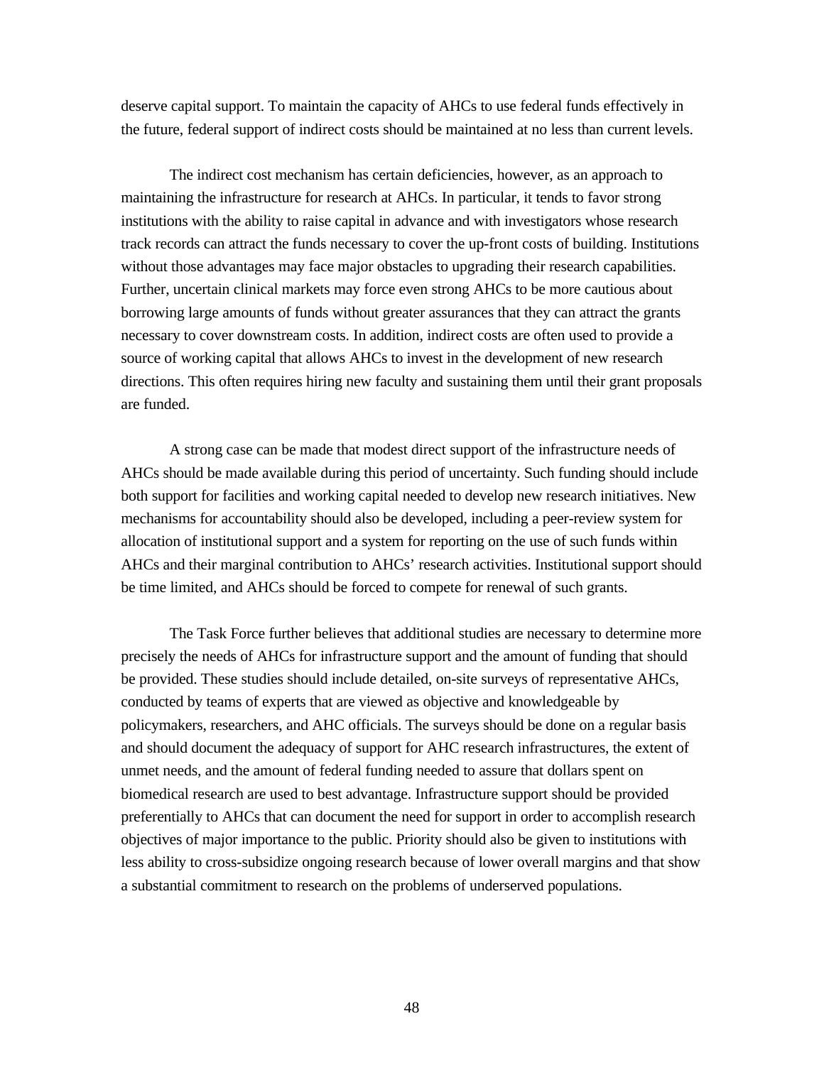deserve capital support. To maintain the capacity of AHCs to use federal funds effectively in the future, federal support of indirect costs should be maintained at no less than current levels.

The indirect cost mechanism has certain deficiencies, however, as an approach to maintaining the infrastructure for research at AHCs. In particular, it tends to favor strong institutions with the ability to raise capital in advance and with investigators whose research track records can attract the funds necessary to cover the up-front costs of building. Institutions without those advantages may face major obstacles to upgrading their research capabilities. Further, uncertain clinical markets may force even strong AHCs to be more cautious about borrowing large amounts of funds without greater assurances that they can attract the grants necessary to cover downstream costs. In addition, indirect costs are often used to provide a source of working capital that allows AHCs to invest in the development of new research directions. This often requires hiring new faculty and sustaining them until their grant proposals are funded.

A strong case can be made that modest direct support of the infrastructure needs of AHCs should be made available during this period of uncertainty. Such funding should include both support for facilities and working capital needed to develop new research initiatives. New mechanisms for accountability should also be developed, including a peer-review system for allocation of institutional support and a system for reporting on the use of such funds within AHCs and their marginal contribution to AHCs' research activities. Institutional support should be time limited, and AHCs should be forced to compete for renewal of such grants.

The Task Force further believes that additional studies are necessary to determine more precisely the needs of AHCs for infrastructure support and the amount of funding that should be provided. These studies should include detailed, on-site surveys of representative AHCs, conducted by teams of experts that are viewed as objective and knowledgeable by policymakers, researchers, and AHC officials. The surveys should be done on a regular basis and should document the adequacy of support for AHC research infrastructures, the extent of unmet needs, and the amount of federal funding needed to assure that dollars spent on biomedical research are used to best advantage. Infrastructure support should be provided preferentially to AHCs that can document the need for support in order to accomplish research objectives of major importance to the public. Priority should also be given to institutions with less ability to cross-subsidize ongoing research because of lower overall margins and that show a substantial commitment to research on the problems of underserved populations.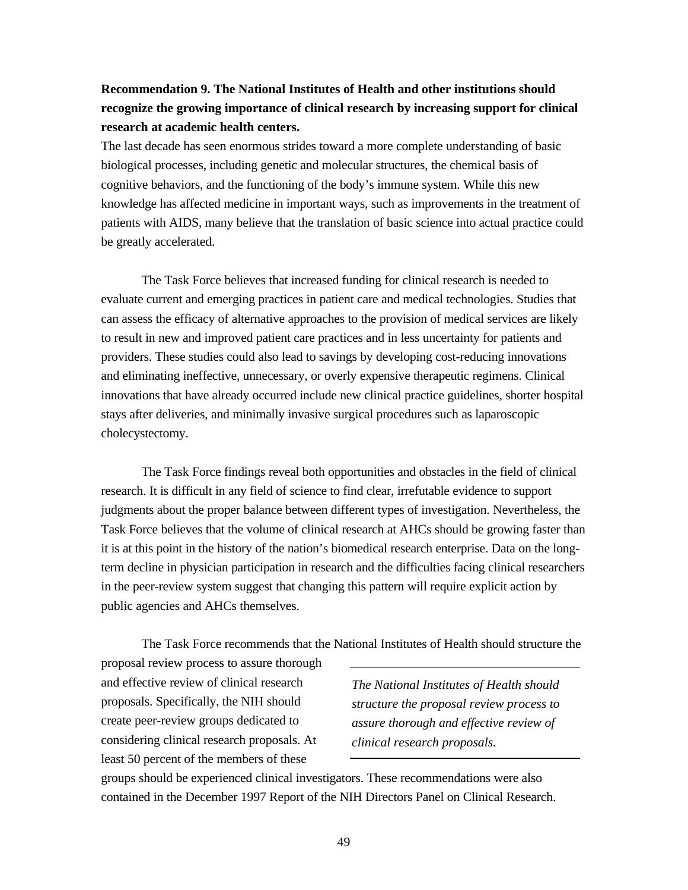**Recommendation 9. The National Institutes of Health and other institutions should recognize the growing importance of clinical research by increasing support for clinical research at academic health centers.**

The last decade has seen enormous strides toward a more complete understanding of basic biological processes, including genetic and molecular structures, the chemical basis of cognitive behaviors, and the functioning of the body's immune system. While this new knowledge has affected medicine in important ways, such as improvements in the treatment of patients with AIDS, many believe that the translation of basic science into actual practice could be greatly accelerated.

The Task Force believes that increased funding for clinical research is needed to evaluate current and emerging practices in patient care and medical technologies. Studies that can assess the efficacy of alternative approaches to the provision of medical services are likely to result in new and improved patient care practices and in less uncertainty for patients and providers. These studies could also lead to savings by developing cost-reducing innovations and eliminating ineffective, unnecessary, or overly expensive therapeutic regimens. Clinical innovations that have already occurred include new clinical practice guidelines, shorter hospital stays after deliveries, and minimally invasive surgical procedures such as laparoscopic cholecystectomy.

The Task Force findings reveal both opportunities and obstacles in the field of clinical research. It is difficult in any field of science to find clear, irrefutable evidence to support judgments about the proper balance between different types of investigation. Nevertheless, the Task Force believes that the volume of clinical research at AHCs should be growing faster than it is at this point in the history of the nation's biomedical research enterprise. Data on the long-term decline in physician participation in research and the difficulties facing clinical researchers in the peer-review system suggest that changing this pattern will require explicit action by public agencies and AHCs themselves.

The Task Force recommends that the National Institutes of Health should structure the proposal review process to assure thorough and effective review of clinical research proposals. Specifically, the NIH should create peer-review groups dedicated to considering clinical research proposals. At least 50 percent of the members of these groups should be experienced clinical investigators. These recommendations were also contained in the December 1997 Report of the NIH Directors Panel on Clinical Research.

---

*The National Institutes of Health should structure the proposal review process to assure thorough and effective review of clinical research proposals.*

---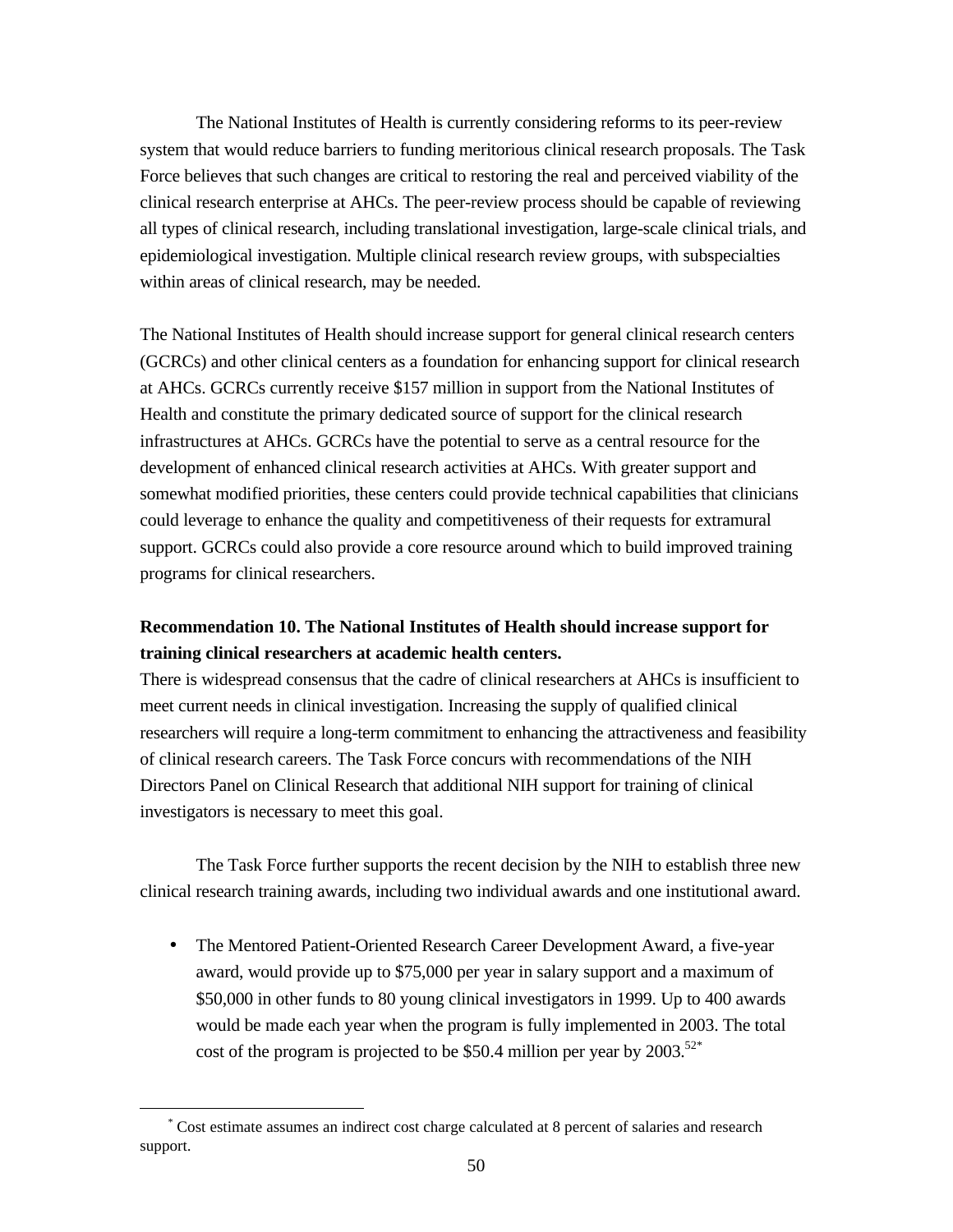The National Institutes of Health is currently considering reforms to its peer-review system that would reduce barriers to funding meritorious clinical research proposals. The Task Force believes that such changes are critical to restoring the real and perceived viability of the clinical research enterprise at AHCs. The peer-review process should be capable of reviewing all types of clinical research, including translational investigation, large-scale clinical trials, and epidemiological investigation. Multiple clinical research review groups, with subspecialties within areas of clinical research, may be needed.

The National Institutes of Health should increase support for general clinical research centers (GCRCs) and other clinical centers as a foundation for enhancing support for clinical research at AHCs. GCRCs currently receive $157 million in support from the National Institutes of Health and constitute the primary dedicated source of support for the clinical research infrastructures at AHCs. GCRCs have the potential to serve as a central resource for the development of enhanced clinical research activities at AHCs. With greater support and somewhat modified priorities, these centers could provide technical capabilities that clinicians could leverage to enhance the quality and competitiveness of their requests for extramural support. GCRCs could also provide a core resource around which to build improved training programs for clinical researchers.

**Recommendation 10. The National Institutes of Health should increase support for training clinical researchers at academic health centers.**

There is widespread consensus that the cadre of clinical researchers at AHCs is insufficient to meet current needs in clinical investigation. Increasing the supply of qualified clinical researchers will require a long-term commitment to enhancing the attractiveness and feasibility of clinical research careers. The Task Force concurs with recommendations of the NIH Directors Panel on Clinical Research that additional NIH support for training of clinical investigators is necessary to meet this goal.

The Task Force further supports the recent decision by the NIH to establish three new clinical research training awards, including two individual awards and one institutional award.

- The Mentored Patient-Oriented Research Career Development Award, a five-year award, would provide up to $75,000 per year in salary support and a maximum of $50,000 in other funds to 80 young clinical investigators in 1999. Up to 400 awards would be made each year when the program is fully implemented in 2003. The total cost of the program is projected to be $50.4 million per year by 2003.[52*]

---

[*] Cost estimate assumes an indirect cost charge calculated at 8 percent of salaries and research support.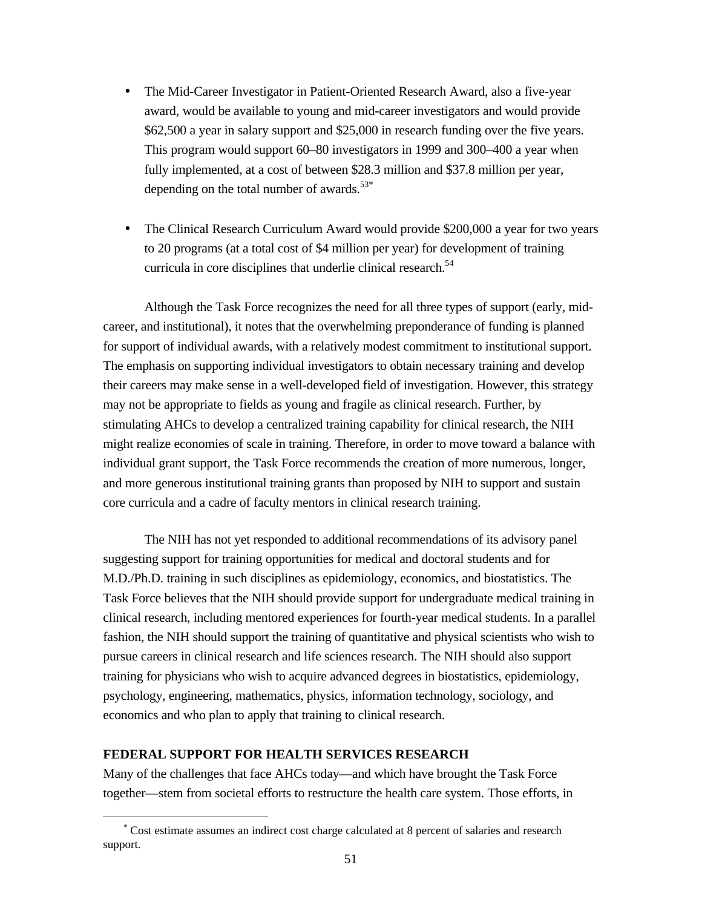- The Mid-Career Investigator in Patient-Oriented Research Award, also a five-year award, would be available to young and mid-career investigators and would provide $62,500 a year in salary support and $25,000 in research funding over the five years. This program would support 60–80 investigators in 1999 and 300–400 a year when fully implemented, at a cost of between $28.3 million and $37.8 million per year, depending on the total number of awards.[53*]

- The Clinical Research Curriculum Award would provide $200,000 a year for two years to 20 programs (at a total cost of $4 million per year) for development of training curricula in core disciplines that underlie clinical research.[54]

Although the Task Force recognizes the need for all three types of support (early, mid-career, and institutional), it notes that the overwhelming preponderance of funding is planned for support of individual awards, with a relatively modest commitment to institutional support. The emphasis on supporting individual investigators to obtain necessary training and develop their careers may make sense in a well-developed field of investigation. However, this strategy may not be appropriate to fields as young and fragile as clinical research. Further, by stimulating AHCs to develop a centralized training capability for clinical research, the NIH might realize economies of scale in training. Therefore, in order to move toward a balance with individual grant support, the Task Force recommends the creation of more numerous, longer, and more generous institutional training grants than proposed by NIH to support and sustain core curricula and a cadre of faculty mentors in clinical research training.

The NIH has not yet responded to additional recommendations of its advisory panel suggesting support for training opportunities for medical and doctoral students and for M.D./Ph.D. training in such disciplines as epidemiology, economics, and biostatistics. The Task Force believes that the NIH should provide support for undergraduate medical training in clinical research, including mentored experiences for fourth-year medical students. In a parallel fashion, the NIH should support the training of quantitative and physical scientists who wish to pursue careers in clinical research and life sciences research. The NIH should also support training for physicians who wish to acquire advanced degrees in biostatistics, epidemiology, psychology, engineering, mathematics, physics, information technology, sociology, and economics and who plan to apply that training to clinical research.

## FEDERAL SUPPORT FOR HEALTH SERVICES RESEARCH

Many of the challenges that face AHCs today—and which have brought the Task Force together—stem from societal efforts to restructure the health care system. Those efforts, in

---

[*] Cost estimate assumes an indirect cost charge calculated at 8 percent of salaries and research support.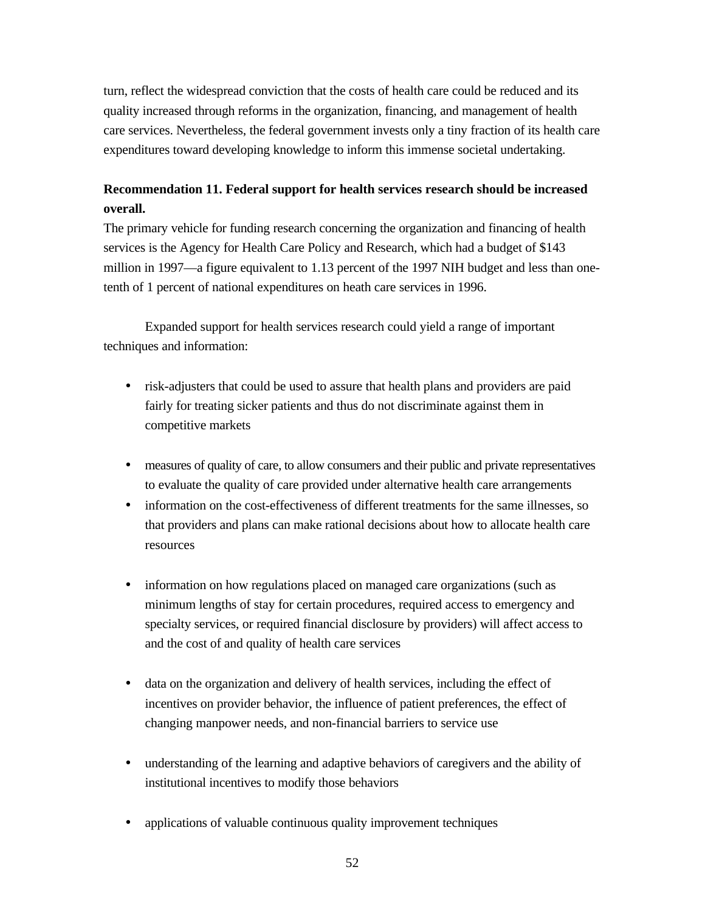turn, reflect the widespread conviction that the costs of health care could be reduced and its quality increased through reforms in the organization, financing, and management of health care services. Nevertheless, the federal government invests only a tiny fraction of its health care expenditures toward developing knowledge to inform this immense societal undertaking.

**Recommendation 11. Federal support for health services research should be increased overall.**

The primary vehicle for funding research concerning the organization and financing of health services is the Agency for Health Care Policy and Research, which had a budget of $143 million in 1997—a figure equivalent to 1.13 percent of the 1997 NIH budget and less than one-tenth of 1 percent of national expenditures on heath care services in 1996.

Expanded support for health services research could yield a range of important techniques and information:

- risk-adjusters that could be used to assure that health plans and providers are paid fairly for treating sicker patients and thus do not discriminate against them in competitive markets
- measures of quality of care, to allow consumers and their public and private representatives to evaluate the quality of care provided under alternative health care arrangements
- information on the cost-effectiveness of different treatments for the same illnesses, so that providers and plans can make rational decisions about how to allocate health care resources
- information on how regulations placed on managed care organizations (such as minimum lengths of stay for certain procedures, required access to emergency and specialty services, or required financial disclosure by providers) will affect access to and the cost of and quality of health care services
- data on the organization and delivery of health services, including the effect of incentives on provider behavior, the influence of patient preferences, the effect of changing manpower needs, and non-financial barriers to service use
- understanding of the learning and adaptive behaviors of caregivers and the ability of institutional incentives to modify those behaviors
- applications of valuable continuous quality improvement techniques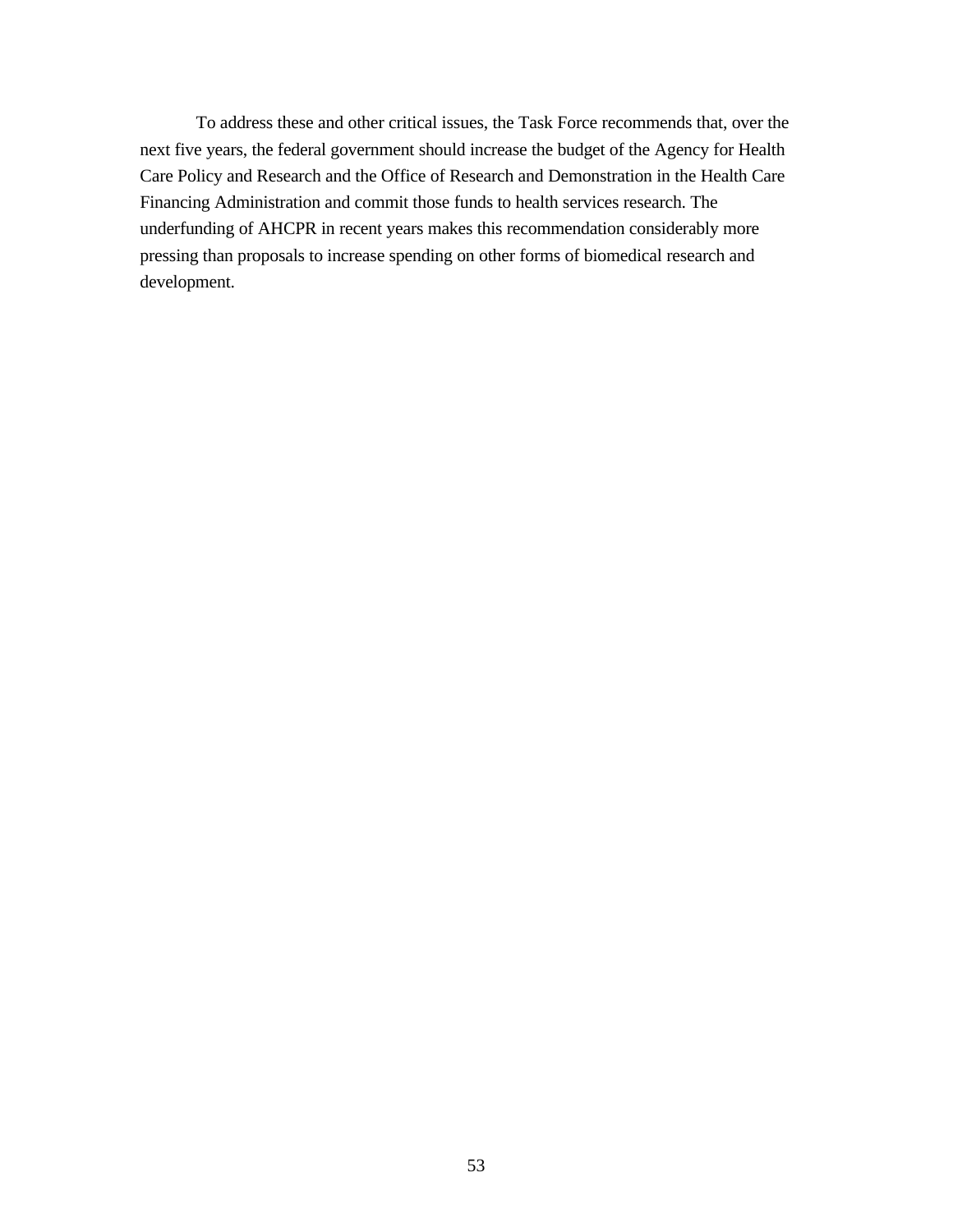To address these and other critical issues, the Task Force recommends that, over the next five years, the federal government should increase the budget of the Agency for Health Care Policy and Research and the Office of Research and Demonstration in the Health Care Financing Administration and commit those funds to health services research. The underfunding of AHCPR in recent years makes this recommendation considerably more pressing than proposals to increase spending on other forms of biomedical research and development.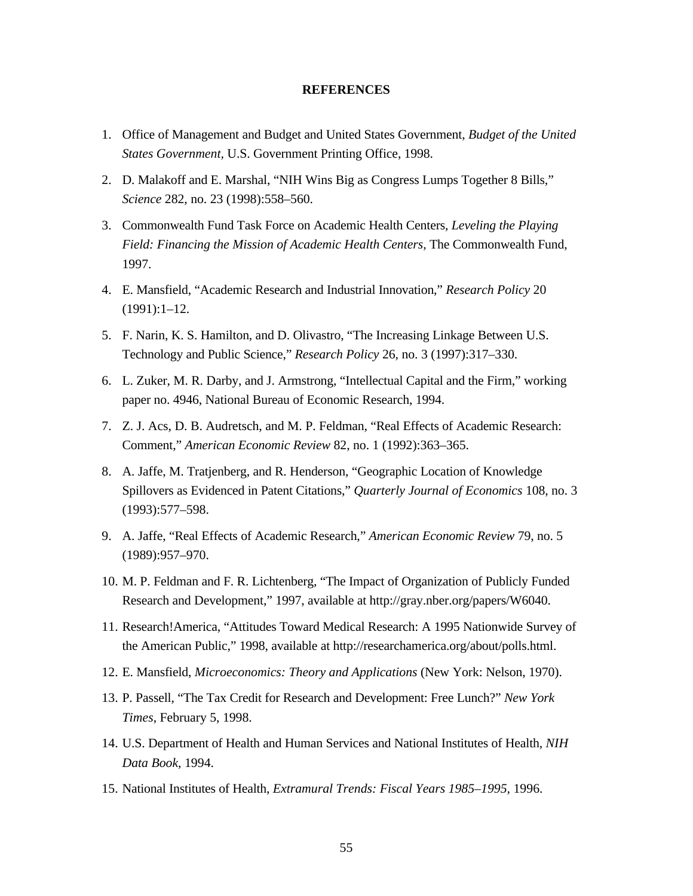# REFERENCES

1. Office of Management and Budget and United States Government, *Budget of the United States Government,* U.S. Government Printing Office, 1998.
2. D. Malakoff and E. Marshal, "NIH Wins Big as Congress Lumps Together 8 Bills," *Science* 282, no. 23 (1998):558–560.
3. Commonwealth Fund Task Force on Academic Health Centers, *Leveling the Playing Field: Financing the Mission of Academic Health Centers,* The Commonwealth Fund, 1997.
4. E. Mansfield, "Academic Research and Industrial Innovation," *Research Policy* 20 (1991):1–12.
5. F. Narin, K. S. Hamilton, and D. Olivastro, "The Increasing Linkage Between U.S. Technology and Public Science," *Research Policy* 26, no. 3 (1997):317–330.
6. L. Zuker, M. R. Darby, and J. Armstrong, "Intellectual Capital and the Firm," working paper no. 4946, National Bureau of Economic Research, 1994.
7. Z. J. Acs, D. B. Audretsch, and M. P. Feldman, "Real Effects of Academic Research: Comment," *American Economic Review* 82, no. 1 (1992):363–365.
8. A. Jaffe, M. Tratjenberg, and R. Henderson, "Geographic Location of Knowledge Spillovers as Evidenced in Patent Citations," *Quarterly Journal of Economics* 108, no. 3 (1993):577–598.
9. A. Jaffe, "Real Effects of Academic Research," *American Economic Review* 79, no. 5 (1989):957–970.
10. M. P. Feldman and F. R. Lichtenberg, "The Impact of Organization of Publicly Funded Research and Development," 1997, available at http://gray.nber.org/papers/W6040.
11. Research!America, "Attitudes Toward Medical Research: A 1995 Nationwide Survey of the American Public," 1998, available at http://researchamerica.org/about/polls.html.
12. E. Mansfield, *Microeconomics: Theory and Applications* (New York: Nelson, 1970).
13. P. Passell, "The Tax Credit for Research and Development: Free Lunch?" *New York Times*, February 5, 1998.
14. U.S. Department of Health and Human Services and National Institutes of Health, *NIH Data Book,* 1994.
15. National Institutes of Health, *Extramural Trends: Fiscal Years 1985–1995,* 1996.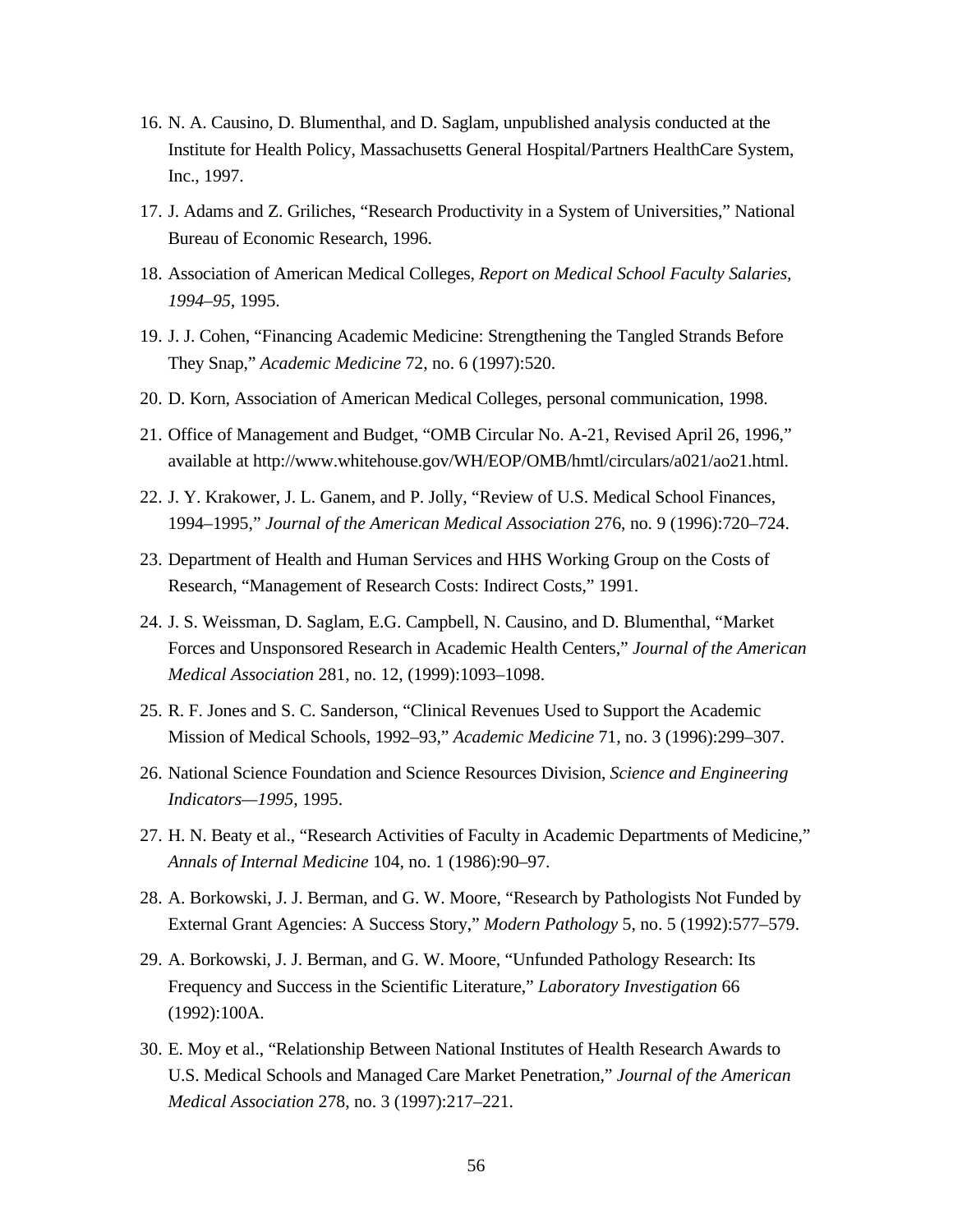16. N. A. Causino, D. Blumenthal, and D. Saglam, unpublished analysis conducted at the Institute for Health Policy, Massachusetts General Hospital/Partners HealthCare System, Inc., 1997.

17. J. Adams and Z. Griliches, "Research Productivity in a System of Universities," National Bureau of Economic Research, 1996.

18. Association of American Medical Colleges, *Report on Medical School Faculty Salaries, 1994–95*, 1995.

19. J. J. Cohen, "Financing Academic Medicine: Strengthening the Tangled Strands Before They Snap," *Academic Medicine* 72, no. 6 (1997):520.

20. D. Korn, Association of American Medical Colleges, personal communication, 1998.

21. Office of Management and Budget, "OMB Circular No. A-21, Revised April 26, 1996," available at http://www.whitehouse.gov/WH/EOP/OMB/hmtl/circulars/a021/ao21.html.

22. J. Y. Krakower, J. L. Ganem, and P. Jolly, "Review of U.S. Medical School Finances, 1994–1995," *Journal of the American Medical Association* 276, no. 9 (1996):720–724.

23. Department of Health and Human Services and HHS Working Group on the Costs of Research, "Management of Research Costs: Indirect Costs," 1991.

24. J. S. Weissman, D. Saglam, E.G. Campbell, N. Causino, and D. Blumenthal, "Market Forces and Unsponsored Research in Academic Health Centers," *Journal of the American Medical Association* 281, no. 12, (1999):1093–1098.

25. R. F. Jones and S. C. Sanderson, "Clinical Revenues Used to Support the Academic Mission of Medical Schools, 1992–93," *Academic Medicine* 71, no. 3 (1996):299–307.

26. National Science Foundation and Science Resources Division, *Science and Engineering Indicators—1995*, 1995.

27. H. N. Beaty et al., "Research Activities of Faculty in Academic Departments of Medicine," *Annals of Internal Medicine* 104, no. 1 (1986):90–97.

28. A. Borkowski, J. J. Berman, and G. W. Moore, "Research by Pathologists Not Funded by External Grant Agencies: A Success Story," *Modern Pathology* 5, no. 5 (1992):577–579.

29. A. Borkowski, J. J. Berman, and G. W. Moore, "Unfunded Pathology Research: Its Frequency and Success in the Scientific Literature," *Laboratory Investigation* 66 (1992):100A.

30. E. Moy et al., "Relationship Between National Institutes of Health Research Awards to U.S. Medical Schools and Managed Care Market Penetration," *Journal of the American Medical Association* 278, no. 3 (1997):217–221.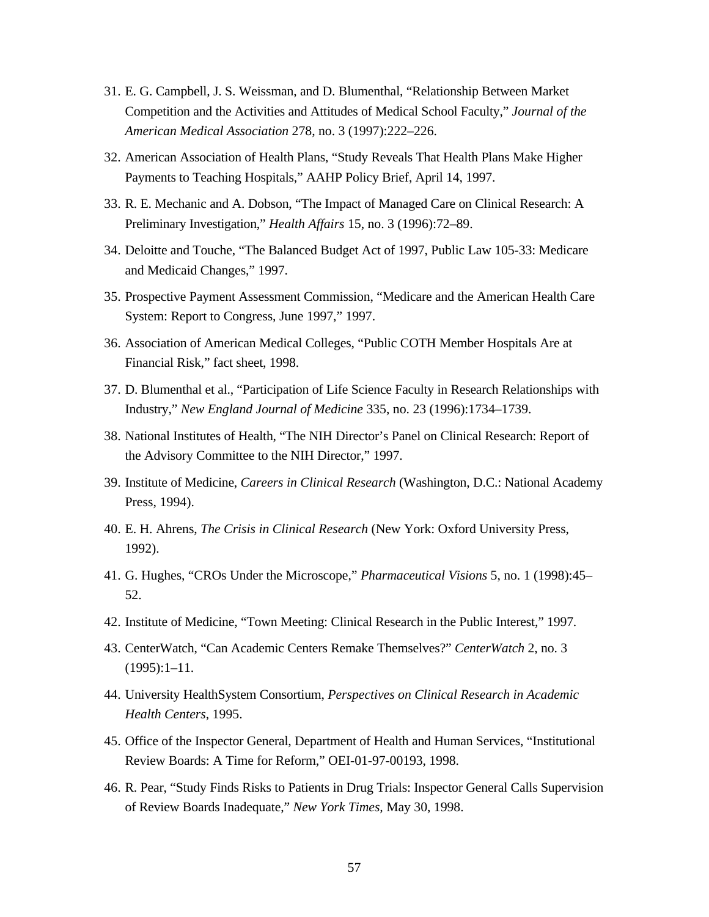31. E. G. Campbell, J. S. Weissman, and D. Blumenthal, "Relationship Between Market Competition and the Activities and Attitudes of Medical School Faculty," *Journal of the American Medical Association* 278, no. 3 (1997):222–226.
32. American Association of Health Plans, "Study Reveals That Health Plans Make Higher Payments to Teaching Hospitals," AAHP Policy Brief, April 14, 1997.
33. R. E. Mechanic and A. Dobson, "The Impact of Managed Care on Clinical Research: A Preliminary Investigation," *Health Affairs* 15, no. 3 (1996):72–89.
34. Deloitte and Touche, "The Balanced Budget Act of 1997, Public Law 105-33: Medicare and Medicaid Changes," 1997.
35. Prospective Payment Assessment Commission, "Medicare and the American Health Care System: Report to Congress, June 1997," 1997.
36. Association of American Medical Colleges, "Public COTH Member Hospitals Are at Financial Risk," fact sheet, 1998.
37. D. Blumenthal et al., "Participation of Life Science Faculty in Research Relationships with Industry," *New England Journal of Medicine* 335, no. 23 (1996):1734–1739.
38. National Institutes of Health, "The NIH Director's Panel on Clinical Research: Report of the Advisory Committee to the NIH Director," 1997.
39. Institute of Medicine, *Careers in Clinical Research* (Washington, D.C.: National Academy Press, 1994).
40. E. H. Ahrens, *The Crisis in Clinical Research* (New York: Oxford University Press, 1992).
41. G. Hughes, "CROs Under the Microscope," *Pharmaceutical Visions* 5, no. 1 (1998):45–52.
42. Institute of Medicine, "Town Meeting: Clinical Research in the Public Interest," 1997.
43. CenterWatch, "Can Academic Centers Remake Themselves?" *CenterWatch* 2, no. 3 (1995):1–11.
44. University HealthSystem Consortium, *Perspectives on Clinical Research in Academic Health Centers*, 1995.
45. Office of the Inspector General, Department of Health and Human Services, "Institutional Review Boards: A Time for Reform," OEI-01-97-00193, 1998.
46. R. Pear, "Study Finds Risks to Patients in Drug Trials: Inspector General Calls Supervision of Review Boards Inadequate," *New York Times*, May 30, 1998.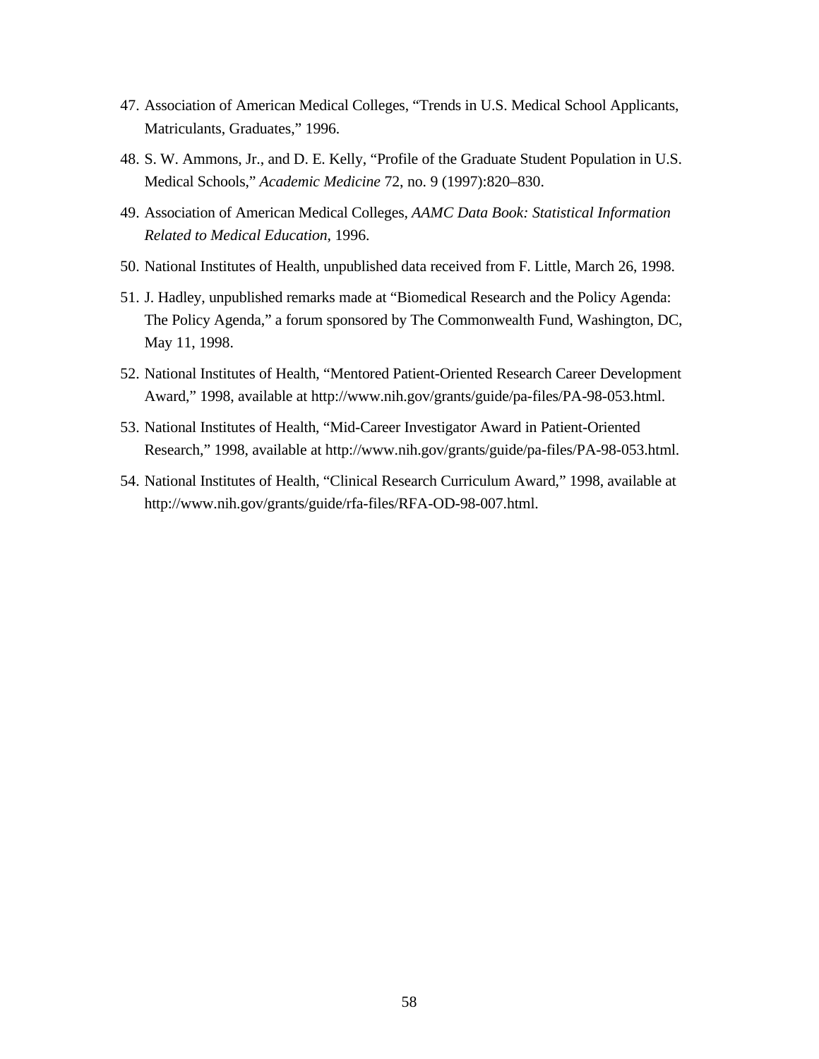47. Association of American Medical Colleges, “Trends in U.S. Medical School Applicants, Matriculants, Graduates,” 1996.

48. S. W. Ammons, Jr., and D. E. Kelly, “Profile of the Graduate Student Population in U.S. Medical Schools,” *Academic Medicine* 72, no. 9 (1997):820–830.

49. Association of American Medical Colleges, *AAMC Data Book: Statistical Information Related to Medical Education*, 1996.

50. National Institutes of Health, unpublished data received from F. Little, March 26, 1998.

51. J. Hadley, unpublished remarks made at “Biomedical Research and the Policy Agenda: The Policy Agenda,” a forum sponsored by The Commonwealth Fund, Washington, DC, May 11, 1998.

52. National Institutes of Health, “Mentored Patient-Oriented Research Career Development Award,” 1998, available at http://www.nih.gov/grants/guide/pa-files/PA-98-053.html.

53. National Institutes of Health, “Mid-Career Investigator Award in Patient-Oriented Research,” 1998, available at http://www.nih.gov/grants/guide/pa-files/PA-98-053.html.

54. National Institutes of Health, “Clinical Research Curriculum Award,” 1998, available at http://www.nih.gov/grants/guide/rfa-files/RFA-OD-98-007.html.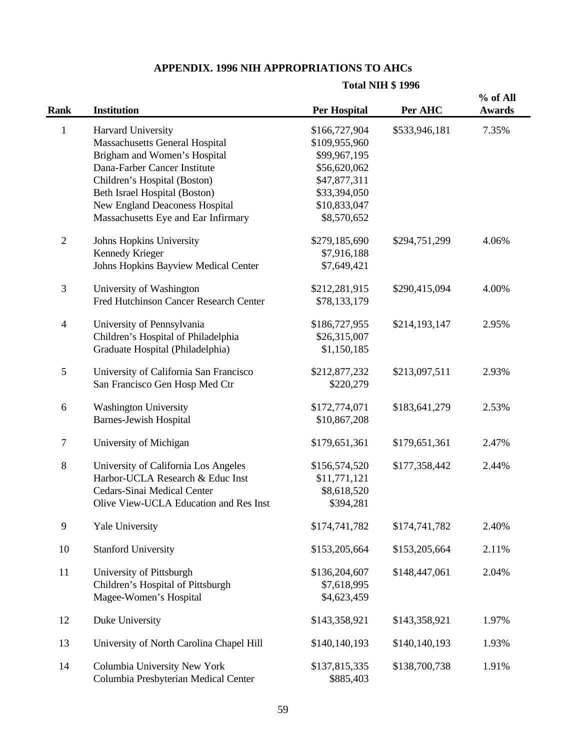# APPENDIX. 1996 NIH APPROPRIATIONS TO AHCs

| Rank | Institution | Total NIH $ 1996 Per Hospital | Per AHC | % of All Awards |
|---|---|---|---|---|
| 1 | Harvard University | $166,727,904 | $533,946,181 | 7.35% |
| | Massachusetts General Hospital | $109,955,960 | | |
| | Brigham and Women's Hospital | $99,967,195 | | |
| | Dana-Farber Cancer Institute | $56,620,062 | | |
| | Children's Hospital (Boston) | $47,877,311 | | |
| | Beth Israel Hospital (Boston) | $33,394,050 | | |
| | New England Deaconess Hospital | $10,833,047 | | |
| | Massachusetts Eye and Ear Infirmary | $8,570,652 | | |
| 2 | Johns Hopkins University | $279,185,690 | $294,751,299 | 4.06% |
| | Kennedy Krieger | $7,916,188 | | |
| | Johns Hopkins Bayview Medical Center | $7,649,421 | | |
| 3 | University of Washington | $212,281,915 | $290,415,094 | 4.00% |
| | Fred Hutchinson Cancer Research Center | $78,133,179 | | |
| 4 | University of Pennsylvania | $186,727,955 | $214,193,147 | 2.95% |
| | Children's Hospital of Philadelphia | $26,315,007 | | |
| | Graduate Hospital (Philadelphia) | $1,150,185 | | |
| 5 | University of California San Francisco | $212,877,232 | $213,097,511 | 2.93% |
| | San Francisco Gen Hosp Med Ctr | $220,279 | | |
| 6 | Washington University | $172,774,071 | $183,641,279 | 2.53% |
| | Barnes-Jewish Hospital | $10,867,208 | | |
| 7 | University of Michigan | $179,651,361 | $179,651,361 | 2.47% |
| 8 | University of California Los Angeles | $156,574,520 | $177,358,442 | 2.44% |
| | Harbor-UCLA Research & Educ Inst | $11,771,121 | | |
| | Cedars-Sinai Medical Center | $8,618,520 | | |
| | Olive View-UCLA Education and Res Inst | $394,281 | | |
| 9 | Yale University | $174,741,782 | $174,741,782 | 2.40% |
| 10 | Stanford University | $153,205,664 | $153,205,664 | 2.11% |
| 11 | University of Pittsburgh | $136,204,607 | $148,447,061 | 2.04% |
| | Children's Hospital of Pittsburgh | $7,618,995 | | |
| | Magee-Women's Hospital | $4,623,459 | | |
| 12 | Duke University | $143,358,921 | $143,358,921 | 1.97% |
| 13 | University of North Carolina Chapel Hill | $140,140,193 | $140,140,193 | 1.93% |
| 14 | Columbia University New York | $137,815,335 | $138,700,738 | 1.91% |
| | Columbia Presbyterian Medical Center | $885,403 | | |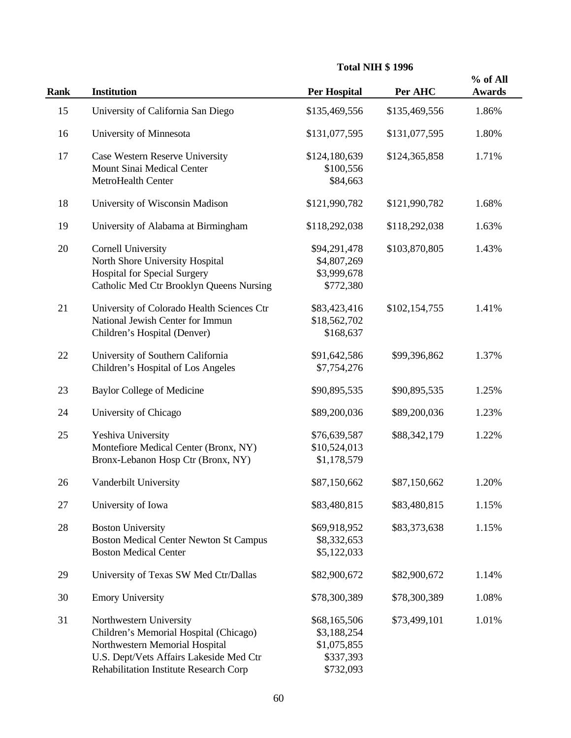| Rank | Institution | Total NIH $ 1996 Per Hospital | Per AHC | % of All Awards |
|---|---|---|---|---|
| 15 | University of California San Diego | $135,469,556 | $135,469,556 | 1.86% |
| 16 | University of Minnesota | $131,077,595 | $131,077,595 | 1.80% |
| 17 | Case Western Reserve University | $124,180,639 | $124,365,858 | 1.71% |
| | Mount Sinai Medical Center | $100,556 | | |
| | MetroHealth Center | $84,663 | | |
| 18 | University of Wisconsin Madison | $121,990,782 | $121,990,782 | 1.68% |
| 19 | University of Alabama at Birmingham | $118,292,038 | $118,292,038 | 1.63% |
| 20 | Cornell University | $94,291,478 | $103,870,805 | 1.43% |
| | North Shore University Hospital | $4,807,269 | | |
| | Hospital for Special Surgery | $3,999,678 | | |
| | Catholic Med Ctr Brooklyn Queens Nursing | $772,380 | | |
| 21 | University of Colorado Health Sciences Ctr | $83,423,416 | $102,154,755 | 1.41% |
| | National Jewish Center for Immun | $18,562,702 | | |
| | Children's Hospital (Denver) | $168,637 | | |
| 22 | University of Southern California | $91,642,586 | $99,396,862 | 1.37% |
| | Children's Hospital of Los Angeles | $7,754,276 | | |
| 23 | Baylor College of Medicine | $90,895,535 | $90,895,535 | 1.25% |
| 24 | University of Chicago | $89,200,036 | $89,200,036 | 1.23% |
| 25 | Yeshiva University | $76,639,587 | $88,342,179 | 1.22% |
| | Montefiore Medical Center (Bronx, NY) | $10,524,013 | | |
| | Bronx-Lebanon Hosp Ctr (Bronx, NY) | $1,178,579 | | |
| 26 | Vanderbilt University | $87,150,662 | $87,150,662 | 1.20% |
| 27 | University of Iowa | $83,480,815 | $83,480,815 | 1.15% |
| 28 | Boston University | $69,918,952 | $83,373,638 | 1.15% |
| | Boston Medical Center Newton St Campus | $8,332,653 | | |
| | Boston Medical Center | $5,122,033 | | |
| 29 | University of Texas SW Med Ctr/Dallas | $82,900,672 | $82,900,672 | 1.14% |
| 30 | Emory University | $78,300,389 | $78,300,389 | 1.08% |
| 31 | Northwestern University | $68,165,506 | $73,499,101 | 1.01% |
| | Children's Memorial Hospital (Chicago) | $3,188,254 | | |
| | Northwestern Memorial Hospital | $1,075,855 | | |
| | U.S. Dept/Vets Affairs Lakeside Med Ctr | $337,393 | | |
| | Rehabilitation Institute Research Corp | $732,093 | | |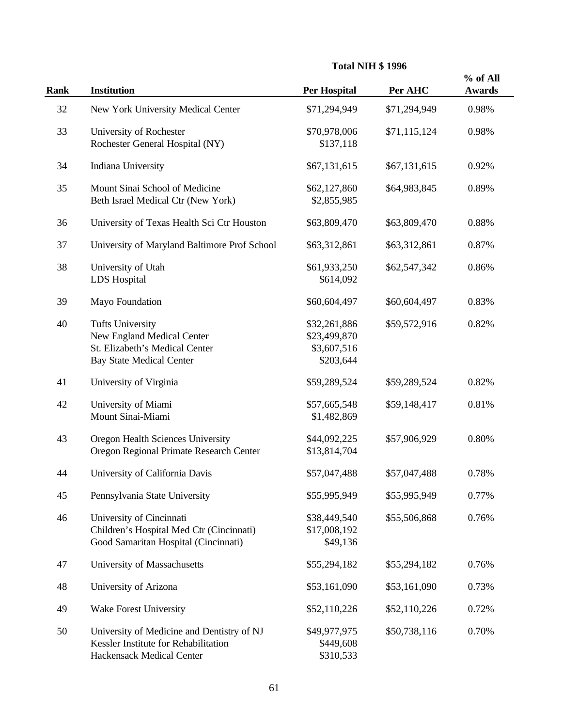| Rank | Institution | Total NIH $ 1996 Per Hospital | Per AHC | % of All Awards |
|---|---|---|---|---|
| 32 | New York University Medical Center | $71,294,949 | $71,294,949 | 0.98% |
| 33 | University of Rochester | $70,978,006 | $71,115,124 | 0.98% |
| | Rochester General Hospital (NY) | $137,118 | | |
| 34 | Indiana University | $67,131,615 | $67,131,615 | 0.92% |
| 35 | Mount Sinai School of Medicine | $62,127,860 | $64,983,845 | 0.89% |
| | Beth Israel Medical Ctr (New York) | $2,855,985 | | |
| 36 | University of Texas Health Sci Ctr Houston | $63,809,470 | $63,809,470 | 0.88% |
| 37 | University of Maryland Baltimore Prof School | $63,312,861 | $63,312,861 | 0.87% |
| 38 | University of Utah | $61,933,250 | $62,547,342 | 0.86% |
| | LDS Hospital | $614,092 | | |
| 39 | Mayo Foundation | $60,604,497 | $60,604,497 | 0.83% |
| 40 | Tufts University | $32,261,886 | $59,572,916 | 0.82% |
| | New England Medical Center | $23,499,870 | | |
| | St. Elizabeth's Medical Center | $3,607,516 | | |
| | Bay State Medical Center | $203,644 | | |
| 41 | University of Virginia | $59,289,524 | $59,289,524 | 0.82% |
| 42 | University of Miami | $57,665,548 | $59,148,417 | 0.81% |
| | Mount Sinai-Miami | $1,482,869 | | |
| 43 | Oregon Health Sciences University | $44,092,225 | $57,906,929 | 0.80% |
| | Oregon Regional Primate Research Center | $13,814,704 | | |
| 44 | University of California Davis | $57,047,488 | $57,047,488 | 0.78% |
| 45 | Pennsylvania State University | $55,995,949 | $55,995,949 | 0.77% |
| 46 | University of Cincinnati | $38,449,540 | $55,506,868 | 0.76% |
| | Children's Hospital Med Ctr (Cincinnati) | $17,008,192 | | |
| | Good Samaritan Hospital (Cincinnati) | $49,136 | | |
| 47 | University of Massachusetts | $55,294,182 | $55,294,182 | 0.76% |
| 48 | University of Arizona | $53,161,090 | $53,161,090 | 0.73% |
| 49 | Wake Forest University | $52,110,226 | $52,110,226 | 0.72% |
| 50 | University of Medicine and Dentistry of NJ | $49,977,975 | $50,738,116 | 0.70% |
| | Kessler Institute for Rehabilitation | $449,608 | | |
| | Hackensack Medical Center | $310,533 | | |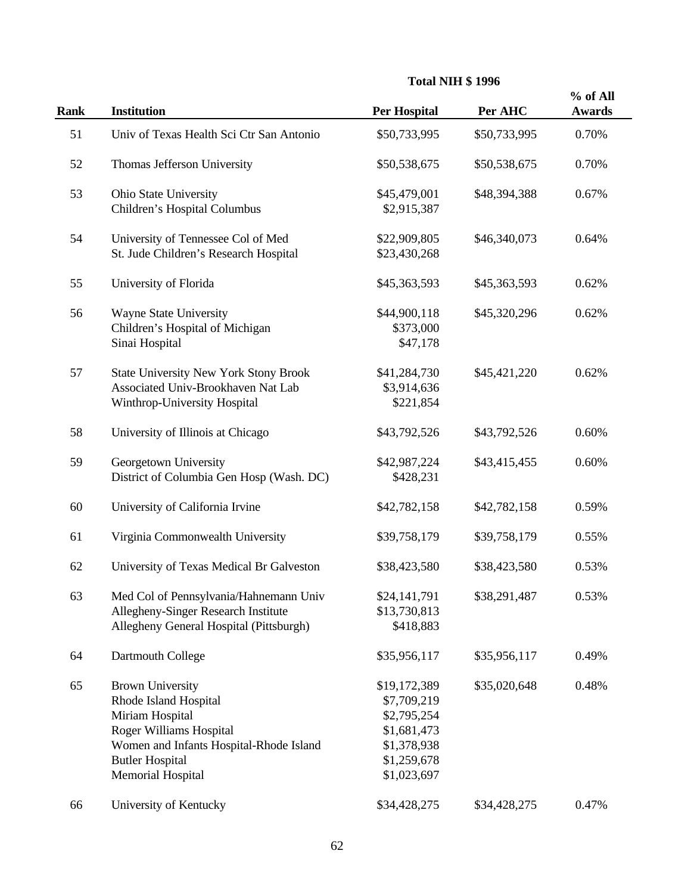| Rank | Institution | Total NIH $ 1996 Per Hospital | Per AHC | % of All Awards |
|---|---|---|---|---|
| 51 | Univ of Texas Health Sci Ctr San Antonio | $50,733,995 | $50,733,995 | 0.70% |
| 52 | Thomas Jefferson University | $50,538,675 | $50,538,675 | 0.70% |
| 53 | Ohio State University | $45,479,001 | $48,394,388 | 0.67% |
| | Children's Hospital Columbus | $2,915,387 | | |
| 54 | University of Tennessee Col of Med | $22,909,805 | $46,340,073 | 0.64% |
| | St. Jude Children's Research Hospital | $23,430,268 | | |
| 55 | University of Florida | $45,363,593 | $45,363,593 | 0.62% |
| 56 | Wayne State University | $44,900,118 | $45,320,296 | 0.62% |
| | Children's Hospital of Michigan | $373,000 | | |
| | Sinai Hospital | $47,178 | | |
| 57 | State University New York Stony Brook | $41,284,730 | $45,421,220 | 0.62% |
| | Associated Univ-Brookhaven Nat Lab | $3,914,636 | | |
| | Winthrop-University Hospital | $221,854 | | |
| 58 | University of Illinois at Chicago | $43,792,526 | $43,792,526 | 0.60% |
| 59 | Georgetown University | $42,987,224 | $43,415,455 | 0.60% |
| | District of Columbia Gen Hosp (Wash. DC) | $428,231 | | |
| 60 | University of California Irvine | $42,782,158 | $42,782,158 | 0.59% |
| 61 | Virginia Commonwealth University | $39,758,179 | $39,758,179 | 0.55% |
| 62 | University of Texas Medical Br Galveston | $38,423,580 | $38,423,580 | 0.53% |
| 63 | Med Col of Pennsylvania/Hahnemann Univ | $24,141,791 | $38,291,487 | 0.53% |
| | Allegheny-Singer Research Institute | $13,730,813 | | |
| | Allegheny General Hospital (Pittsburgh) | $418,883 | | |
| 64 | Dartmouth College | $35,956,117 | $35,956,117 | 0.49% |
| 65 | Brown University | $19,172,389 | $35,020,648 | 0.48% |
| | Rhode Island Hospital | $7,709,219 | | |
| | Miriam Hospital | $2,795,254 | | |
| | Roger Williams Hospital | $1,681,473 | | |
| | Women and Infants Hospital-Rhode Island | $1,378,938 | | |
| | Butler Hospital | $1,259,678 | | |
| | Memorial Hospital | $1,023,697 | | |
| 66 | University of Kentucky | $34,428,275 | $34,428,275 | 0.47% |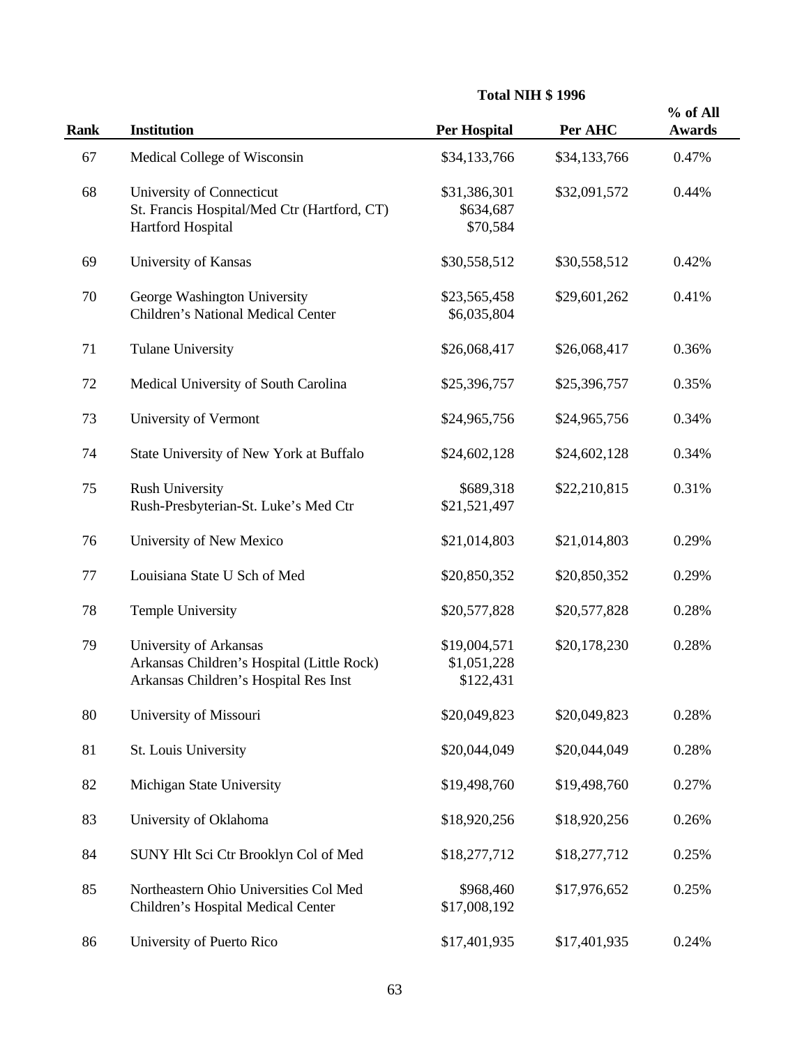| Rank | Institution | Total NIH $ 1996 Per Hospital | Per AHC | % of All Awards |
|---|---|---|---|---|
| 67 | Medical College of Wisconsin | $34,133,766 | $34,133,766 | 0.47% |
| 68 | University of Connecticut | $31,386,301 | $32,091,572 | 0.44% |
| | St. Francis Hospital/Med Ctr (Hartford, CT) | $634,687 | | |
| | Hartford Hospital | $70,584 | | |
| 69 | University of Kansas | $30,558,512 | $30,558,512 | 0.42% |
| 70 | George Washington University | $23,565,458 | $29,601,262 | 0.41% |
| | Children's National Medical Center | $6,035,804 | | |
| 71 | Tulane University | $26,068,417 | $26,068,417 | 0.36% |
| 72 | Medical University of South Carolina | $25,396,757 | $25,396,757 | 0.35% |
| 73 | University of Vermont | $24,965,756 | $24,965,756 | 0.34% |
| 74 | State University of New York at Buffalo | $24,602,128 | $24,602,128 | 0.34% |
| 75 | Rush University | $689,318 | $22,210,815 | 0.31% |
| | Rush-Presbyterian-St. Luke's Med Ctr | $21,521,497 | | |
| 76 | University of New Mexico | $21,014,803 | $21,014,803 | 0.29% |
| 77 | Louisiana State U Sch of Med | $20,850,352 | $20,850,352 | 0.29% |
| 78 | Temple University | $20,577,828 | $20,577,828 | 0.28% |
| 79 | University of Arkansas | $19,004,571 | $20,178,230 | 0.28% |
| | Arkansas Children's Hospital (Little Rock) | $1,051,228 | | |
| | Arkansas Children's Hospital Res Inst | $122,431 | | |
| 80 | University of Missouri | $20,049,823 | $20,049,823 | 0.28% |
| 81 | St. Louis University | $20,044,049 | $20,044,049 | 0.28% |
| 82 | Michigan State University | $19,498,760 | $19,498,760 | 0.27% |
| 83 | University of Oklahoma | $18,920,256 | $18,920,256 | 0.26% |
| 84 | SUNY Hlt Sci Ctr Brooklyn Col of Med | $18,277,712 | $18,277,712 | 0.25% |
| 85 | Northeastern Ohio Universities Col Med | $968,460 | $17,976,652 | 0.25% |
| | Children's Hospital Medical Center | $17,008,192 | | |
| 86 | University of Puerto Rico | $17,401,935 | $17,401,935 | 0.24% |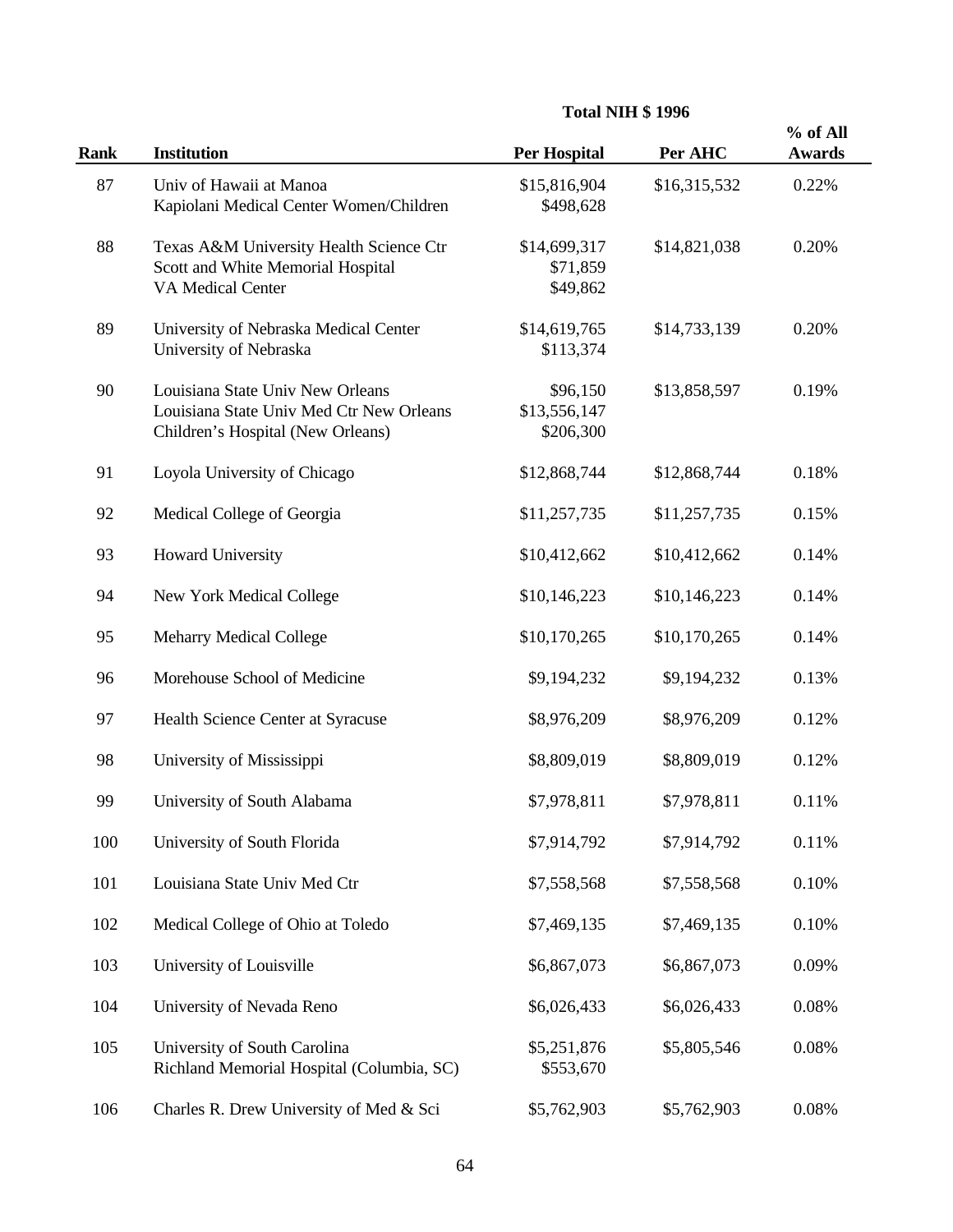| Rank | Institution | Total NIH $ 1996 Per Hospital | Per AHC | % of All Awards |
|---|---|---|---|---|
| 87 | Univ of Hawaii at Manoa | $15,816,904 | $16,315,532 | 0.22% |
| | Kapiolani Medical Center Women/Children | $498,628 | | |
| 88 | Texas A&M University Health Science Ctr | $14,699,317 | $14,821,038 | 0.20% |
| | Scott and White Memorial Hospital | $71,859 | | |
| | VA Medical Center | $49,862 | | |
| 89 | University of Nebraska Medical Center | $14,619,765 | $14,733,139 | 0.20% |
| | University of Nebraska | $113,374 | | |
| 90 | Louisiana State Univ New Orleans | $96,150 | $13,858,597 | 0.19% |
| | Louisiana State Univ Med Ctr New Orleans | $13,556,147 | | |
| | Children's Hospital (New Orleans) | $206,300 | | |
| 91 | Loyola University of Chicago | $12,868,744 | $12,868,744 | 0.18% |
| 92 | Medical College of Georgia | $11,257,735 | $11,257,735 | 0.15% |
| 93 | Howard University | $10,412,662 | $10,412,662 | 0.14% |
| 94 | New York Medical College | $10,146,223 | $10,146,223 | 0.14% |
| 95 | Meharry Medical College | $10,170,265 | $10,170,265 | 0.14% |
| 96 | Morehouse School of Medicine | $9,194,232 | $9,194,232 | 0.13% |
| 97 | Health Science Center at Syracuse | $8,976,209 | $8,976,209 | 0.12% |
| 98 | University of Mississippi | $8,809,019 | $8,809,019 | 0.12% |
| 99 | University of South Alabama | $7,978,811 | $7,978,811 | 0.11% |
| 100 | University of South Florida | $7,914,792 | $7,914,792 | 0.11% |
| 101 | Louisiana State Univ Med Ctr | $7,558,568 | $7,558,568 | 0.10% |
| 102 | Medical College of Ohio at Toledo | $7,469,135 | $7,469,135 | 0.10% |
| 103 | University of Louisville | $6,867,073 | $6,867,073 | 0.09% |
| 104 | University of Nevada Reno | $6,026,433 | $6,026,433 | 0.08% |
| 105 | University of South Carolina | $5,251,876 | $5,805,546 | 0.08% |
| | Richland Memorial Hospital (Columbia, SC) | $553,670 | | |
| 106 | Charles R. Drew University of Med & Sci | $5,762,903 | $5,762,903 | 0.08% |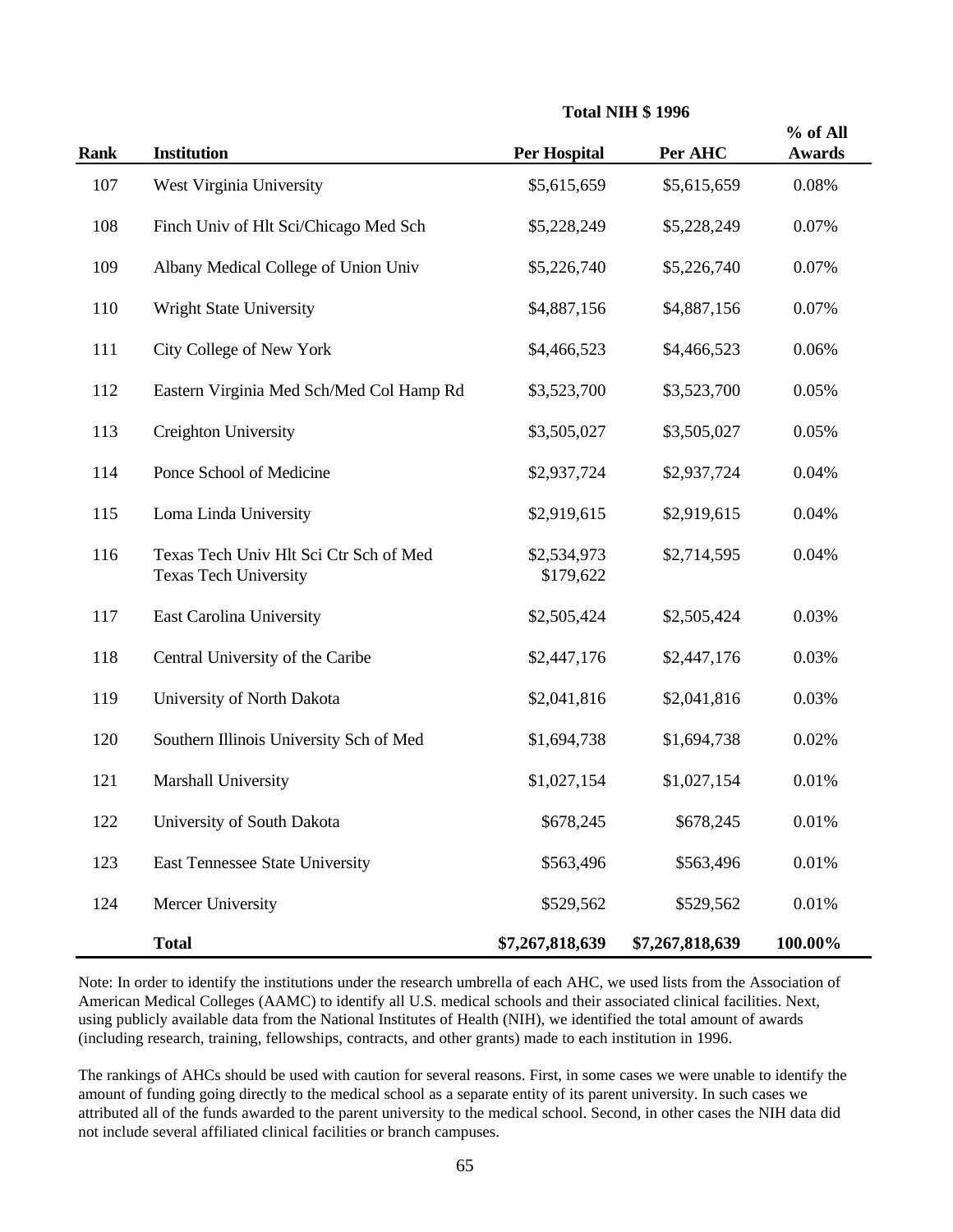| | | Total NIH $ 1996 | | |
|---|---|---|---|---|
| **Rank** | **Institution** | **Per Hospital** | **Per AHC** | **% of All Awards** |
| 107 | West Virginia University | $5,615,659 | $5,615,659 | 0.08% |
| 108 | Finch Univ of Hlt Sci/Chicago Med Sch | $5,228,249 | $5,228,249 | 0.07% |
| 109 | Albany Medical College of Union Univ | $5,226,740 | $5,226,740 | 0.07% |
| 110 | Wright State University | $4,887,156 | $4,887,156 | 0.07% |
| 111 | City College of New York | $4,466,523 | $4,466,523 | 0.06% |
| 112 | Eastern Virginia Med Sch/Med Col Hamp Rd | $3,523,700 | $3,523,700 | 0.05% |
| 113 | Creighton University | $3,505,027 | $3,505,027 | 0.05% |
| 114 | Ponce School of Medicine | $2,937,724 | $2,937,724 | 0.04% |
| 115 | Loma Linda University | $2,919,615 | $2,919,615 | 0.04% |
| 116 | Texas Tech Univ Hlt Sci Ctr Sch of Med | $2,534,973 | $2,714,595 | 0.04% |
| | Texas Tech University | $179,622 | | |
| 117 | East Carolina University | $2,505,424 | $2,505,424 | 0.03% |
| 118 | Central University of the Caribe | $2,447,176 | $2,447,176 | 0.03% |
| 119 | University of North Dakota | $2,041,816 | $2,041,816 | 0.03% |
| 120 | Southern Illinois University Sch of Med | $1,694,738 | $1,694,738 | 0.02% |
| 121 | Marshall University | $1,027,154 | $1,027,154 | 0.01% |
| 122 | University of South Dakota | $678,245 | $678,245 | 0.01% |
| 123 | East Tennessee State University | $563,496 | $563,496 | 0.01% |
| 124 | Mercer University | $529,562 | $529,562 | 0.01% |
| | **Total** | **$7,267,818,639** | **$7,267,818,639** | **100.00%** |

Note: In order to identify the institutions under the research umbrella of each AHC, we used lists from the Association of American Medical Colleges (AAMC) to identify all U.S. medical schools and their associated clinical facilities. Next, using publicly available data from the National Institutes of Health (NIH), we identified the total amount of awards (including research, training, fellowships, contracts, and other grants) made to each institution in 1996.

The rankings of AHCs should be used with caution for several reasons. First, in some cases we were unable to identify the amount of funding going directly to the medical school as a separate entity of its parent university. In such cases we attributed all of the funds awarded to the parent university to the medical school. Second, in other cases the NIH data did not include several affiliated clinical facilities or branch campuses.